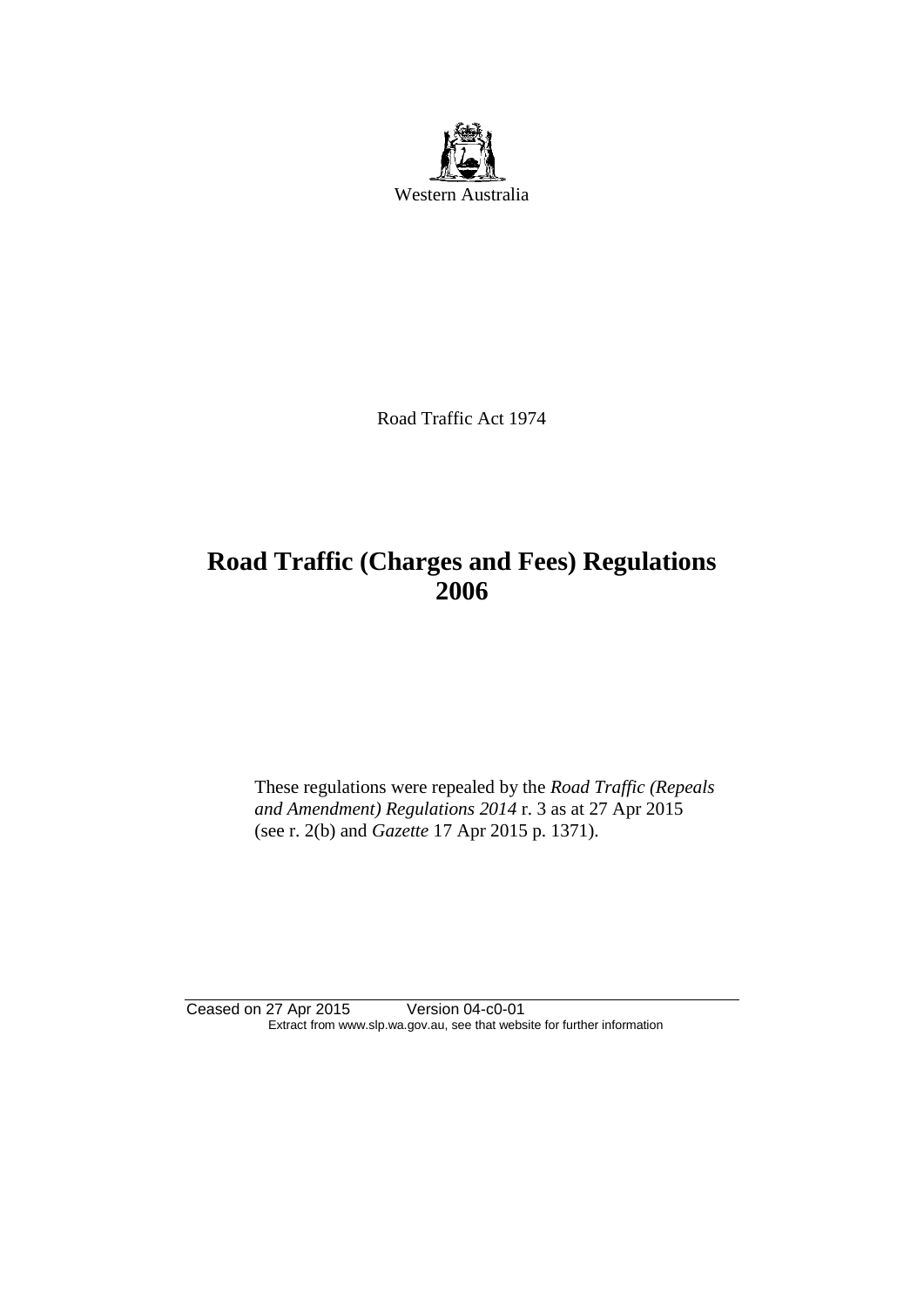Western Australia

Road Traffic Act 1974

# Road Traffic (Charges and Fees) Regulations 2006

These regulations were repealed by the *Road Traffic (Repeals and Amendment) Regulations 2014* r. 3 as at 27 Apr 2015 (see r. 2(b) and *Gazette* 17 Apr 2015 p. 1371).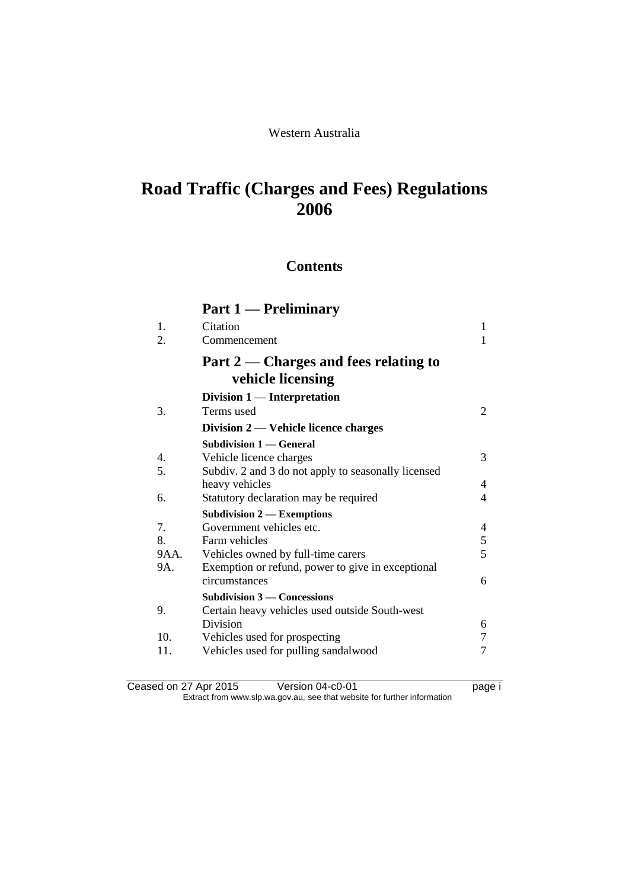Western Australia

# Road Traffic (Charges and Fees) Regulations 2006

## Contents

### Part 1 — Preliminary

| | | |
|---|---|---|
| 1. | Citation | 1 |
| 2. | Commencement | 1 |

### Part 2 — Charges and fees relating to vehicle licensing

**Division 1 — Interpretation**

| | | |
|---|---|---|
| 3. | Terms used | 2 |

**Division 2 — Vehicle licence charges**

**Subdivision 1 — General**

| | | |
|---|---|---|
| 4. | Vehicle licence charges | 3 |
| 5. | Subdiv. 2 and 3 do not apply to seasonally licensed heavy vehicles | 4 |
| 6. | Statutory declaration may be required | 4 |

**Subdivision 2 — Exemptions**

| | | |
|---|---|---|
| 7. | Government vehicles etc. | 4 |
| 8. | Farm vehicles | 5 |
| 9AA. | Vehicles owned by full-time carers | 5 |
| 9A. | Exemption or refund, power to give in exceptional circumstances | 6 |

**Subdivision 3 — Concessions**

| | | |
|---|---|---|
| 9. | Certain heavy vehicles used outside South-west Division | 6 |
| 10. | Vehicles used for prospecting | 7 |
| 11. | Vehicles used for pulling sandalwood | 7 |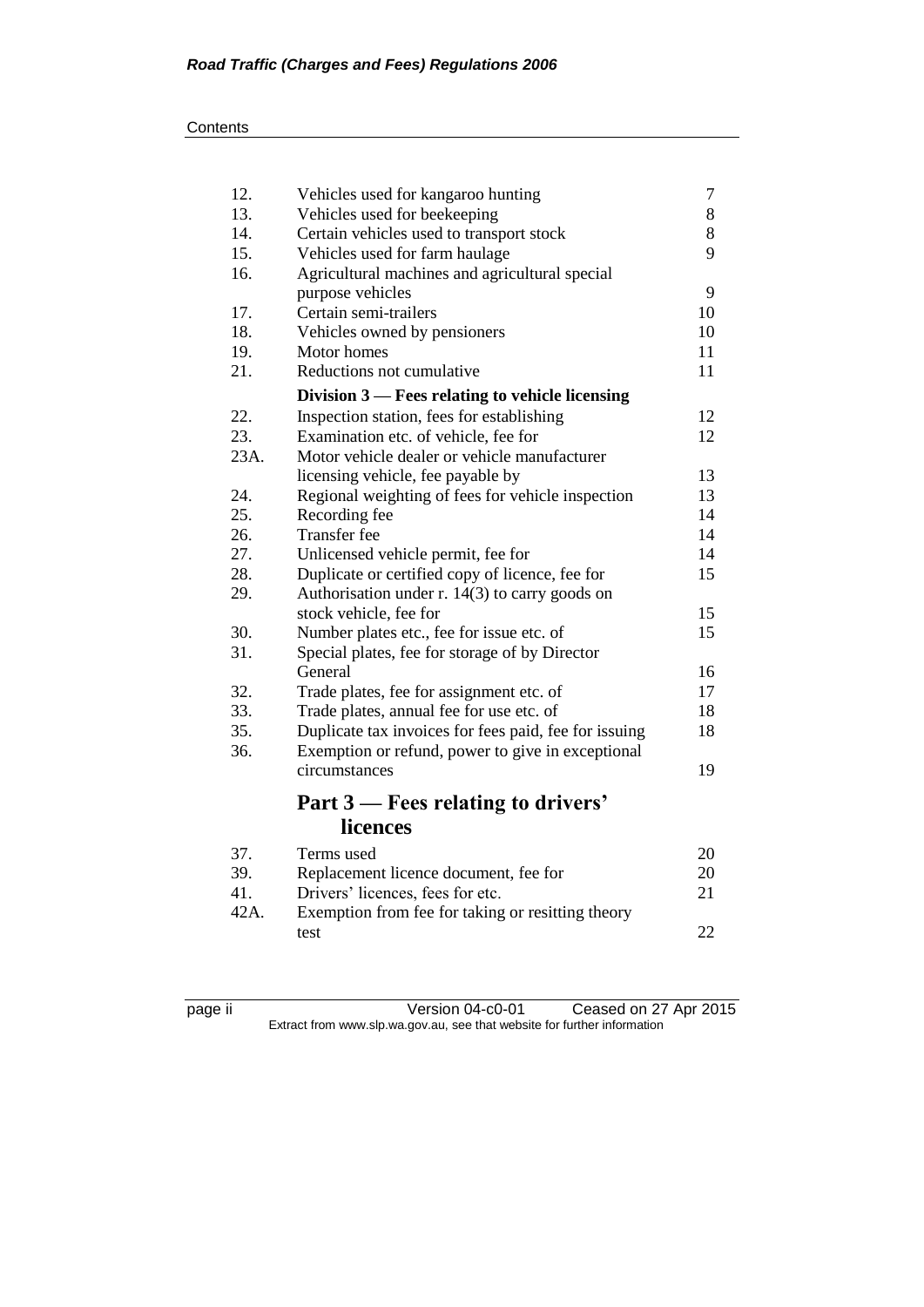| | | |
|---|---|---|
| 12. | Vehicles used for kangaroo hunting | 7 |
| 13. | Vehicles used for beekeeping | 8 |
| 14. | Certain vehicles used to transport stock | 8 |
| 15. | Vehicles used for farm haulage | 9 |
| 16. | Agricultural machines and agricultural special purpose vehicles | 9 |
| 17. | Certain semi-trailers | 10 |
| 18. | Vehicles owned by pensioners | 10 |
| 19. | Motor homes | 11 |
| 21. | Reductions not cumulative | 11 |
| | **Division 3 — Fees relating to vehicle licensing** | |
| 22. | Inspection station, fees for establishing | 12 |
| 23. | Examination etc. of vehicle, fee for | 12 |
| 23A. | Motor vehicle dealer or vehicle manufacturer licensing vehicle, fee payable by | 13 |
| 24. | Regional weighting of fees for vehicle inspection | 13 |
| 25. | Recording fee | 14 |
| 26. | Transfer fee | 14 |
| 27. | Unlicensed vehicle permit, fee for | 14 |
| 28. | Duplicate or certified copy of licence, fee for | 15 |
| 29. | Authorisation under r. 14(3) to carry goods on stock vehicle, fee for | 15 |
| 30. | Number plates etc., fee for issue etc. of | 15 |
| 31. | Special plates, fee for storage of by Director General | 16 |
| 32. | Trade plates, fee for assignment etc. of | 17 |
| 33. | Trade plates, annual fee for use etc. of | 18 |
| 35. | Duplicate tax invoices for fees paid, fee for issuing | 18 |
| 36. | Exemption or refund, power to give in exceptional circumstances | 19 |

## Part 3 — Fees relating to drivers' licences

| | | |
|---|---|---|
| 37. | Terms used | 20 |
| 39. | Replacement licence document, fee for | 20 |
| 41. | Drivers' licences, fees for etc. | 21 |
| 42A. | Exemption from fee for taking or resitting theory test | 22 |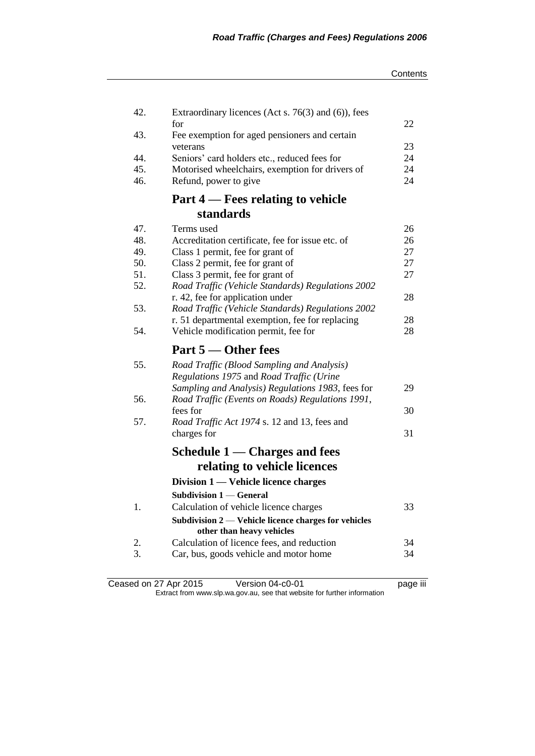| | | |
|---|---|---|
| 42. | Extraordinary licences (Act s. 76(3) and (6)), fees for | 22 |
| 43. | Fee exemption for aged pensioners and certain veterans | 23 |
| 44. | Seniors' card holders etc., reduced fees for | 24 |
| 45. | Motorised wheelchairs, exemption for drivers of | 24 |
| 46. | Refund, power to give | 24 |

## Part 4 — Fees relating to vehicle standards

| | | |
|---|---|---|
| 47. | Terms used | 26 |
| 48. | Accreditation certificate, fee for issue etc. of | 26 |
| 49. | Class 1 permit, fee for grant of | 27 |
| 50. | Class 2 permit, fee for grant of | 27 |
| 51. | Class 3 permit, fee for grant of | 27 |
| 52. | *Road Traffic (Vehicle Standards) Regulations 2002* r. 42, fee for application under | 28 |
| 53. | *Road Traffic (Vehicle Standards) Regulations 2002* r. 51 departmental exemption, fee for replacing | 28 |
| 54. | Vehicle modification permit, fee for | 28 |

## Part 5 — Other fees

| | | |
|---|---|---|
| 55. | *Road Traffic (Blood Sampling and Analysis) Regulations 1975* and *Road Traffic (Urine Sampling and Analysis) Regulations 1983*, fees for | 29 |
| 56. | *Road Traffic (Events on Roads) Regulations 1991*, fees for | 30 |
| 57. | *Road Traffic Act 1974* s. 12 and 13, fees and charges for | 31 |

## Schedule 1 — Charges and fees relating to vehicle licences

### Division 1 — Vehicle licence charges

#### Subdivision 1 — General

| | | |
|---|---|---|
| 1. | Calculation of vehicle licence charges | 33 |

#### Subdivision 2 — Vehicle licence charges for vehicles other than heavy vehicles

| | | |
|---|---|---|
| 2. | Calculation of licence fees, and reduction | 34 |
| 3. | Car, bus, goods vehicle and motor home | 34 |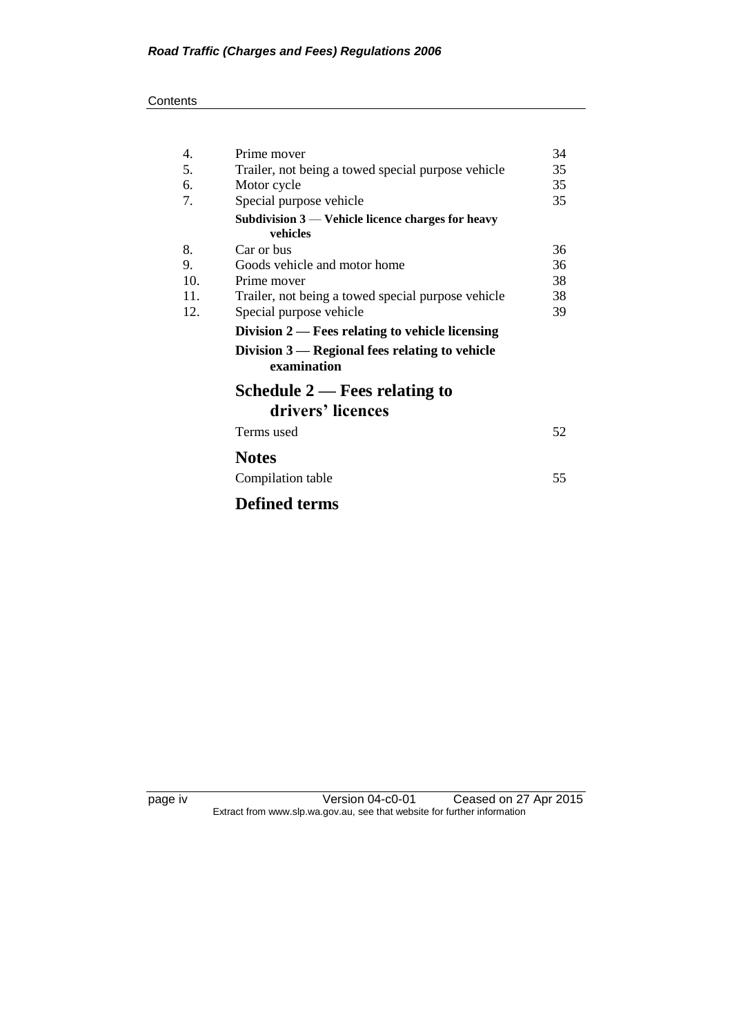| | | |
|---|---|---|
| 4. | Prime mover | 34 |
| 5. | Trailer, not being a towed special purpose vehicle | 35 |
| 6. | Motor cycle | 35 |
| 7. | Special purpose vehicle | 35 |
| | **Subdivision 3 — Vehicle licence charges for heavy vehicles** | |
| 8. | Car or bus | 36 |
| 9. | Goods vehicle and motor home | 36 |
| 10. | Prime mover | 38 |
| 11. | Trailer, not being a towed special purpose vehicle | 38 |
| 12. | Special purpose vehicle | 39 |
| | **Division 2 — Fees relating to vehicle licensing** | |
| | **Division 3 — Regional fees relating to vehicle examination** | |

## Schedule 2 — Fees relating to drivers' licences

| | |
|---|---|
| Terms used | 52 |

## Notes

| | |
|---|---|
| Compilation table | 55 |

## Defined terms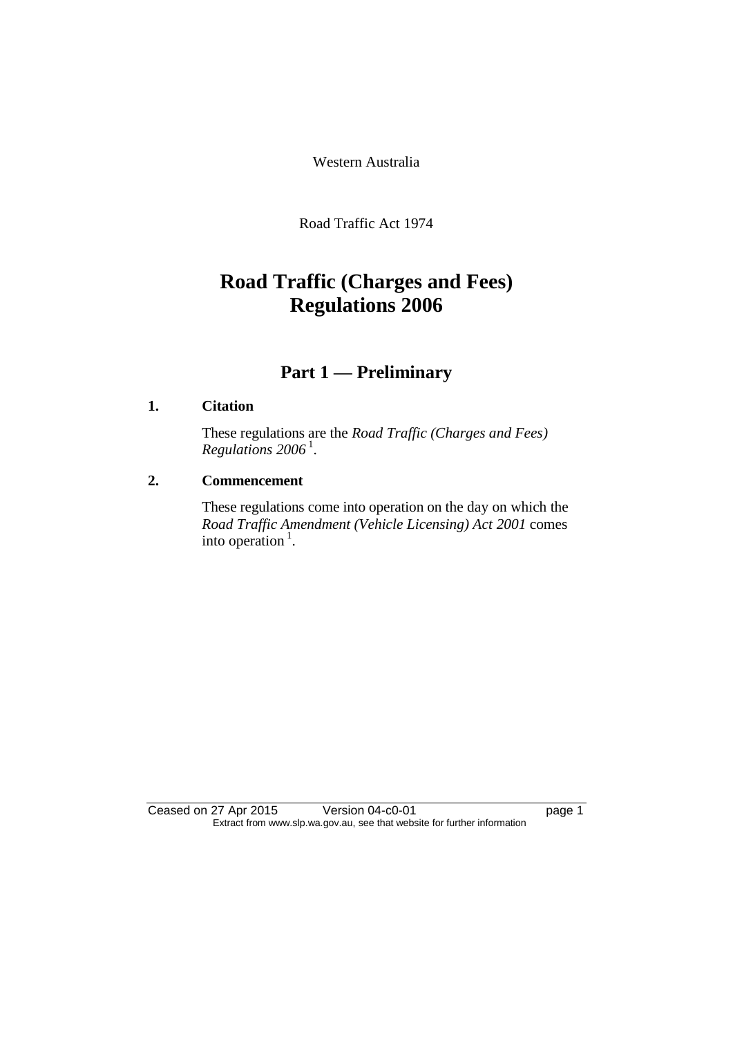Western Australia

Road Traffic Act 1974

# Road Traffic (Charges and Fees) Regulations 2006

## Part 1 — Preliminary

### 1. Citation

These regulations are the *Road Traffic (Charges and Fees) Regulations 2006* [1].

### 2. Commencement

These regulations come into operation on the day on which the *Road Traffic Amendment (Vehicle Licensing) Act 2001* comes into operation [1].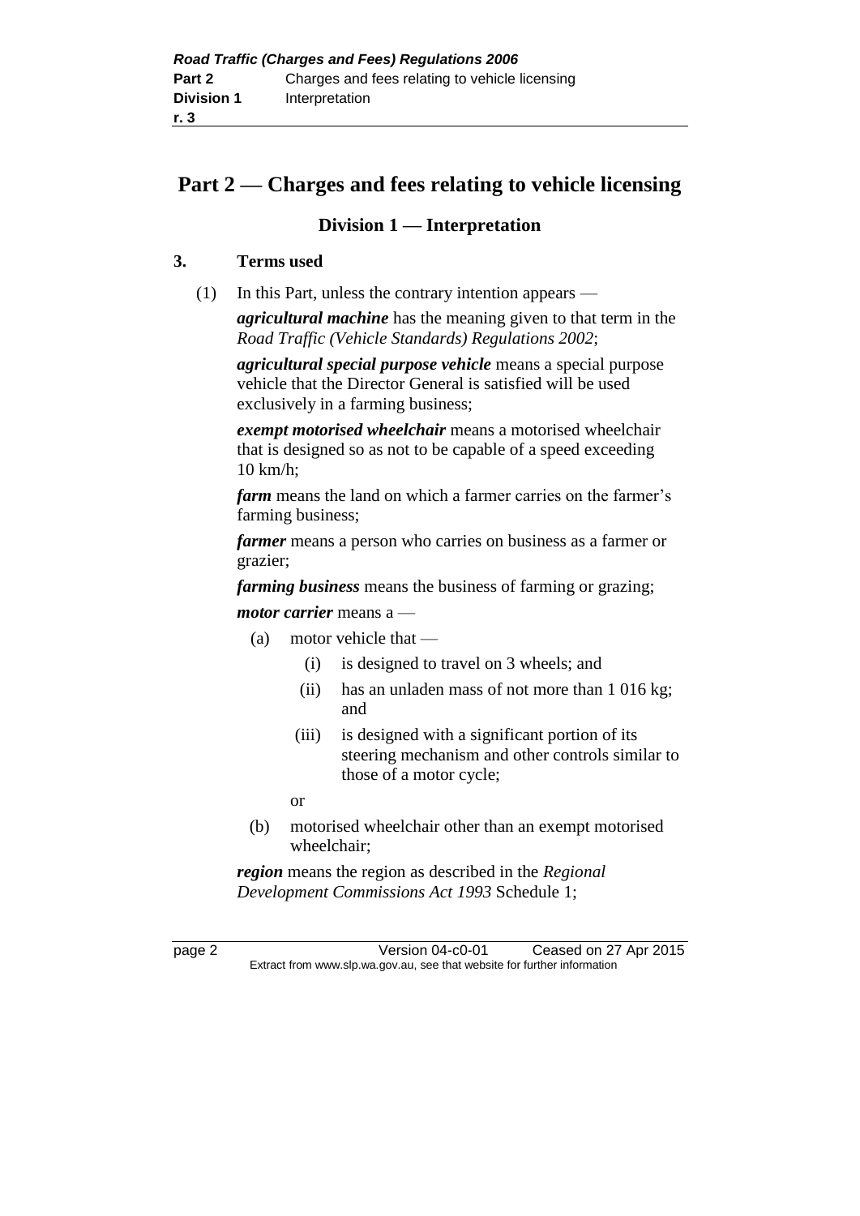# Part 2 — Charges and fees relating to vehicle licensing

## Division 1 — Interpretation

### 3. Terms used

(1) In this Part, unless the contrary intention appears —

***agricultural machine*** has the meaning given to that term in the *Road Traffic (Vehicle Standards) Regulations 2002*;

***agricultural special purpose vehicle*** means a special purpose vehicle that the Director General is satisfied will be used exclusively in a farming business;

***exempt motorised wheelchair*** means a motorised wheelchair that is designed so as not to be capable of a speed exceeding 10 km/h;

***farm*** means the land on which a farmer carries on the farmer's farming business;

***farmer*** means a person who carries on business as a farmer or grazier;

***farming business*** means the business of farming or grazing;

***motor carrier*** means a —

- (a) motor vehicle that —
  - (i) is designed to travel on 3 wheels; and
  - (ii) has an unladen mass of not more than 1 016 kg; and
  - (iii) is designed with a significant portion of its steering mechanism and other controls similar to those of a motor cycle;

  or
- (b) motorised wheelchair other than an exempt motorised wheelchair;

***region*** means the region as described in the *Regional Development Commissions Act 1993* Schedule 1;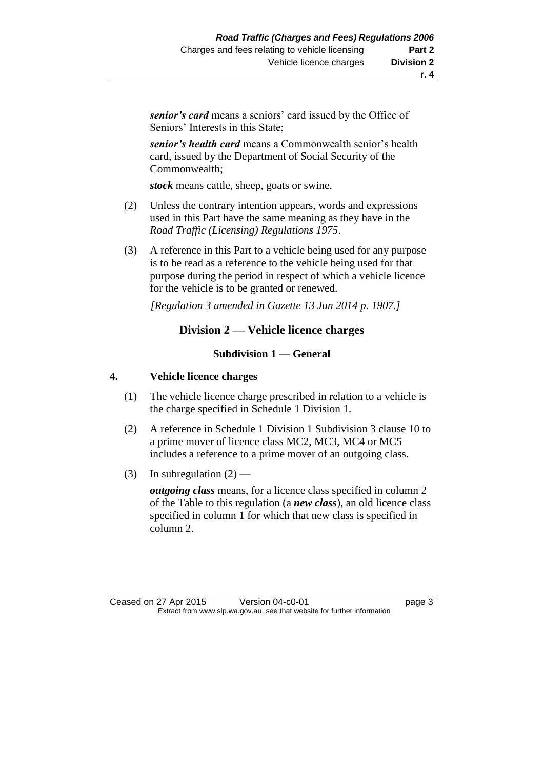***senior's card*** means a seniors' card issued by the Office of Seniors' Interests in this State;

***senior's health card*** means a Commonwealth senior's health card, issued by the Department of Social Security of the Commonwealth;

***stock*** means cattle, sheep, goats or swine.

(2) Unless the contrary intention appears, words and expressions used in this Part have the same meaning as they have in the *Road Traffic (Licensing) Regulations 1975*.

(3) A reference in this Part to a vehicle being used for any purpose is to be read as a reference to the vehicle being used for that purpose during the period in respect of which a vehicle licence for the vehicle is to be granted or renewed.

*[Regulation 3 amended in Gazette 13 Jun 2014 p. 1907.]*

## Division 2 — Vehicle licence charges

### Subdivision 1 — General

### 4. Vehicle licence charges

(1) The vehicle licence charge prescribed in relation to a vehicle is the charge specified in Schedule 1 Division 1.

(2) A reference in Schedule 1 Division 1 Subdivision 3 clause 10 to a prime mover of licence class MC2, MC3, MC4 or MC5 includes a reference to a prime mover of an outgoing class.

(3) In subregulation (2) —

***outgoing class*** means, for a licence class specified in column 2 of the Table to this regulation (a ***new class***), an old licence class specified in column 1 for which that new class is specified in column 2.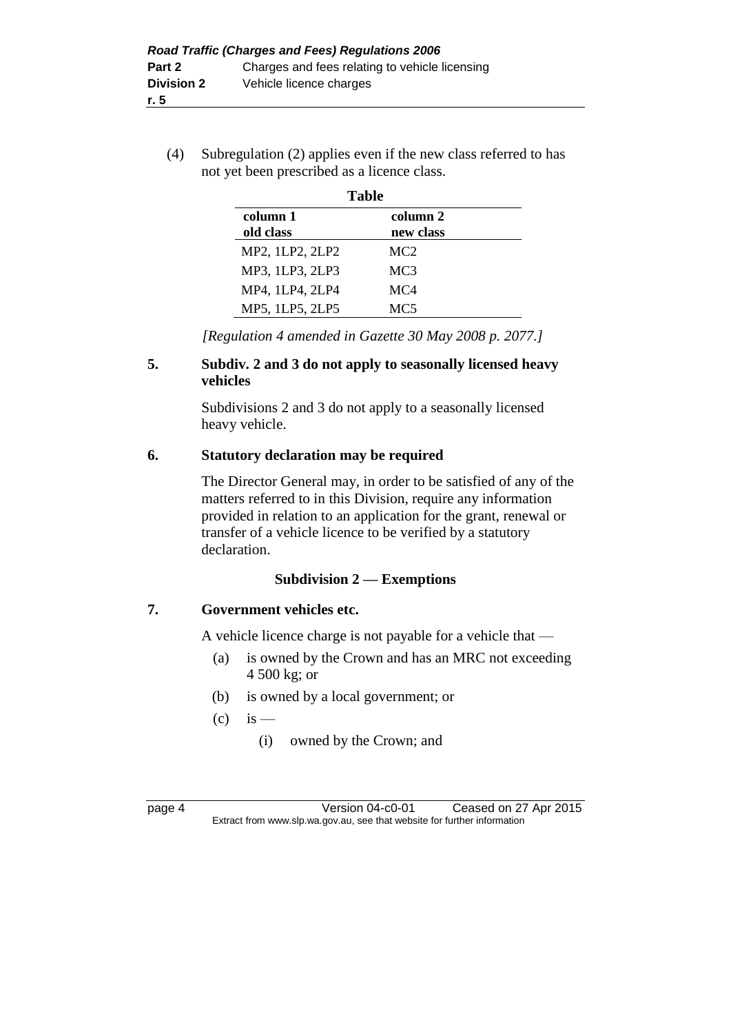(4) Subregulation (2) applies even if the new class referred to has not yet been prescribed as a licence class.

**Table**

| column 1<br>old class | column 2<br>new class |
|---|---|
| MP2, 1LP2, 2LP2 | MC2 |
| MP3, 1LP3, 2LP3 | MC3 |
| MP4, 1LP4, 2LP4 | MC4 |
| MP5, 1LP5, 2LP5 | MC5 |

*[Regulation 4 amended in Gazette 30 May 2008 p. 2077.]*

### 5. Subdiv. 2 and 3 do not apply to seasonally licensed heavy vehicles

Subdivisions 2 and 3 do not apply to a seasonally licensed heavy vehicle.

### 6. Statutory declaration may be required

The Director General may, in order to be satisfied of any of the matters referred to in this Division, require any information provided in relation to an application for the grant, renewal or transfer of a vehicle licence to be verified by a statutory declaration.

## Subdivision 2 — Exemptions

### 7. Government vehicles etc.

A vehicle licence charge is not payable for a vehicle that —

- (a) is owned by the Crown and has an MRC not exceeding 4 500 kg; or
- (b) is owned by a local government; or
- (c) is —
  - (i) owned by the Crown; and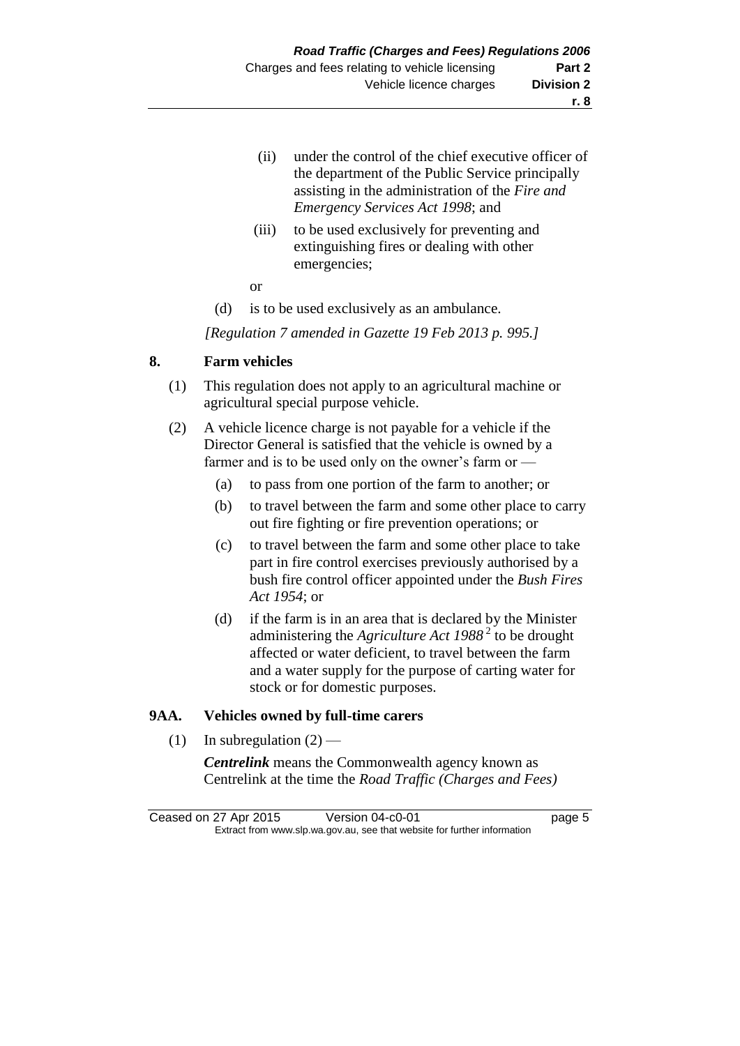(ii) under the control of the chief executive officer of the department of the Public Service principally assisting in the administration of the *Fire and Emergency Services Act 1998*; and

(iii) to be used exclusively for preventing and extinguishing fires or dealing with other emergencies;

or

(d) is to be used exclusively as an ambulance.

*[Regulation 7 amended in Gazette 19 Feb 2013 p. 995.]*

## 8. Farm vehicles

(1) This regulation does not apply to an agricultural machine or agricultural special purpose vehicle.

(2) A vehicle licence charge is not payable for a vehicle if the Director General is satisfied that the vehicle is owned by a farmer and is to be used only on the owner's farm or —

(a) to pass from one portion of the farm to another; or

(b) to travel between the farm and some other place to carry out fire fighting or fire prevention operations; or

(c) to travel between the farm and some other place to take part in fire control exercises previously authorised by a bush fire control officer appointed under the *Bush Fires Act 1954*; or

(d) if the farm is in an area that is declared by the Minister administering the *Agriculture Act 1988* [2] to be drought affected or water deficient, to travel between the farm and a water supply for the purpose of carting water for stock or for domestic purposes.

## 9AA. Vehicles owned by full-time carers

(1) In subregulation (2) —

***Centrelink*** means the Commonwealth agency known as Centrelink at the time the *Road Traffic (Charges and Fees)*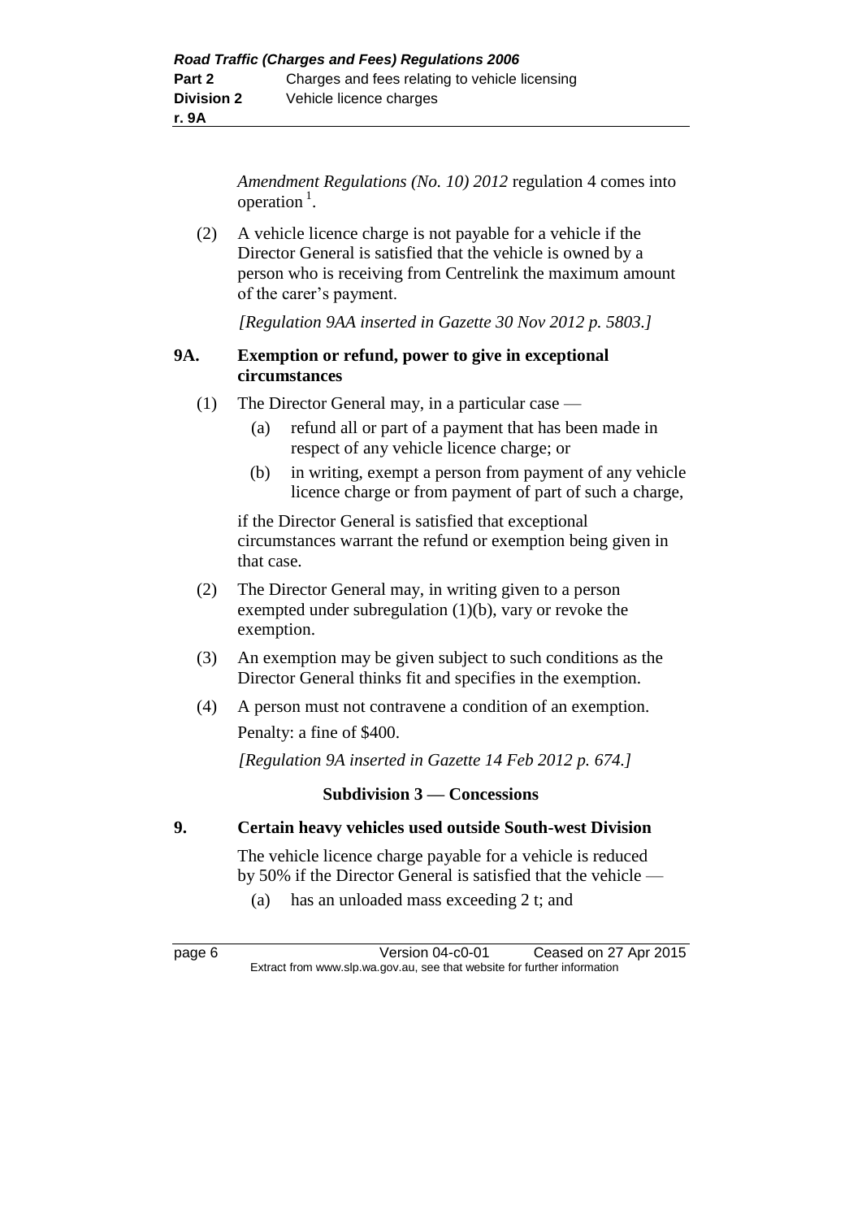*Amendment Regulations (No. 10) 2012* regulation 4 comes into operation [1].

(2) A vehicle licence charge is not payable for a vehicle if the Director General is satisfied that the vehicle is owned by a person who is receiving from Centrelink the maximum amount of the carer's payment.

*[Regulation 9AA inserted in Gazette 30 Nov 2012 p. 5803.]*

### 9A. Exemption or refund, power to give in exceptional circumstances

(1) The Director General may, in a particular case —

- (a) refund all or part of a payment that has been made in respect of any vehicle licence charge; or
- (b) in writing, exempt a person from payment of any vehicle licence charge or from payment of part of such a charge,

if the Director General is satisfied that exceptional circumstances warrant the refund or exemption being given in that case.

(2) The Director General may, in writing given to a person exempted under subregulation (1)(b), vary or revoke the exemption.

(3) An exemption may be given subject to such conditions as the Director General thinks fit and specifies in the exemption.

(4) A person must not contravene a condition of an exemption.

Penalty: a fine of $400.

*[Regulation 9A inserted in Gazette 14 Feb 2012 p. 674.]*

## Subdivision 3 — Concessions

### 9. Certain heavy vehicles used outside South-west Division

The vehicle licence charge payable for a vehicle is reduced by 50% if the Director General is satisfied that the vehicle —

- (a) has an unloaded mass exceeding 2 t; and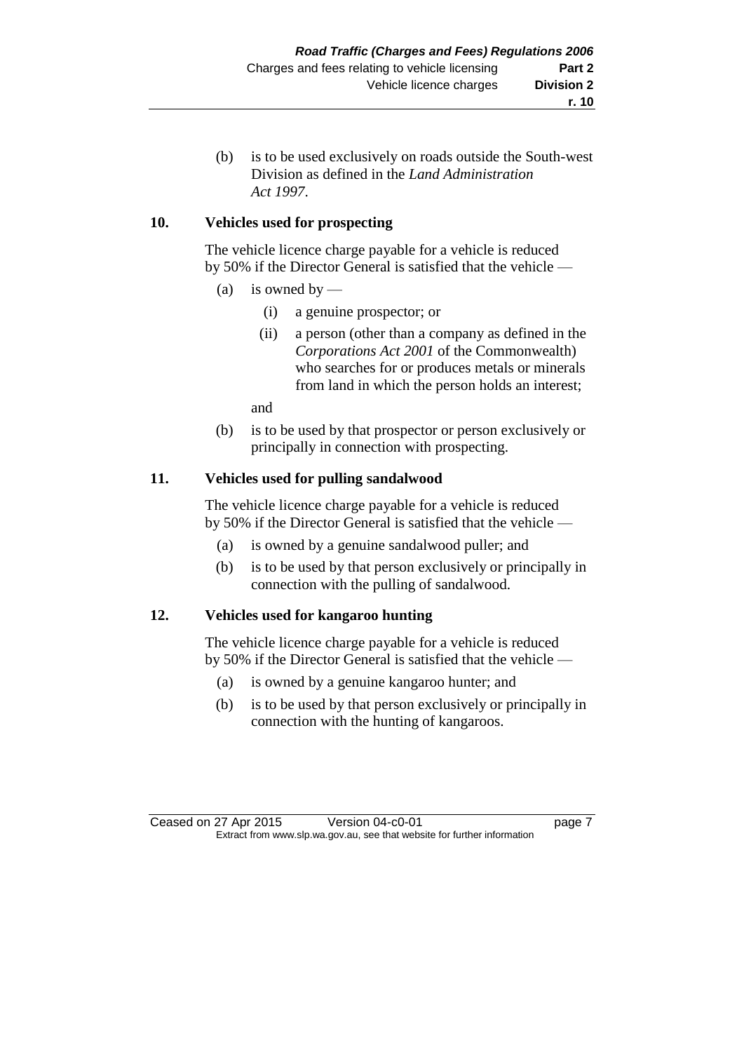(b) is to be used exclusively on roads outside the South-west Division as defined in the *Land Administration Act 1997*.

### 10. Vehicles used for prospecting

The vehicle licence charge payable for a vehicle is reduced by 50% if the Director General is satisfied that the vehicle —

(a) is owned by —

  (i) a genuine prospector; or

  (ii) a person (other than a company as defined in the *Corporations Act 2001* of the Commonwealth) who searches for or produces metals or minerals from land in which the person holds an interest;

  and

(b) is to be used by that prospector or person exclusively or principally in connection with prospecting.

### 11. Vehicles used for pulling sandalwood

The vehicle licence charge payable for a vehicle is reduced by 50% if the Director General is satisfied that the vehicle —

(a) is owned by a genuine sandalwood puller; and

(b) is to be used by that person exclusively or principally in connection with the pulling of sandalwood.

### 12. Vehicles used for kangaroo hunting

The vehicle licence charge payable for a vehicle is reduced by 50% if the Director General is satisfied that the vehicle —

(a) is owned by a genuine kangaroo hunter; and

(b) is to be used by that person exclusively or principally in connection with the hunting of kangaroos.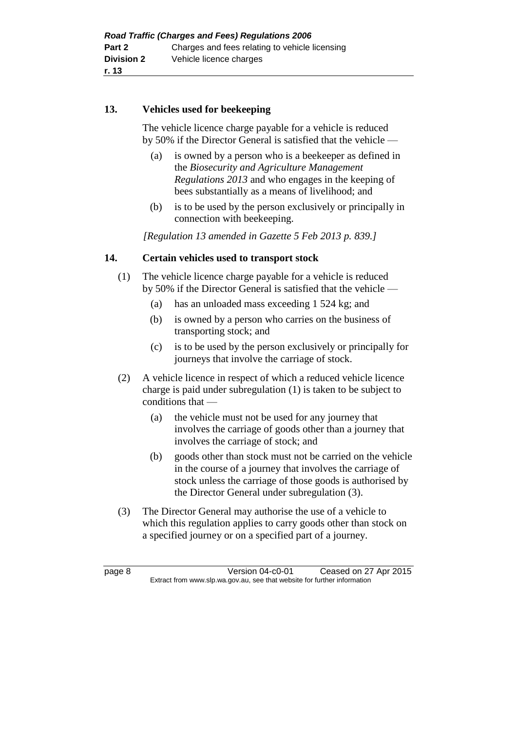### 13. Vehicles used for beekeeping

The vehicle licence charge payable for a vehicle is reduced by 50% if the Director General is satisfied that the vehicle —

(a) is owned by a person who is a beekeeper as defined in the *Biosecurity and Agriculture Management Regulations 2013* and who engages in the keeping of bees substantially as a means of livelihood; and

(b) is to be used by the person exclusively or principally in connection with beekeeping.

*[Regulation 13 amended in Gazette 5 Feb 2013 p. 839.]*

### 14. Certain vehicles used to transport stock

(1) The vehicle licence charge payable for a vehicle is reduced by 50% if the Director General is satisfied that the vehicle —

(a) has an unloaded mass exceeding 1 524 kg; and

(b) is owned by a person who carries on the business of transporting stock; and

(c) is to be used by the person exclusively or principally for journeys that involve the carriage of stock.

(2) A vehicle licence in respect of which a reduced vehicle licence charge is paid under subregulation (1) is taken to be subject to conditions that —

(a) the vehicle must not be used for any journey that involves the carriage of goods other than a journey that involves the carriage of stock; and

(b) goods other than stock must not be carried on the vehicle in the course of a journey that involves the carriage of stock unless the carriage of those goods is authorised by the Director General under subregulation (3).

(3) The Director General may authorise the use of a vehicle to which this regulation applies to carry goods other than stock on a specified journey or on a specified part of a journey.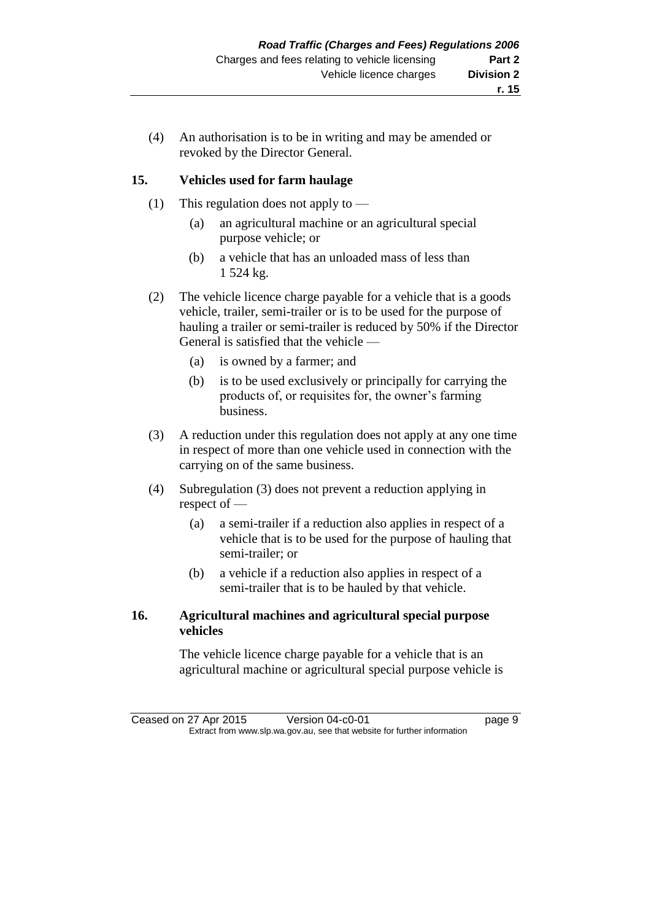(4) An authorisation is to be in writing and may be amended or revoked by the Director General.

## 15. Vehicles used for farm haulage

(1) This regulation does not apply to —

(a) an agricultural machine or an agricultural special purpose vehicle; or

(b) a vehicle that has an unloaded mass of less than 1 524 kg.

(2) The vehicle licence charge payable for a vehicle that is a goods vehicle, trailer, semi-trailer or is to be used for the purpose of hauling a trailer or semi-trailer is reduced by 50% if the Director General is satisfied that the vehicle —

(a) is owned by a farmer; and

(b) is to be used exclusively or principally for carrying the products of, or requisites for, the owner's farming business.

(3) A reduction under this regulation does not apply at any one time in respect of more than one vehicle used in connection with the carrying on of the same business.

(4) Subregulation (3) does not prevent a reduction applying in respect of —

(a) a semi-trailer if a reduction also applies in respect of a vehicle that is to be used for the purpose of hauling that semi-trailer; or

(b) a vehicle if a reduction also applies in respect of a semi-trailer that is to be hauled by that vehicle.

## 16. Agricultural machines and agricultural special purpose vehicles

The vehicle licence charge payable for a vehicle that is an agricultural machine or agricultural special purpose vehicle is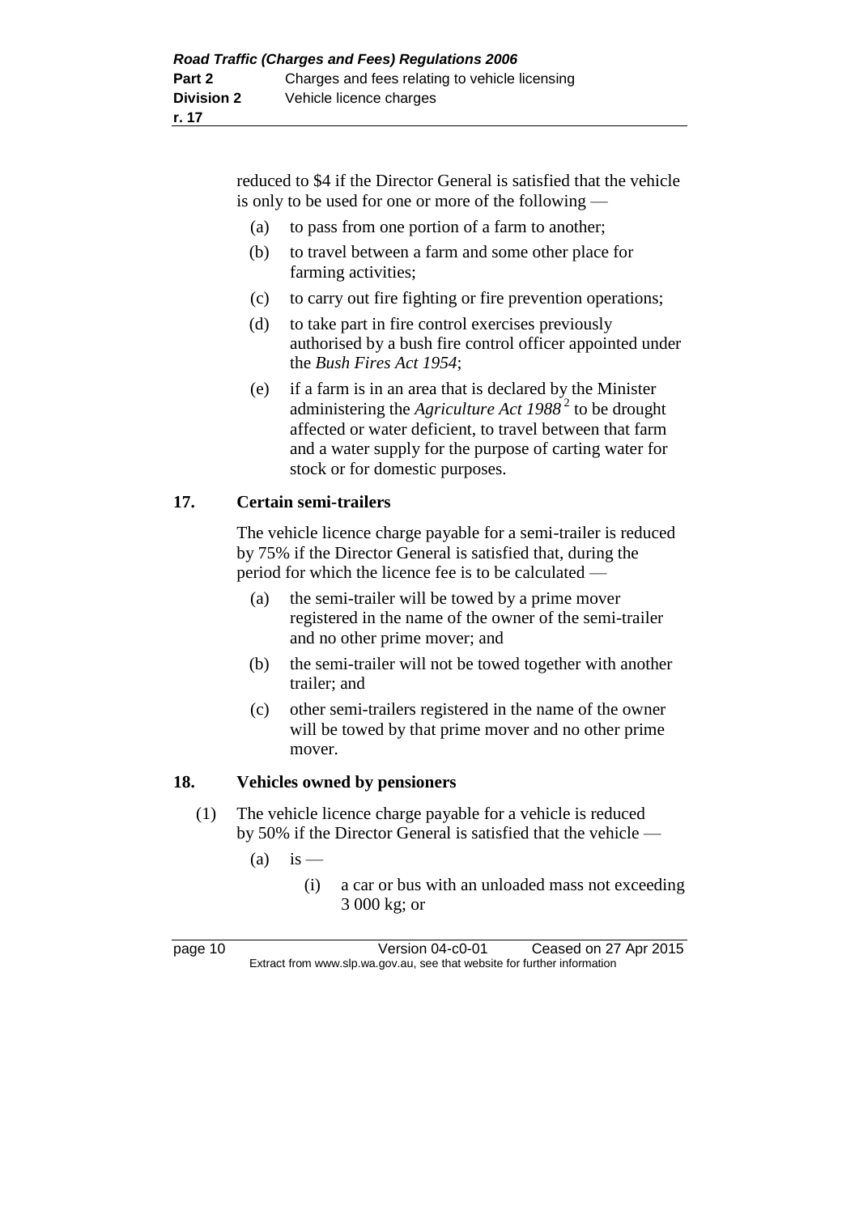reduced to $4 if the Director General is satisfied that the vehicle is only to be used for one or more of the following —

(a) to pass from one portion of a farm to another;

(b) to travel between a farm and some other place for farming activities;

(c) to carry out fire fighting or fire prevention operations;

(d) to take part in fire control exercises previously authorised by a bush fire control officer appointed under the *Bush Fires Act 1954*;

(e) if a farm is in an area that is declared by the Minister administering the *Agriculture Act 1988* [2] to be drought affected or water deficient, to travel between that farm and a water supply for the purpose of carting water for stock or for domestic purposes.

### 17. Certain semi-trailers

The vehicle licence charge payable for a semi-trailer is reduced by 75% if the Director General is satisfied that, during the period for which the licence fee is to be calculated —

(a) the semi-trailer will be towed by a prime mover registered in the name of the owner of the semi-trailer and no other prime mover; and

(b) the semi-trailer will not be towed together with another trailer; and

(c) other semi-trailers registered in the name of the owner will be towed by that prime mover and no other prime mover.

### 18. Vehicles owned by pensioners

(1) The vehicle licence charge payable for a vehicle is reduced by 50% if the Director General is satisfied that the vehicle —

(a) is —

(i) a car or bus with an unloaded mass not exceeding 3 000 kg; or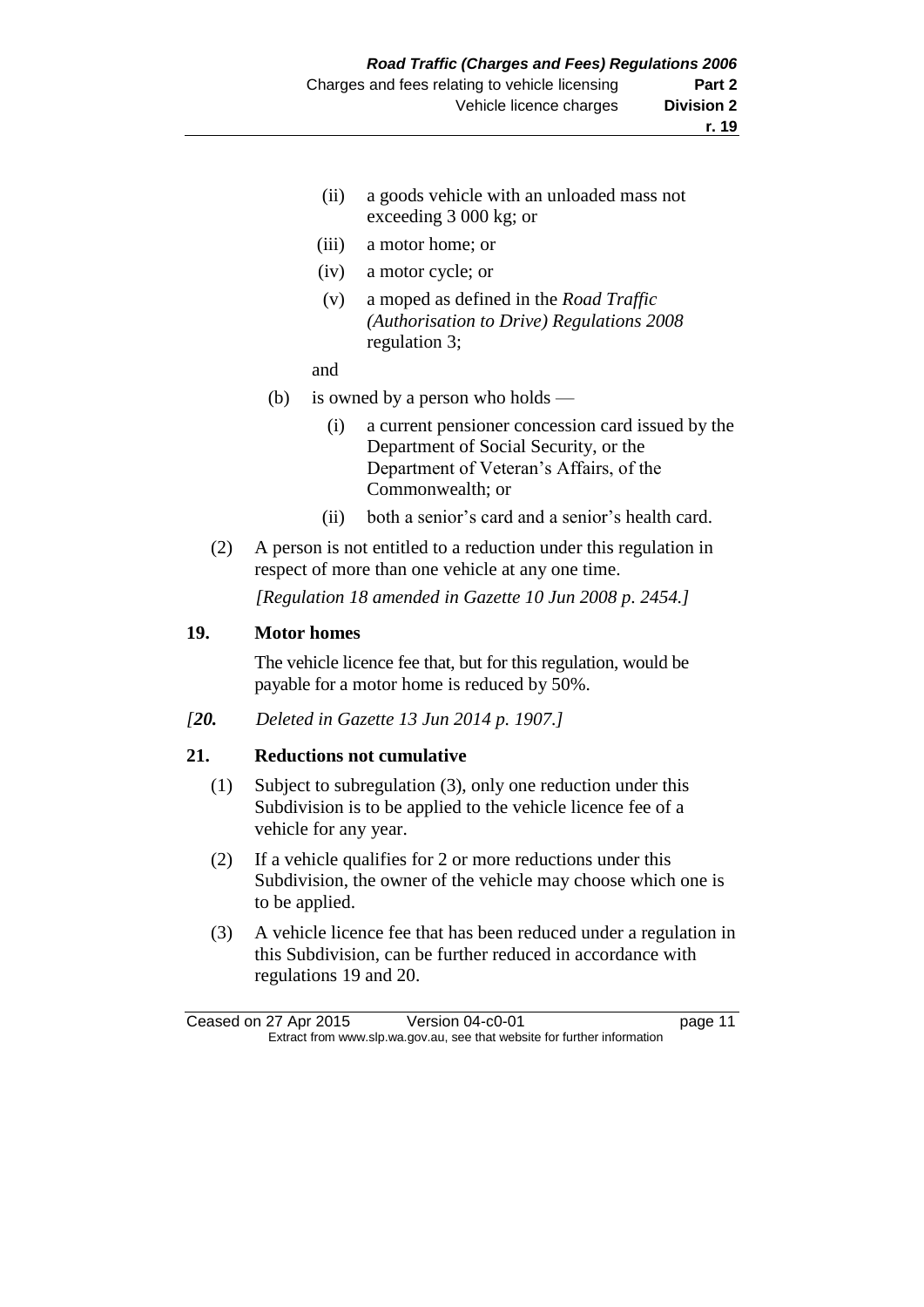(ii) a goods vehicle with an unloaded mass not exceeding 3 000 kg; or

(iii) a motor home; or

(iv) a motor cycle; or

(v) a moped as defined in the *Road Traffic (Authorisation to Drive) Regulations 2008* regulation 3;

and

(b) is owned by a person who holds —

(i) a current pensioner concession card issued by the Department of Social Security, or the Department of Veteran's Affairs, of the Commonwealth; or

(ii) both a senior's card and a senior's health card.

(2) A person is not entitled to a reduction under this regulation in respect of more than one vehicle at any one time.

*[Regulation 18 amended in Gazette 10 Jun 2008 p. 2454.]*

**19. Motor homes**

The vehicle licence fee that, but for this regulation, would be payable for a motor home is reduced by 50%.

*[**20.** Deleted in Gazette 13 Jun 2014 p. 1907.]*

**21. Reductions not cumulative**

(1) Subject to subregulation (3), only one reduction under this Subdivision is to be applied to the vehicle licence fee of a vehicle for any year.

(2) If a vehicle qualifies for 2 or more reductions under this Subdivision, the owner of the vehicle may choose which one is to be applied.

(3) A vehicle licence fee that has been reduced under a regulation in this Subdivision, can be further reduced in accordance with regulations 19 and 20.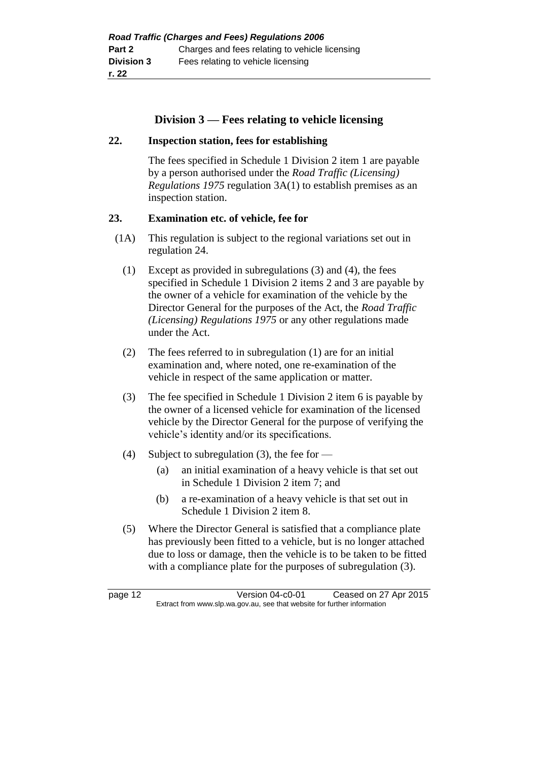## Division 3 — Fees relating to vehicle licensing

### 22. Inspection station, fees for establishing

The fees specified in Schedule 1 Division 2 item 1 are payable by a person authorised under the *Road Traffic (Licensing) Regulations 1975* regulation 3A(1) to establish premises as an inspection station.

### 23. Examination etc. of vehicle, fee for

(1A) This regulation is subject to the regional variations set out in regulation 24.

(1) Except as provided in subregulations (3) and (4), the fees specified in Schedule 1 Division 2 items 2 and 3 are payable by the owner of a vehicle for examination of the vehicle by the Director General for the purposes of the Act, the *Road Traffic (Licensing) Regulations 1975* or any other regulations made under the Act.

(2) The fees referred to in subregulation (1) are for an initial examination and, where noted, one re-examination of the vehicle in respect of the same application or matter.

(3) The fee specified in Schedule 1 Division 2 item 6 is payable by the owner of a licensed vehicle for examination of the licensed vehicle by the Director General for the purpose of verifying the vehicle's identity and/or its specifications.

(4) Subject to subregulation (3), the fee for —

- (a) an initial examination of a heavy vehicle is that set out in Schedule 1 Division 2 item 7; and
- (b) a re-examination of a heavy vehicle is that set out in Schedule 1 Division 2 item 8.

(5) Where the Director General is satisfied that a compliance plate has previously been fitted to a vehicle, but is no longer attached due to loss or damage, then the vehicle is to be taken to be fitted with a compliance plate for the purposes of subregulation (3).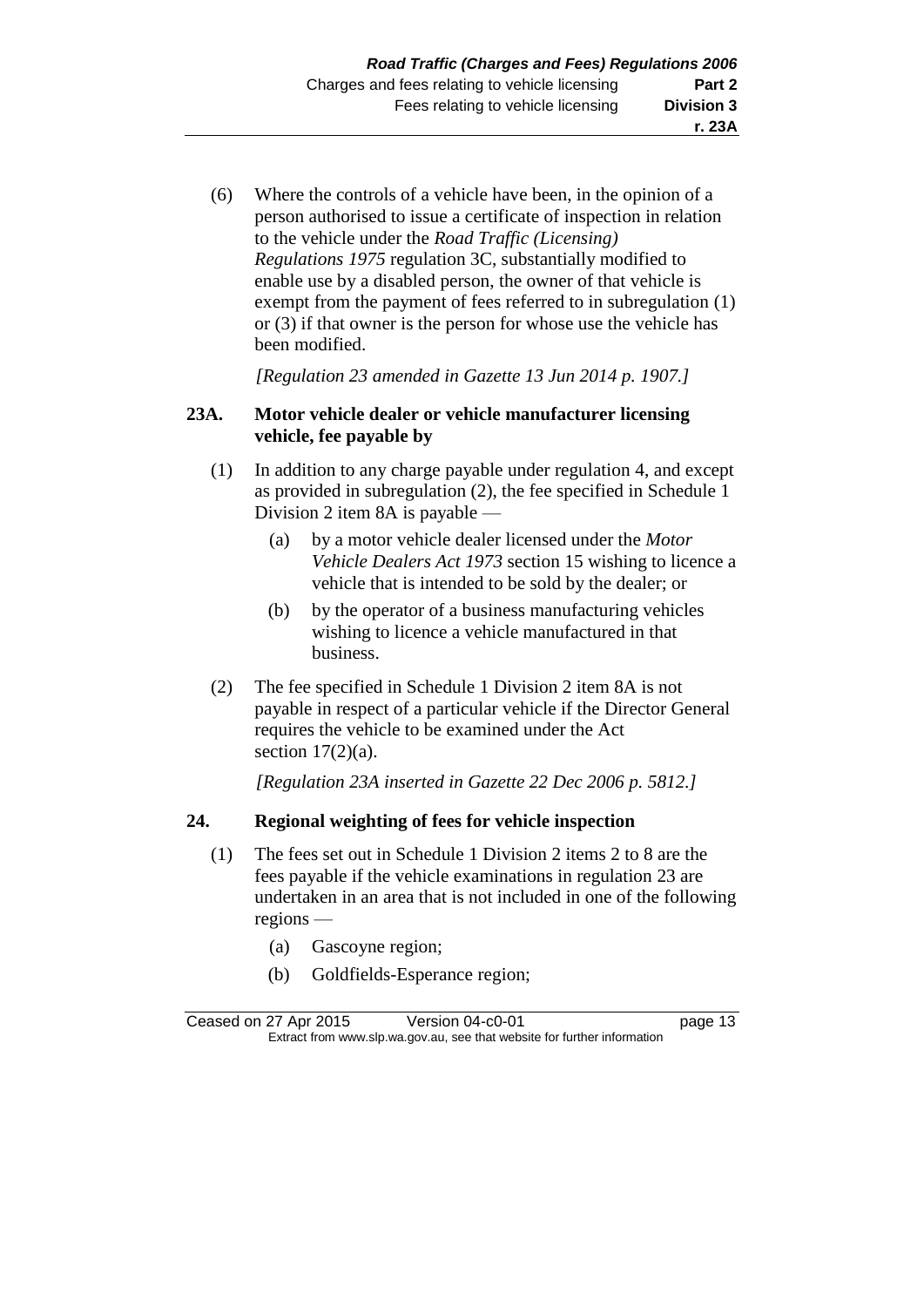(6) Where the controls of a vehicle have been, in the opinion of a person authorised to issue a certificate of inspection in relation to the vehicle under the *Road Traffic (Licensing) Regulations 1975* regulation 3C, substantially modified to enable use by a disabled person, the owner of that vehicle is exempt from the payment of fees referred to in subregulation (1) or (3) if that owner is the person for whose use the vehicle has been modified.

*[Regulation 23 amended in Gazette 13 Jun 2014 p. 1907.]*

### 23A. Motor vehicle dealer or vehicle manufacturer licensing vehicle, fee payable by

(1) In addition to any charge payable under regulation 4, and except as provided in subregulation (2), the fee specified in Schedule 1 Division 2 item 8A is payable —

- (a) by a motor vehicle dealer licensed under the *Motor Vehicle Dealers Act 1973* section 15 wishing to licence a vehicle that is intended to be sold by the dealer; or
- (b) by the operator of a business manufacturing vehicles wishing to licence a vehicle manufactured in that business.

(2) The fee specified in Schedule 1 Division 2 item 8A is not payable in respect of a particular vehicle if the Director General requires the vehicle to be examined under the Act section 17(2)(a).

*[Regulation 23A inserted in Gazette 22 Dec 2006 p. 5812.]*

### 24. Regional weighting of fees for vehicle inspection

(1) The fees set out in Schedule 1 Division 2 items 2 to 8 are the fees payable if the vehicle examinations in regulation 23 are undertaken in an area that is not included in one of the following regions —

- (a) Gascoyne region;
- (b) Goldfields-Esperance region;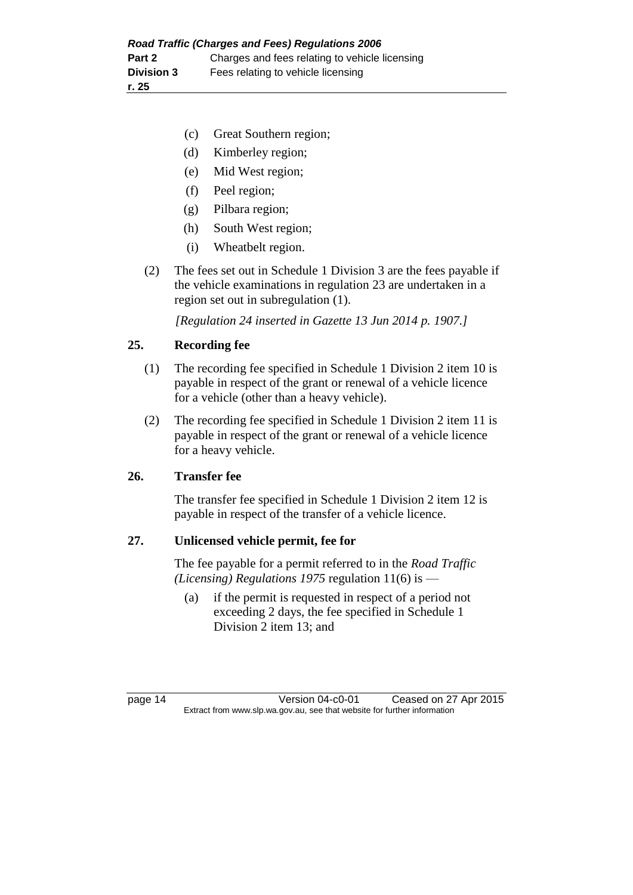- (c) Great Southern region;
- (d) Kimberley region;
- (e) Mid West region;
- (f) Peel region;
- (g) Pilbara region;
- (h) South West region;
- (i) Wheatbelt region.

(2) The fees set out in Schedule 1 Division 3 are the fees payable if the vehicle examinations in regulation 23 are undertaken in a region set out in subregulation (1).

*[Regulation 24 inserted in Gazette 13 Jun 2014 p. 1907.]*

## 25. Recording fee

(1) The recording fee specified in Schedule 1 Division 2 item 10 is payable in respect of the grant or renewal of a vehicle licence for a vehicle (other than a heavy vehicle).

(2) The recording fee specified in Schedule 1 Division 2 item 11 is payable in respect of the grant or renewal of a vehicle licence for a heavy vehicle.

## 26. Transfer fee

The transfer fee specified in Schedule 1 Division 2 item 12 is payable in respect of the transfer of a vehicle licence.

## 27. Unlicensed vehicle permit, fee for

The fee payable for a permit referred to in the *Road Traffic (Licensing) Regulations 1975* regulation 11(6) is —

- (a) if the permit is requested in respect of a period not exceeding 2 days, the fee specified in Schedule 1 Division 2 item 13; and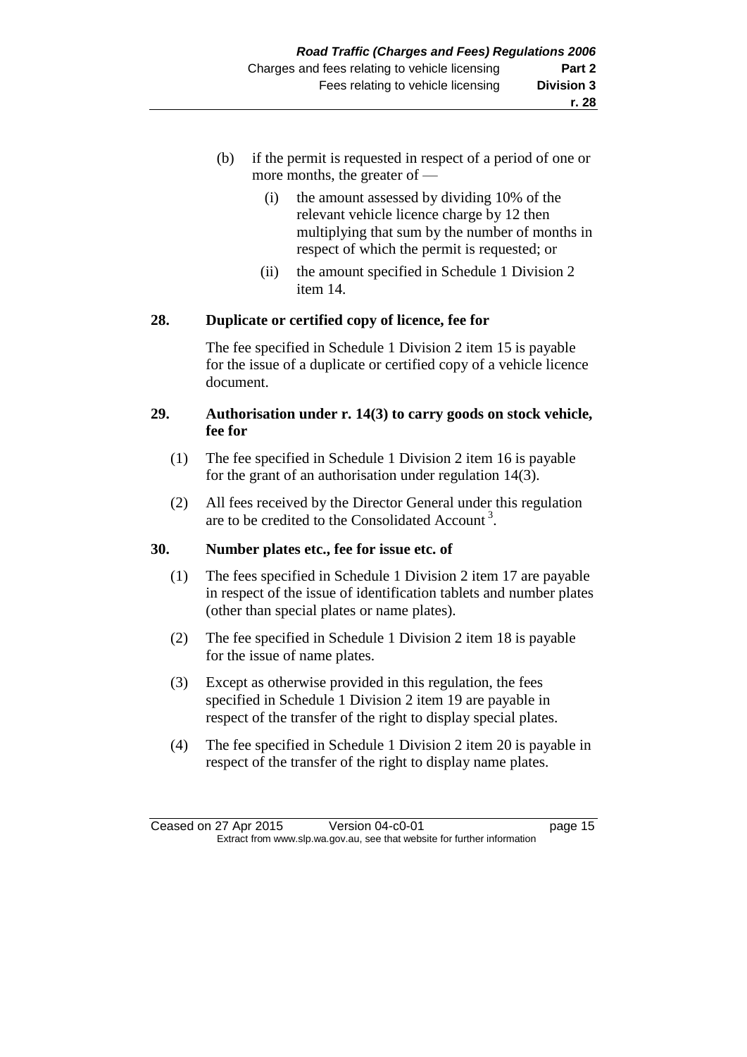(b) if the permit is requested in respect of a period of one or more months, the greater of —

  (i) the amount assessed by dividing 10% of the relevant vehicle licence charge by 12 then multiplying that sum by the number of months in respect of which the permit is requested; or

  (ii) the amount specified in Schedule 1 Division 2 item 14.

**28. Duplicate or certified copy of licence, fee for**

The fee specified in Schedule 1 Division 2 item 15 is payable for the issue of a duplicate or certified copy of a vehicle licence document.

**29. Authorisation under r. 14(3) to carry goods on stock vehicle, fee for**

(1) The fee specified in Schedule 1 Division 2 item 16 is payable for the grant of an authorisation under regulation 14(3).

(2) All fees received by the Director General under this regulation are to be credited to the Consolidated Account [3].

**30. Number plates etc., fee for issue etc. of**

(1) The fees specified in Schedule 1 Division 2 item 17 are payable in respect of the issue of identification tablets and number plates (other than special plates or name plates).

(2) The fee specified in Schedule 1 Division 2 item 18 is payable for the issue of name plates.

(3) Except as otherwise provided in this regulation, the fees specified in Schedule 1 Division 2 item 19 are payable in respect of the transfer of the right to display special plates.

(4) The fee specified in Schedule 1 Division 2 item 20 is payable in respect of the transfer of the right to display name plates.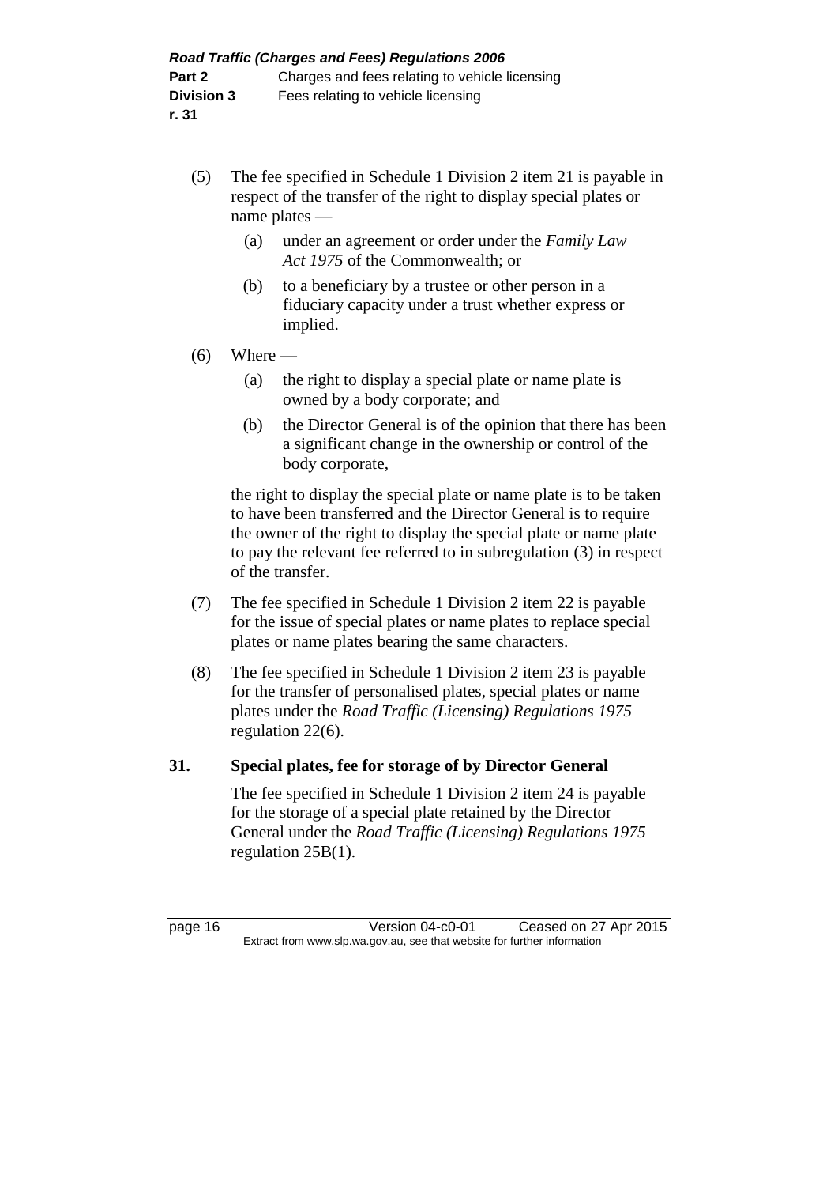(5) The fee specified in Schedule 1 Division 2 item 21 is payable in respect of the transfer of the right to display special plates or name plates —

(a) under an agreement or order under the *Family Law Act 1975* of the Commonwealth; or

(b) to a beneficiary by a trustee or other person in a fiduciary capacity under a trust whether express or implied.

(6) Where —

(a) the right to display a special plate or name plate is owned by a body corporate; and

(b) the Director General is of the opinion that there has been a significant change in the ownership or control of the body corporate,

the right to display the special plate or name plate is to be taken to have been transferred and the Director General is to require the owner of the right to display the special plate or name plate to pay the relevant fee referred to in subregulation (3) in respect of the transfer.

(7) The fee specified in Schedule 1 Division 2 item 22 is payable for the issue of special plates or name plates to replace special plates or name plates bearing the same characters.

(8) The fee specified in Schedule 1 Division 2 item 23 is payable for the transfer of personalised plates, special plates or name plates under the *Road Traffic (Licensing) Regulations 1975* regulation 22(6).

## 31. Special plates, fee for storage of by Director General

The fee specified in Schedule 1 Division 2 item 24 is payable for the storage of a special plate retained by the Director General under the *Road Traffic (Licensing) Regulations 1975* regulation 25B(1).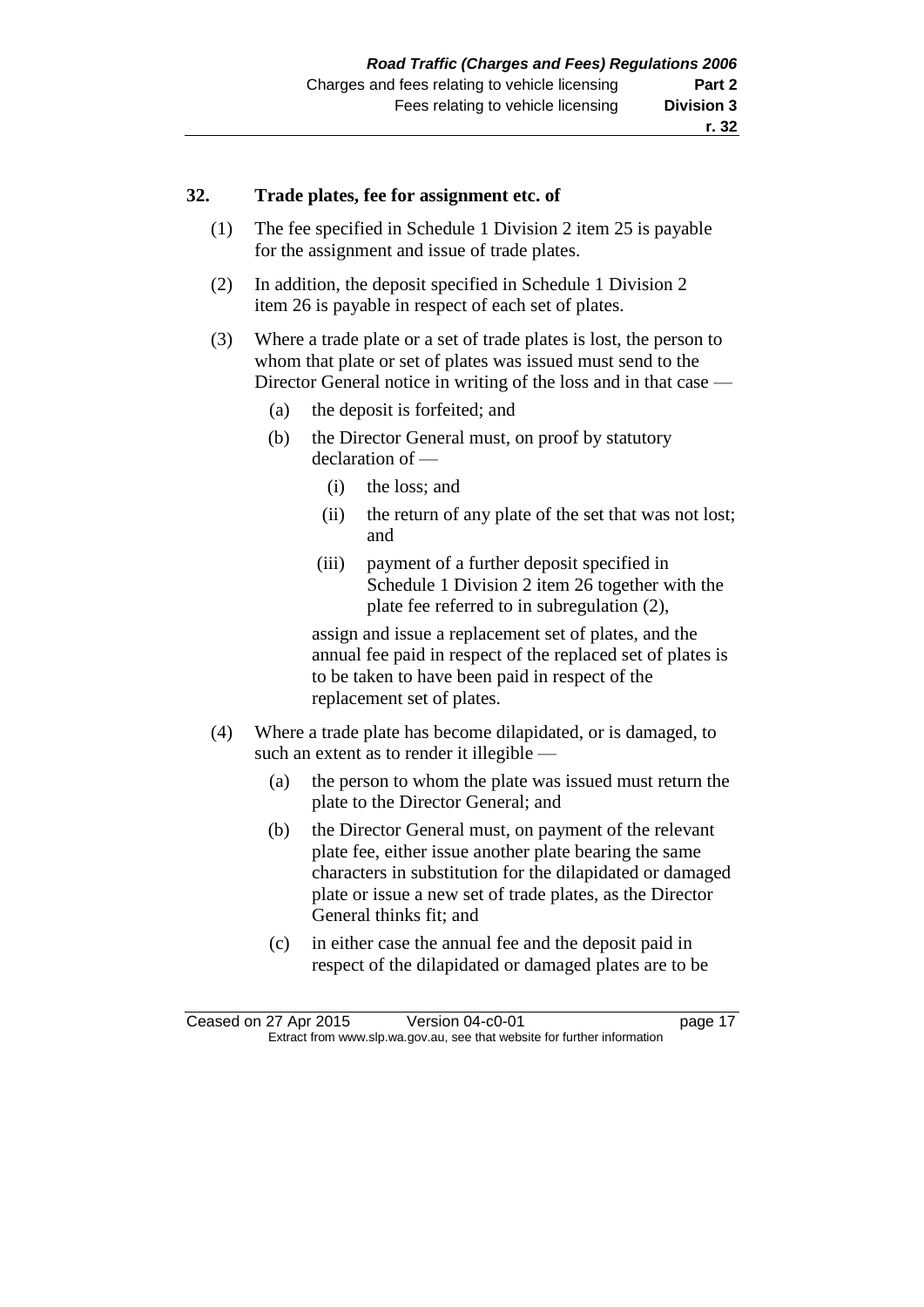### 32. Trade plates, fee for assignment etc. of

(1) The fee specified in Schedule 1 Division 2 item 25 is payable for the assignment and issue of trade plates.

(2) In addition, the deposit specified in Schedule 1 Division 2 item 26 is payable in respect of each set of plates.

(3) Where a trade plate or a set of trade plates is lost, the person to whom that plate or set of plates was issued must send to the Director General notice in writing of the loss and in that case —

- (a) the deposit is forfeited; and
- (b) the Director General must, on proof by statutory declaration of —
  - (i) the loss; and
  - (ii) the return of any plate of the set that was not lost; and
  - (iii) payment of a further deposit specified in Schedule 1 Division 2 item 26 together with the plate fee referred to in subregulation (2),

  assign and issue a replacement set of plates, and the annual fee paid in respect of the replaced set of plates is to be taken to have been paid in respect of the replacement set of plates.

(4) Where a trade plate has become dilapidated, or is damaged, to such an extent as to render it illegible —

- (a) the person to whom the plate was issued must return the plate to the Director General; and
- (b) the Director General must, on payment of the relevant plate fee, either issue another plate bearing the same characters in substitution for the dilapidated or damaged plate or issue a new set of trade plates, as the Director General thinks fit; and
- (c) in either case the annual fee and the deposit paid in respect of the dilapidated or damaged plates are to be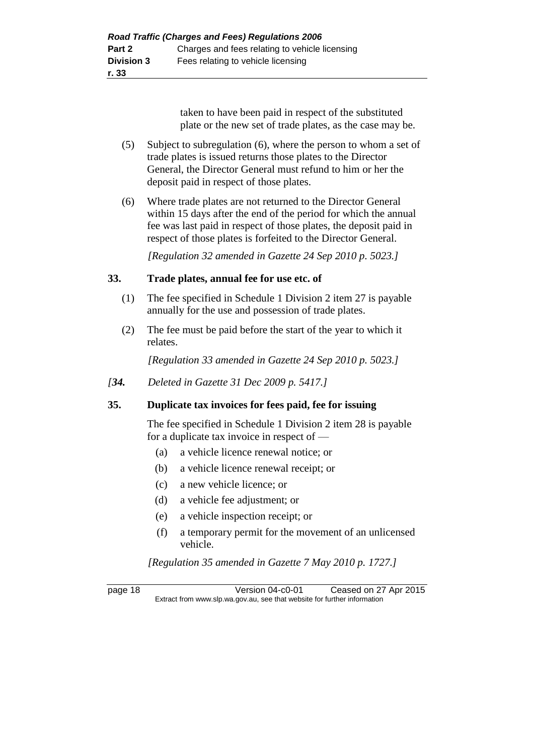taken to have been paid in respect of the substituted plate or the new set of trade plates, as the case may be.

(5) Subject to subregulation (6), where the person to whom a set of trade plates is issued returns those plates to the Director General, the Director General must refund to him or her the deposit paid in respect of those plates.

(6) Where trade plates are not returned to the Director General within 15 days after the end of the period for which the annual fee was last paid in respect of those plates, the deposit paid in respect of those plates is forfeited to the Director General.

*[Regulation 32 amended in Gazette 24 Sep 2010 p. 5023.]*

### 33. Trade plates, annual fee for use etc. of

(1) The fee specified in Schedule 1 Division 2 item 27 is payable annually for the use and possession of trade plates.

(2) The fee must be paid before the start of the year to which it relates.

*[Regulation 33 amended in Gazette 24 Sep 2010 p. 5023.]*

*[**34.** Deleted in Gazette 31 Dec 2009 p. 5417.]*

### 35. Duplicate tax invoices for fees paid, fee for issuing

The fee specified in Schedule 1 Division 2 item 28 is payable for a duplicate tax invoice in respect of —

(a) a vehicle licence renewal notice; or

(b) a vehicle licence renewal receipt; or

(c) a new vehicle licence; or

(d) a vehicle fee adjustment; or

(e) a vehicle inspection receipt; or

(f) a temporary permit for the movement of an unlicensed vehicle.

*[Regulation 35 amended in Gazette 7 May 2010 p. 1727.]*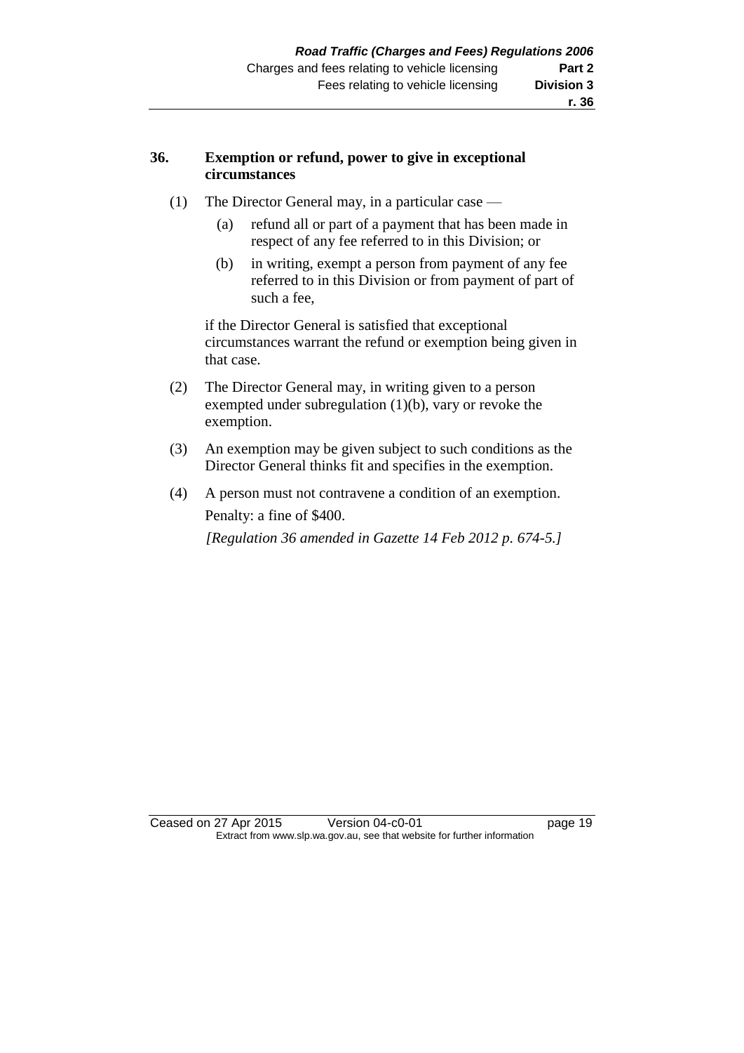### 36. Exemption or refund, power to give in exceptional circumstances

(1) The Director General may, in a particular case —

(a) refund all or part of a payment that has been made in respect of any fee referred to in this Division; or

(b) in writing, exempt a person from payment of any fee referred to in this Division or from payment of part of such a fee,

if the Director General is satisfied that exceptional circumstances warrant the refund or exemption being given in that case.

(2) The Director General may, in writing given to a person exempted under subregulation (1)(b), vary or revoke the exemption.

(3) An exemption may be given subject to such conditions as the Director General thinks fit and specifies in the exemption.

(4) A person must not contravene a condition of an exemption.

Penalty: a fine of $400.

*[Regulation 36 amended in Gazette 14 Feb 2012 p. 674-5.]*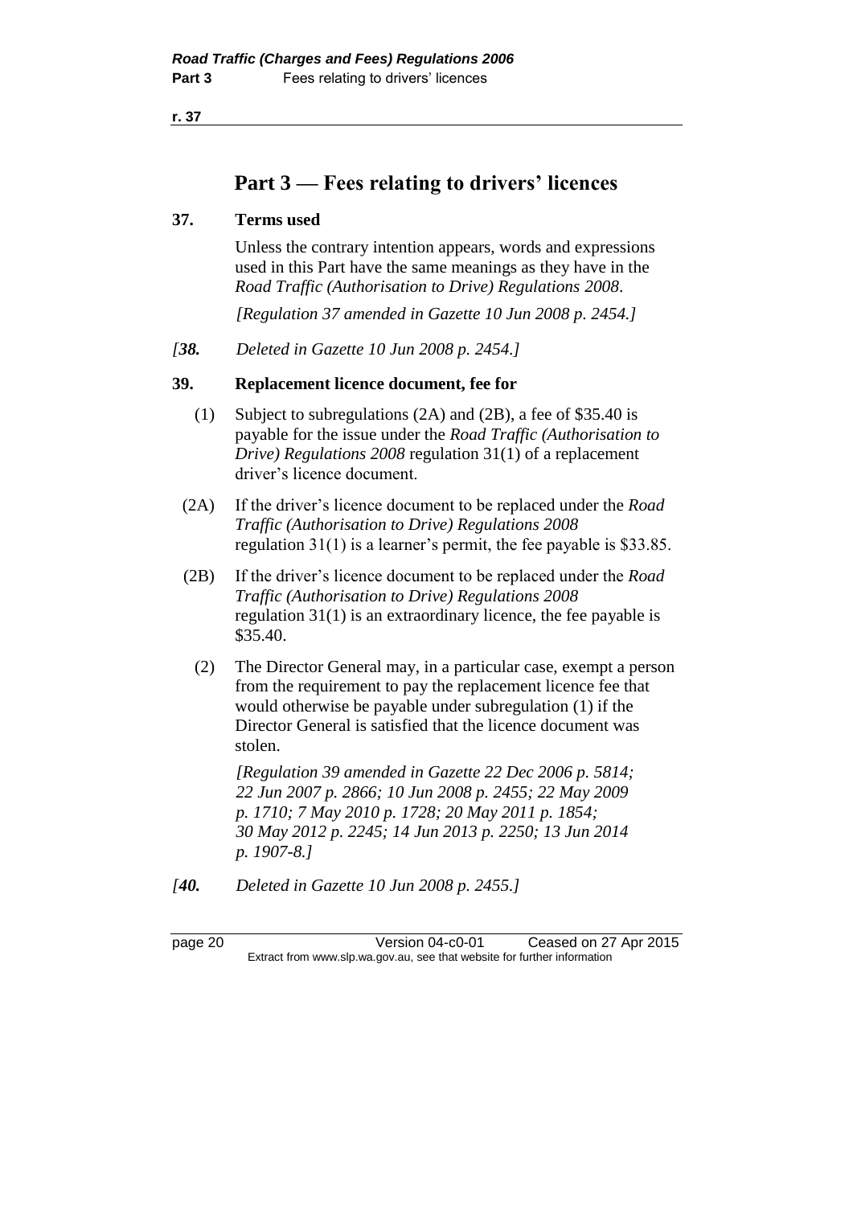# Part 3 — Fees relating to drivers' licences

**37. Terms used**

Unless the contrary intention appears, words and expressions used in this Part have the same meanings as they have in the *Road Traffic (Authorisation to Drive) Regulations 2008*.

*[Regulation 37 amended in Gazette 10 Jun 2008 p. 2454.]*

*[**38.** Deleted in Gazette 10 Jun 2008 p. 2454.]*

**39. Replacement licence document, fee for**

(1) Subject to subregulations (2A) and (2B), a fee of $35.40 is payable for the issue under the *Road Traffic (Authorisation to Drive) Regulations 2008* regulation 31(1) of a replacement driver's licence document.

(2A) If the driver's licence document to be replaced under the *Road Traffic (Authorisation to Drive) Regulations 2008* regulation 31(1) is a learner's permit, the fee payable is $33.85.

(2B) If the driver's licence document to be replaced under the *Road Traffic (Authorisation to Drive) Regulations 2008* regulation 31(1) is an extraordinary licence, the fee payable is $35.40.

(2) The Director General may, in a particular case, exempt a person from the requirement to pay the replacement licence fee that would otherwise be payable under subregulation (1) if the Director General is satisfied that the licence document was stolen.

*[Regulation 39 amended in Gazette 22 Dec 2006 p. 5814; 22 Jun 2007 p. 2866; 10 Jun 2008 p. 2455; 22 May 2009 p. 1710; 7 May 2010 p. 1728; 20 May 2011 p. 1854; 30 May 2012 p. 2245; 14 Jun 2013 p. 2250; 13 Jun 2014 p. 1907-8.]*

*[**40.** Deleted in Gazette 10 Jun 2008 p. 2455.]*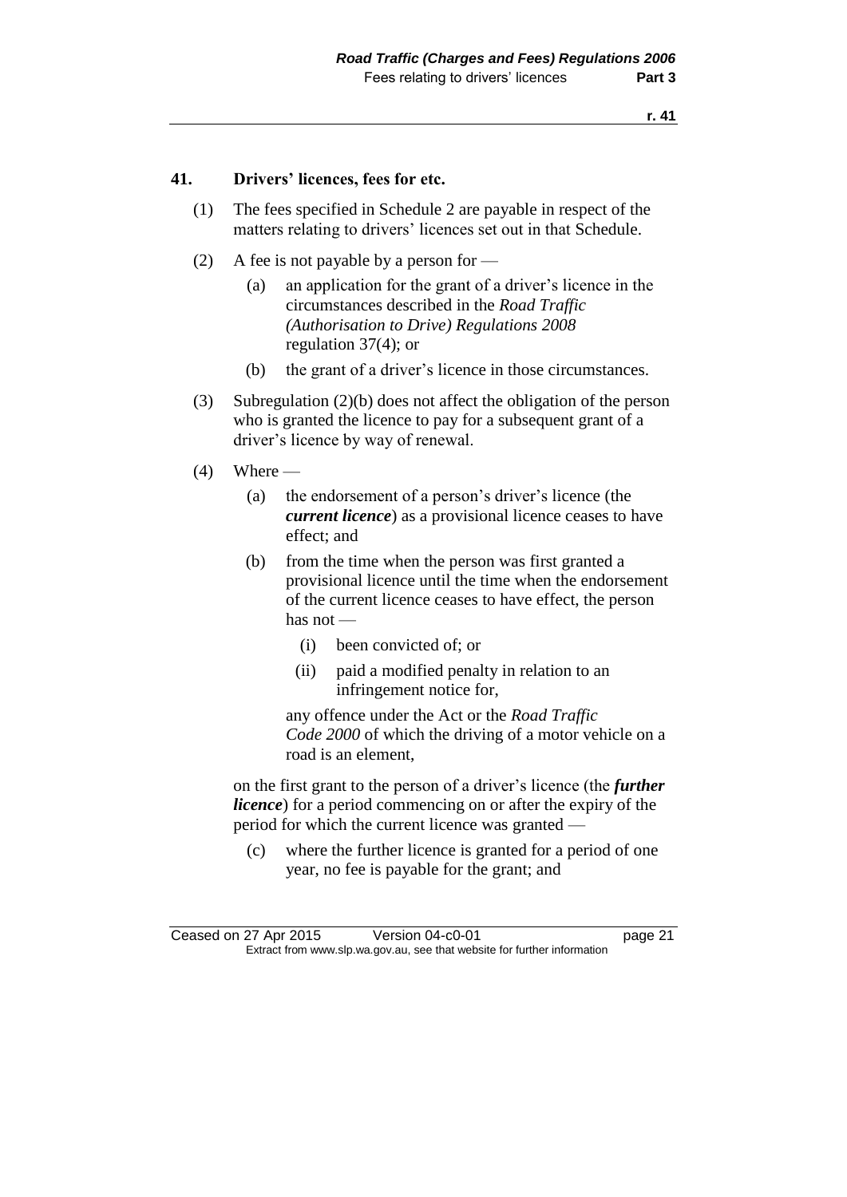## 41. Drivers' licences, fees for etc.

(1) The fees specified in Schedule 2 are payable in respect of the matters relating to drivers' licences set out in that Schedule.

(2) A fee is not payable by a person for —

(a) an application for the grant of a driver's licence in the circumstances described in the *Road Traffic (Authorisation to Drive) Regulations 2008* regulation 37(4); or

(b) the grant of a driver's licence in those circumstances.

(3) Subregulation (2)(b) does not affect the obligation of the person who is granted the licence to pay for a subsequent grant of a driver's licence by way of renewal.

(4) Where —

(a) the endorsement of a person's driver's licence (the ***current licence***) as a provisional licence ceases to have effect; and

(b) from the time when the person was first granted a provisional licence until the time when the endorsement of the current licence ceases to have effect, the person has not —

(i) been convicted of; or

(ii) paid a modified penalty in relation to an infringement notice for,

any offence under the Act or the *Road Traffic Code 2000* of which the driving of a motor vehicle on a road is an element,

on the first grant to the person of a driver's licence (the ***further licence***) for a period commencing on or after the expiry of the period for which the current licence was granted —

(c) where the further licence is granted for a period of one year, no fee is payable for the grant; and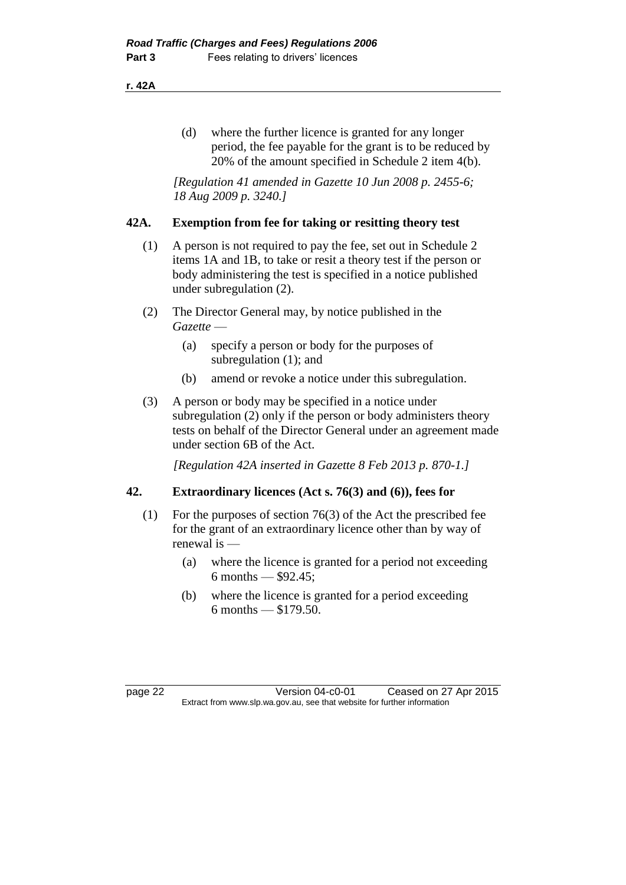(d) where the further licence is granted for any longer period, the fee payable for the grant is to be reduced by 20% of the amount specified in Schedule 2 item 4(b).

*[Regulation 41 amended in Gazette 10 Jun 2008 p. 2455-6; 18 Aug 2009 p. 3240.]*

## 42A. Exemption from fee for taking or resitting theory test

(1) A person is not required to pay the fee, set out in Schedule 2 items 1A and 1B, to take or resit a theory test if the person or body administering the test is specified in a notice published under subregulation (2).

(2) The Director General may, by notice published in the *Gazette* —

- (a) specify a person or body for the purposes of subregulation (1); and
- (b) amend or revoke a notice under this subregulation.

(3) A person or body may be specified in a notice under subregulation (2) only if the person or body administers theory tests on behalf of the Director General under an agreement made under section 6B of the Act.

*[Regulation 42A inserted in Gazette 8 Feb 2013 p. 870-1.]*

## 42. Extraordinary licences (Act s. 76(3) and (6)), fees for

(1) For the purposes of section 76(3) of the Act the prescribed fee for the grant of an extraordinary licence other than by way of renewal is —

- (a) where the licence is granted for a period not exceeding 6 months — $92.45;
- (b) where the licence is granted for a period exceeding 6 months — $179.50.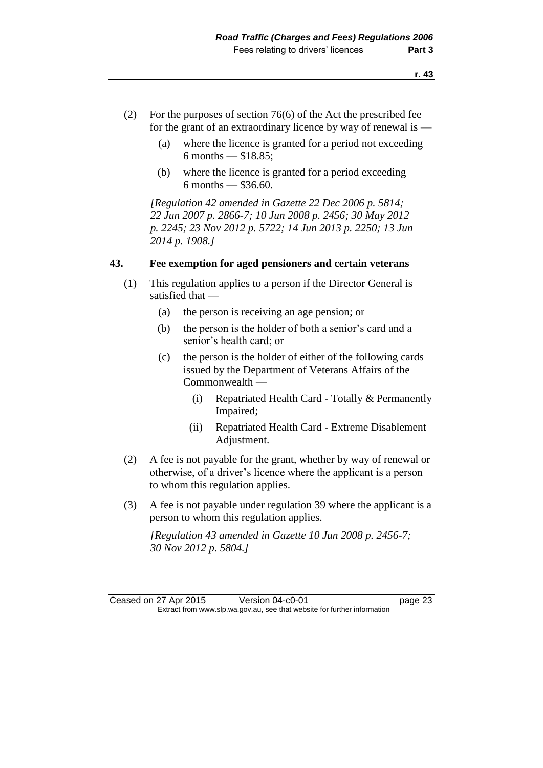(2) For the purposes of section 76(6) of the Act the prescribed fee for the grant of an extraordinary licence by way of renewal is —

  (a) where the licence is granted for a period not exceeding 6 months — $18.85;

  (b) where the licence is granted for a period exceeding 6 months — $36.60.

*[Regulation 42 amended in Gazette 22 Dec 2006 p. 5814; 22 Jun 2007 p. 2866-7; 10 Jun 2008 p. 2456; 30 May 2012 p. 2245; 23 Nov 2012 p. 5722; 14 Jun 2013 p. 2250; 13 Jun 2014 p. 1908.]*

### 43. Fee exemption for aged pensioners and certain veterans

(1) This regulation applies to a person if the Director General is satisfied that —

  (a) the person is receiving an age pension; or

  (b) the person is the holder of both a senior's card and a senior's health card; or

  (c) the person is the holder of either of the following cards issued by the Department of Veterans Affairs of the Commonwealth —

    (i) Repatriated Health Card - Totally & Permanently Impaired;

    (ii) Repatriated Health Card - Extreme Disablement Adjustment.

(2) A fee is not payable for the grant, whether by way of renewal or otherwise, of a driver's licence where the applicant is a person to whom this regulation applies.

(3) A fee is not payable under regulation 39 where the applicant is a person to whom this regulation applies.

*[Regulation 43 amended in Gazette 10 Jun 2008 p. 2456-7; 30 Nov 2012 p. 5804.]*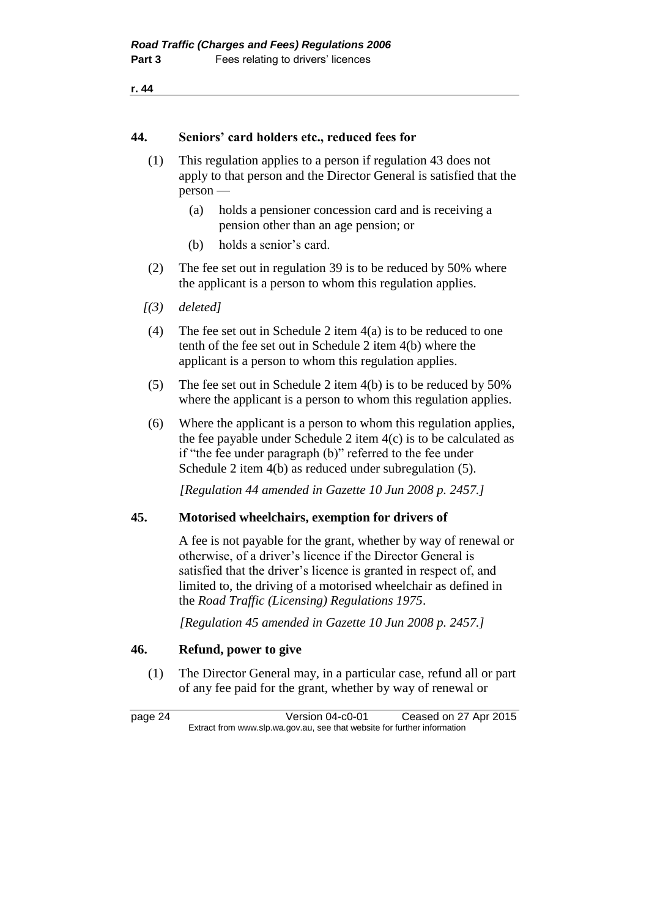## 44. Seniors' card holders etc., reduced fees for

(1) This regulation applies to a person if regulation 43 does not apply to that person and the Director General is satisfied that the person —

  (a) holds a pensioner concession card and is receiving a pension other than an age pension; or

  (b) holds a senior's card.

(2) The fee set out in regulation 39 is to be reduced by 50% where the applicant is a person to whom this regulation applies.

*[(3) deleted]*

(4) The fee set out in Schedule 2 item 4(a) is to be reduced to one tenth of the fee set out in Schedule 2 item 4(b) where the applicant is a person to whom this regulation applies.

(5) The fee set out in Schedule 2 item 4(b) is to be reduced by 50% where the applicant is a person to whom this regulation applies.

(6) Where the applicant is a person to whom this regulation applies, the fee payable under Schedule 2 item 4(c) is to be calculated as if "the fee under paragraph (b)" referred to the fee under Schedule 2 item 4(b) as reduced under subregulation (5).

*[Regulation 44 amended in Gazette 10 Jun 2008 p. 2457.]*

## 45. Motorised wheelchairs, exemption for drivers of

A fee is not payable for the grant, whether by way of renewal or otherwise, of a driver's licence if the Director General is satisfied that the driver's licence is granted in respect of, and limited to, the driving of a motorised wheelchair as defined in the *Road Traffic (Licensing) Regulations 1975*.

*[Regulation 45 amended in Gazette 10 Jun 2008 p. 2457.]*

## 46. Refund, power to give

(1) The Director General may, in a particular case, refund all or part of any fee paid for the grant, whether by way of renewal or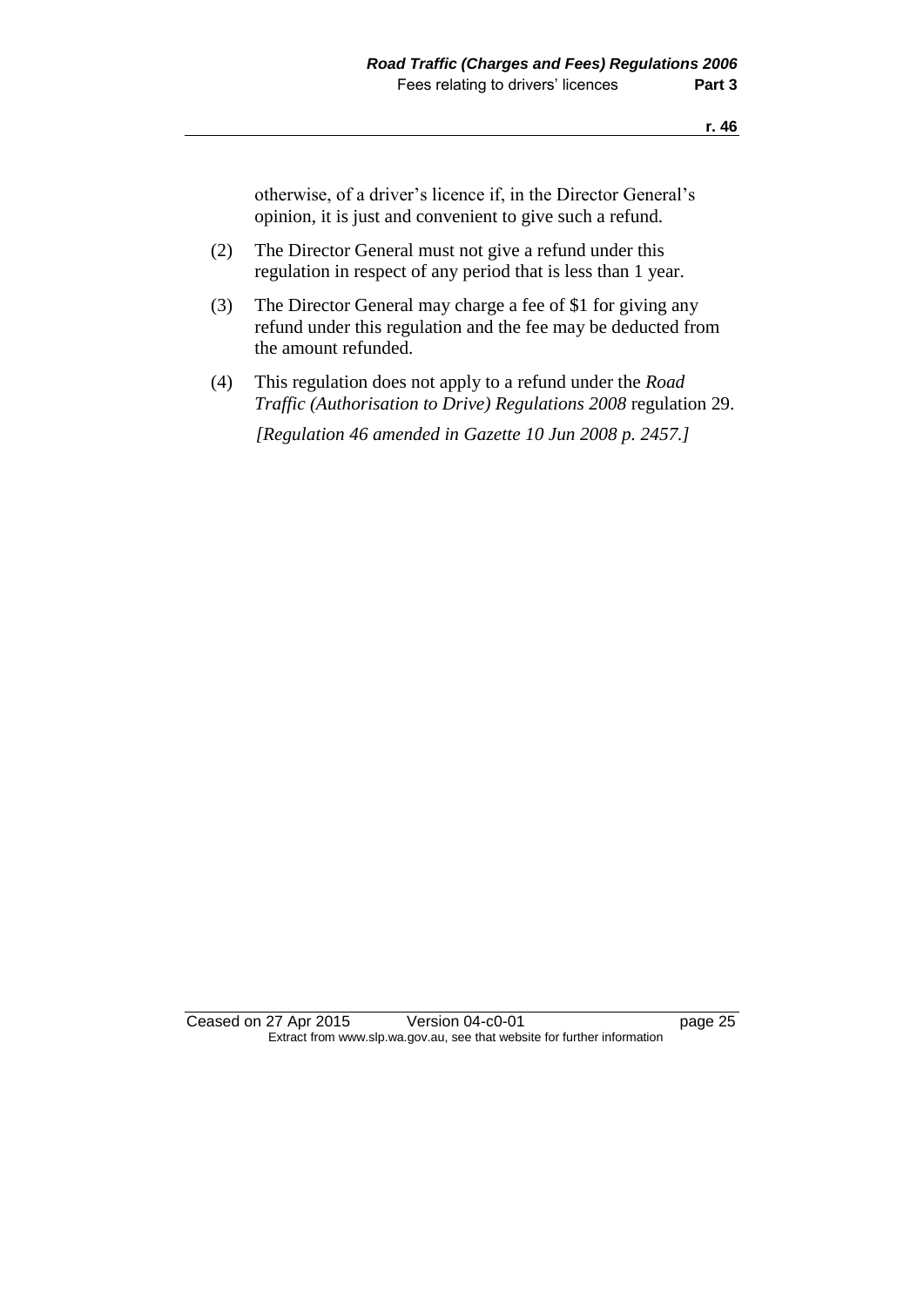otherwise, of a driver's licence if, in the Director General's opinion, it is just and convenient to give such a refund.

(2) The Director General must not give a refund under this regulation in respect of any period that is less than 1 year.

(3) The Director General may charge a fee of $1 for giving any refund under this regulation and the fee may be deducted from the amount refunded.

(4) This regulation does not apply to a refund under the *Road Traffic (Authorisation to Drive) Regulations 2008* regulation 29.

*[Regulation 46 amended in Gazette 10 Jun 2008 p. 2457.]*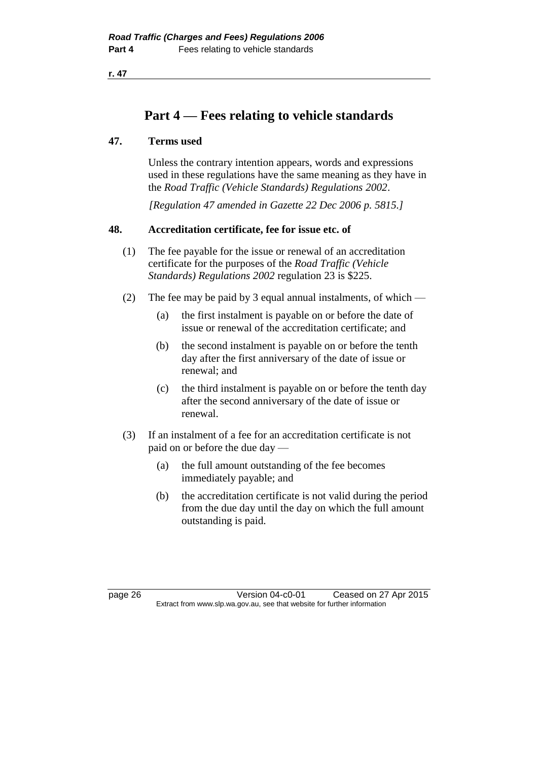# Part 4 — Fees relating to vehicle standards

## 47. Terms used

Unless the contrary intention appears, words and expressions used in these regulations have the same meaning as they have in the *Road Traffic (Vehicle Standards) Regulations 2002*.

*[Regulation 47 amended in Gazette 22 Dec 2006 p. 5815.]*

## 48. Accreditation certificate, fee for issue etc. of

(1) The fee payable for the issue or renewal of an accreditation certificate for the purposes of the *Road Traffic (Vehicle Standards) Regulations 2002* regulation 23 is $225.

(2) The fee may be paid by 3 equal annual instalments, of which —

- (a) the first instalment is payable on or before the date of issue or renewal of the accreditation certificate; and
- (b) the second instalment is payable on or before the tenth day after the first anniversary of the date of issue or renewal; and
- (c) the third instalment is payable on or before the tenth day after the second anniversary of the date of issue or renewal.

(3) If an instalment of a fee for an accreditation certificate is not paid on or before the due day —

- (a) the full amount outstanding of the fee becomes immediately payable; and
- (b) the accreditation certificate is not valid during the period from the due day until the day on which the full amount outstanding is paid.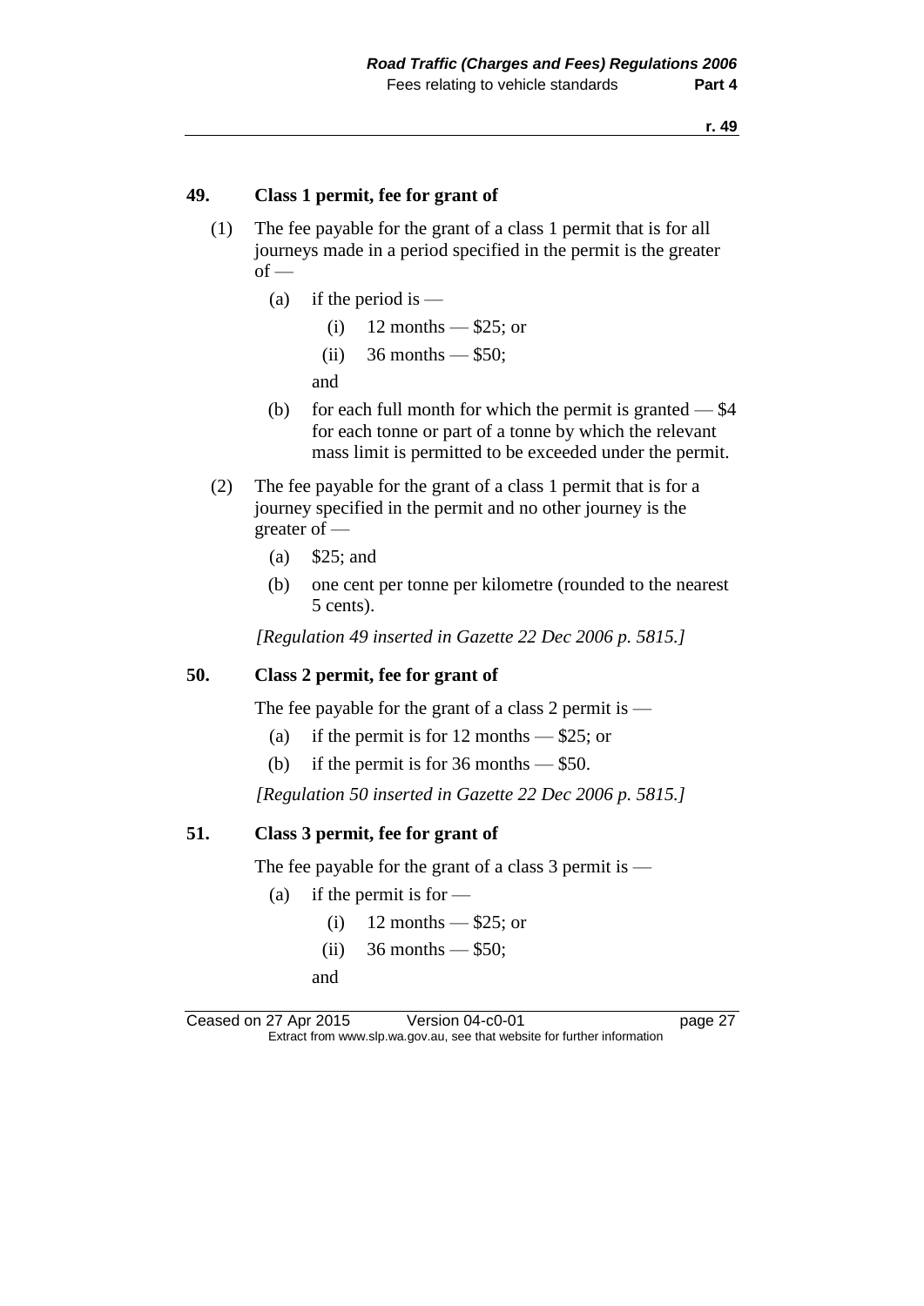### 49. Class 1 permit, fee for grant of

(1) The fee payable for the grant of a class 1 permit that is for all journeys made in a period specified in the permit is the greater of —

- (a) if the period is —
  - (i) 12 months — $25; or
  - (ii) 36 months — $50;

  and
- (b) for each full month for which the permit is granted — $4 for each tonne or part of a tonne by which the relevant mass limit is permitted to be exceeded under the permit.

(2) The fee payable for the grant of a class 1 permit that is for a journey specified in the permit and no other journey is the greater of —

- (a) $25; and
- (b) one cent per tonne per kilometre (rounded to the nearest 5 cents).

*[Regulation 49 inserted in Gazette 22 Dec 2006 p. 5815.]*

### 50. Class 2 permit, fee for grant of

The fee payable for the grant of a class 2 permit is —

- (a) if the permit is for 12 months — $25; or
- (b) if the permit is for 36 months — $50.

*[Regulation 50 inserted in Gazette 22 Dec 2006 p. 5815.]*

### 51. Class 3 permit, fee for grant of

The fee payable for the grant of a class 3 permit is —

- (a) if the permit is for —
  - (i) 12 months — $25; or
  - (ii) 36 months — $50;

  and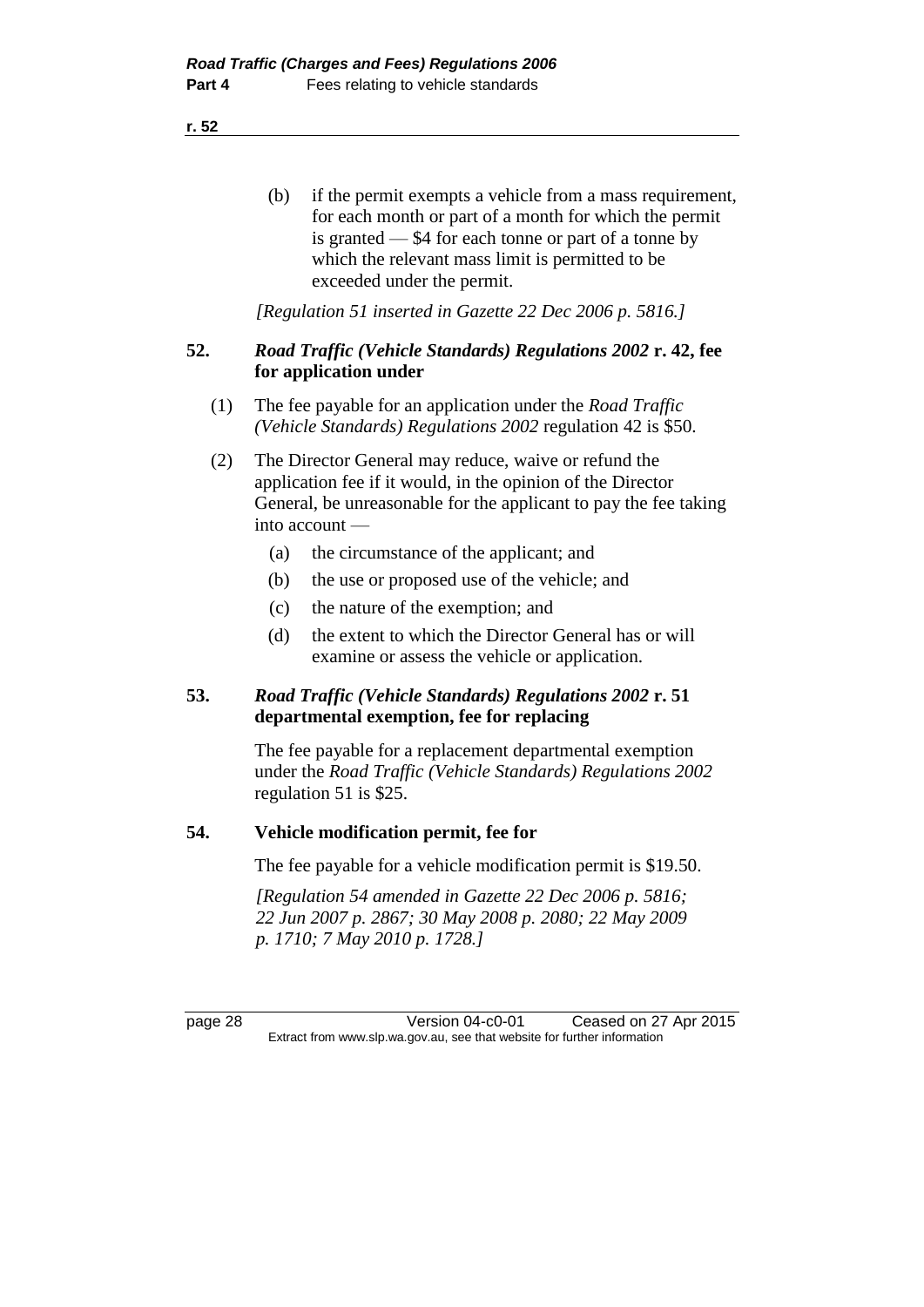(b) if the permit exempts a vehicle from a mass requirement, for each month or part of a month for which the permit is granted — $4 for each tonne or part of a tonne by which the relevant mass limit is permitted to be exceeded under the permit.

*[Regulation 51 inserted in Gazette 22 Dec 2006 p. 5816.]*

### 52. *Road Traffic (Vehicle Standards) Regulations 2002* r. 42, fee for application under

(1) The fee payable for an application under the *Road Traffic (Vehicle Standards) Regulations 2002* regulation 42 is $50.

(2) The Director General may reduce, waive or refund the application fee if it would, in the opinion of the Director General, be unreasonable for the applicant to pay the fee taking into account —

(a) the circumstance of the applicant; and

(b) the use or proposed use of the vehicle; and

(c) the nature of the exemption; and

(d) the extent to which the Director General has or will examine or assess the vehicle or application.

### 53. *Road Traffic (Vehicle Standards) Regulations 2002* r. 51 departmental exemption, fee for replacing

The fee payable for a replacement departmental exemption under the *Road Traffic (Vehicle Standards) Regulations 2002* regulation 51 is $25.

### 54. Vehicle modification permit, fee for

The fee payable for a vehicle modification permit is $19.50.

*[Regulation 54 amended in Gazette 22 Dec 2006 p. 5816; 22 Jun 2007 p. 2867; 30 May 2008 p. 2080; 22 May 2009 p. 1710; 7 May 2010 p. 1728.]*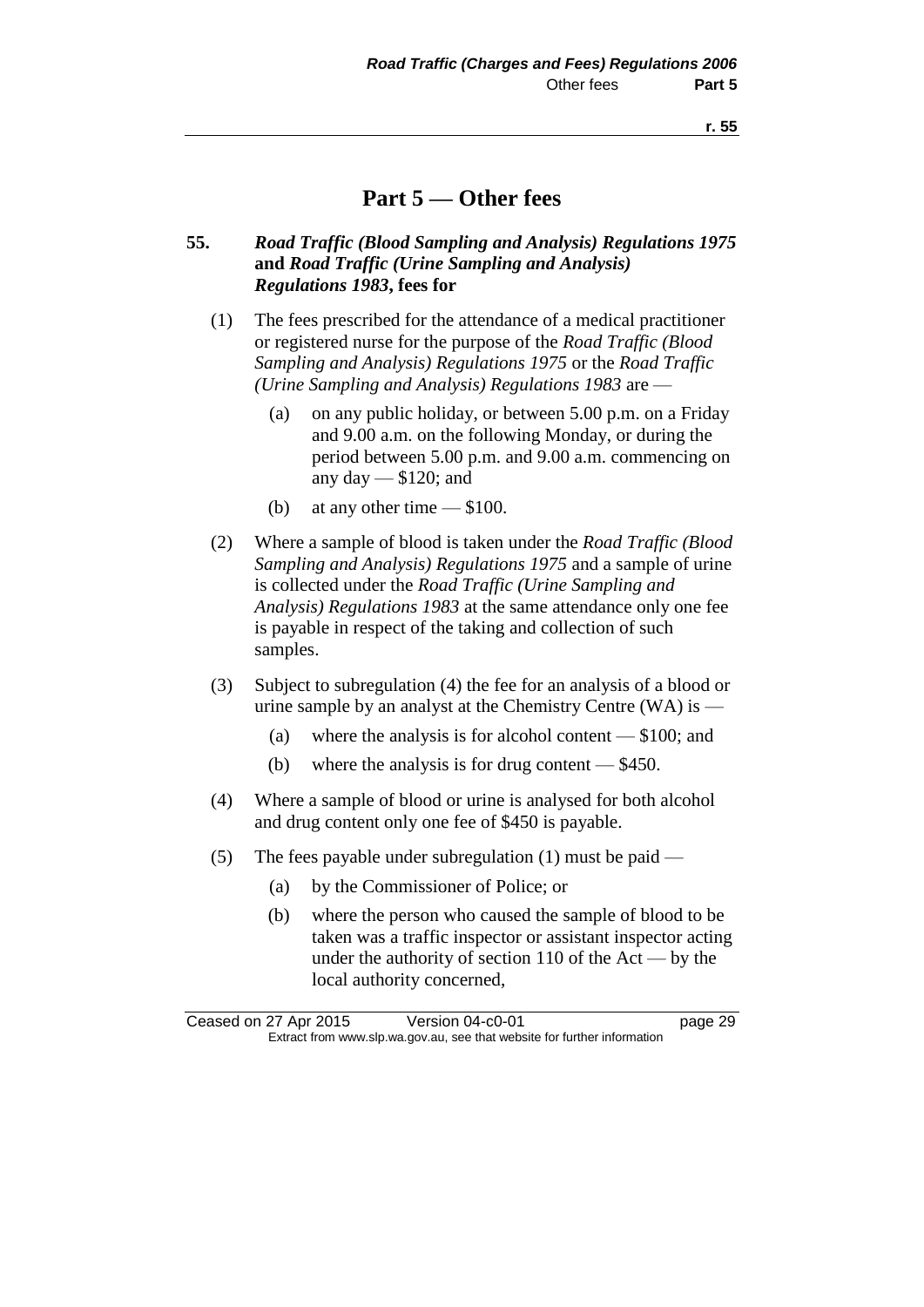# Part 5 — Other fees

**55.** ***Road Traffic (Blood Sampling and Analysis) Regulations 1975* and *Road Traffic (Urine Sampling and Analysis) Regulations 1983*, fees for**

(1) The fees prescribed for the attendance of a medical practitioner or registered nurse for the purpose of the *Road Traffic (Blood Sampling and Analysis) Regulations 1975* or the *Road Traffic (Urine Sampling and Analysis) Regulations 1983* are —

- (a) on any public holiday, or between 5.00 p.m. on a Friday and 9.00 a.m. on the following Monday, or during the period between 5.00 p.m. and 9.00 a.m. commencing on any day — $120; and
- (b) at any other time — $100.

(2) Where a sample of blood is taken under the *Road Traffic (Blood Sampling and Analysis) Regulations 1975* and a sample of urine is collected under the *Road Traffic (Urine Sampling and Analysis) Regulations 1983* at the same attendance only one fee is payable in respect of the taking and collection of such samples.

(3) Subject to subregulation (4) the fee for an analysis of a blood or urine sample by an analyst at the Chemistry Centre (WA) is —

- (a) where the analysis is for alcohol content — $100; and
- (b) where the analysis is for drug content — $450.

(4) Where a sample of blood or urine is analysed for both alcohol and drug content only one fee of $450 is payable.

(5) The fees payable under subregulation (1) must be paid —

- (a) by the Commissioner of Police; or
- (b) where the person who caused the sample of blood to be taken was a traffic inspector or assistant inspector acting under the authority of section 110 of the Act — by the local authority concerned,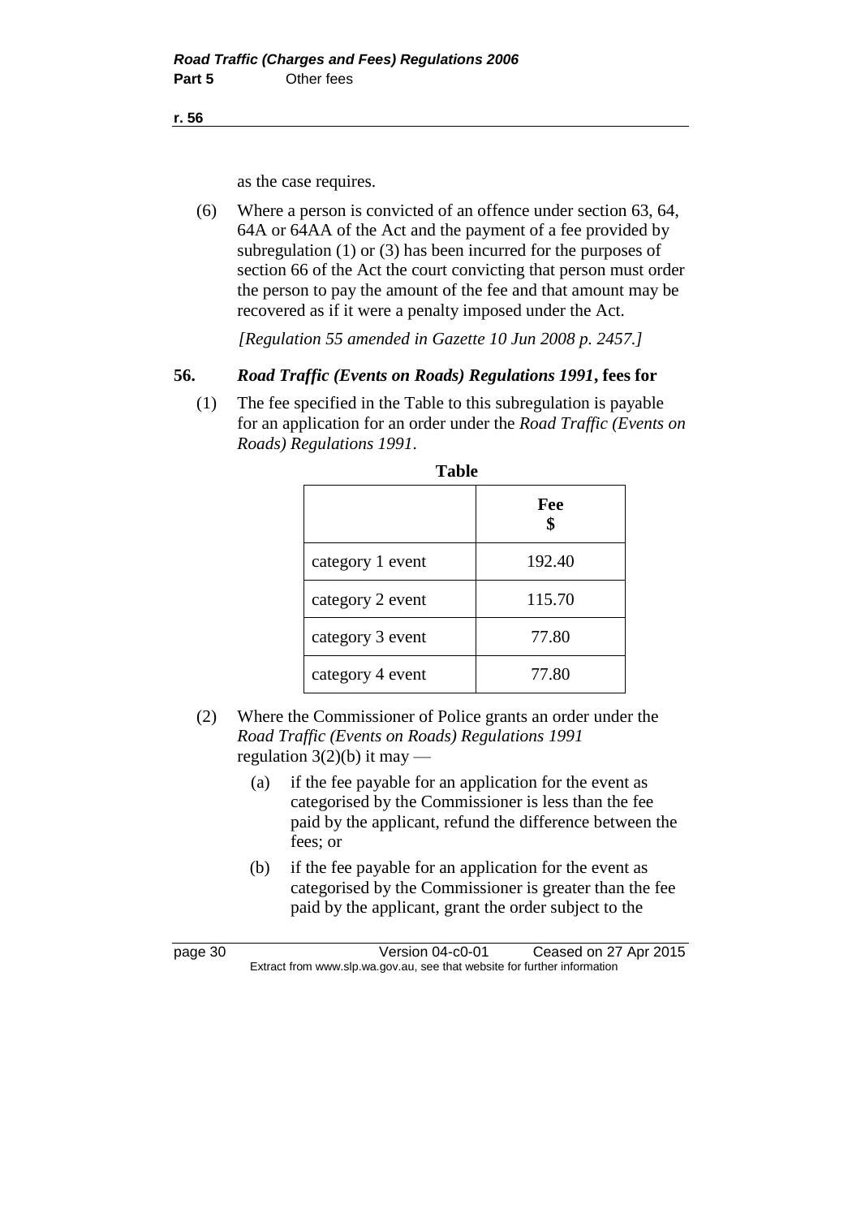as the case requires.

(6) Where a person is convicted of an offence under section 63, 64, 64A or 64AA of the Act and the payment of a fee provided by subregulation (1) or (3) has been incurred for the purposes of section 66 of the Act the court convicting that person must order the person to pay the amount of the fee and that amount may be recovered as if it were a penalty imposed under the Act.

*[Regulation 55 amended in Gazette 10 Jun 2008 p. 2457.]*

## 56. *Road Traffic (Events on Roads) Regulations 1991*, fees for

(1) The fee specified in the Table to this subregulation is payable for an application for an order under the *Road Traffic (Events on Roads) Regulations 1991*.

**Table**

| | Fee $ |
|---|---|
| category 1 event | 192.40 |
| category 2 event | 115.70 |
| category 3 event | 77.80 |
| category 4 event | 77.80 |

(2) Where the Commissioner of Police grants an order under the *Road Traffic (Events on Roads) Regulations 1991* regulation 3(2)(b) it may —

(a) if the fee payable for an application for the event as categorised by the Commissioner is less than the fee paid by the applicant, refund the difference between the fees; or

(b) if the fee payable for an application for the event as categorised by the Commissioner is greater than the fee paid by the applicant, grant the order subject to the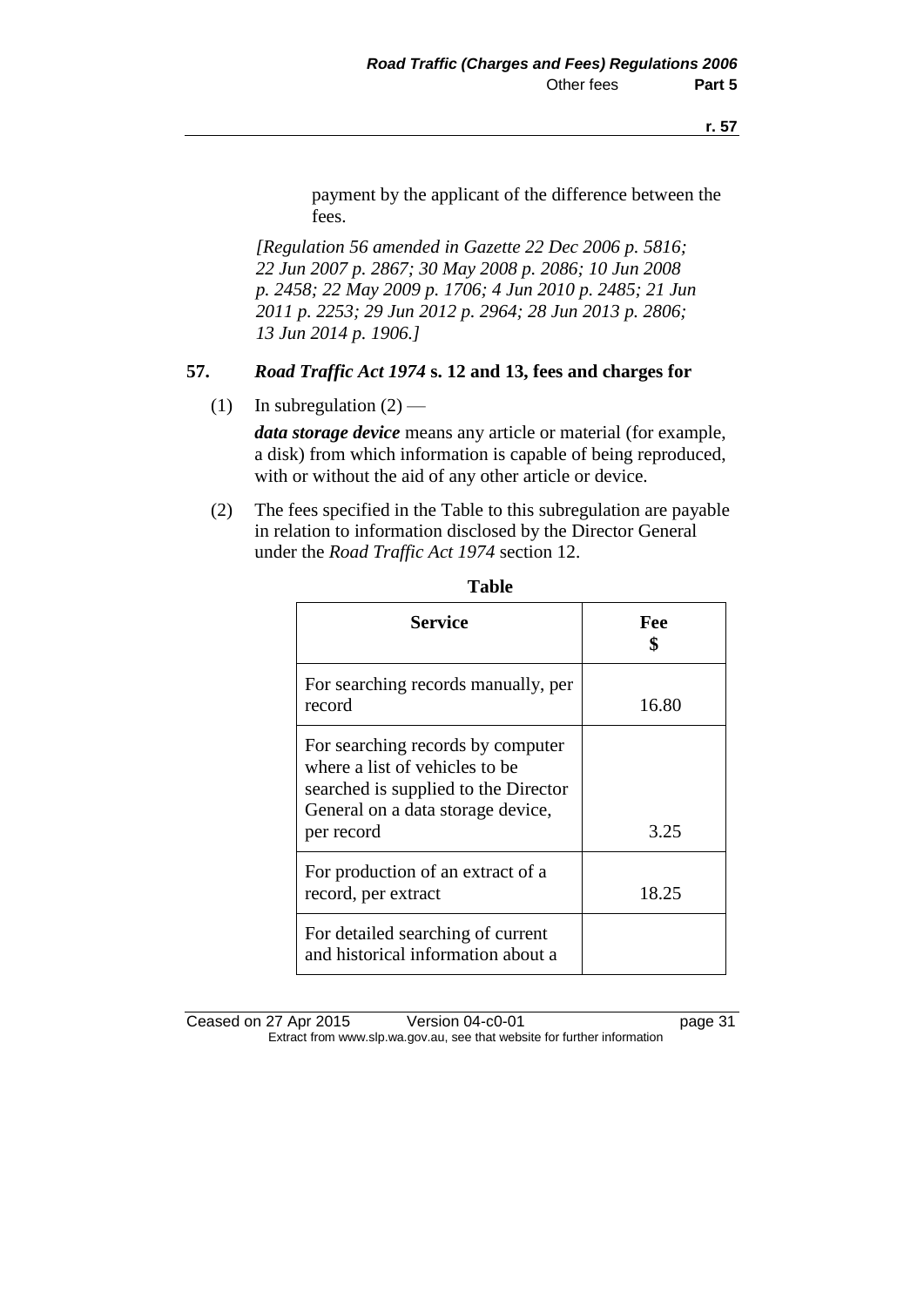payment by the applicant of the difference between the fees.

*[Regulation 56 amended in Gazette 22 Dec 2006 p. 5816; 22 Jun 2007 p. 2867; 30 May 2008 p. 2086; 10 Jun 2008 p. 2458; 22 May 2009 p. 1706; 4 Jun 2010 p. 2485; 21 Jun 2011 p. 2253; 29 Jun 2012 p. 2964; 28 Jun 2013 p. 2806; 13 Jun 2014 p. 1906.]*

### 57. *Road Traffic Act 1974* s. 12 and 13, fees and charges for

(1) In subregulation (2) —

***data storage device*** means any article or material (for example, a disk) from which information is capable of being reproduced, with or without the aid of any other article or device.

(2) The fees specified in the Table to this subregulation are payable in relation to information disclosed by the Director General under the *Road Traffic Act 1974* section 12.

**Table**

| Service | Fee $ |
|---|---|
| For searching records manually, per record | 16.80 |
| For searching records by computer where a list of vehicles to be searched is supplied to the Director General on a data storage device, per record | 3.25 |
| For production of an extract of a record, per extract | 18.25 |
| For detailed searching of current and historical information about a | |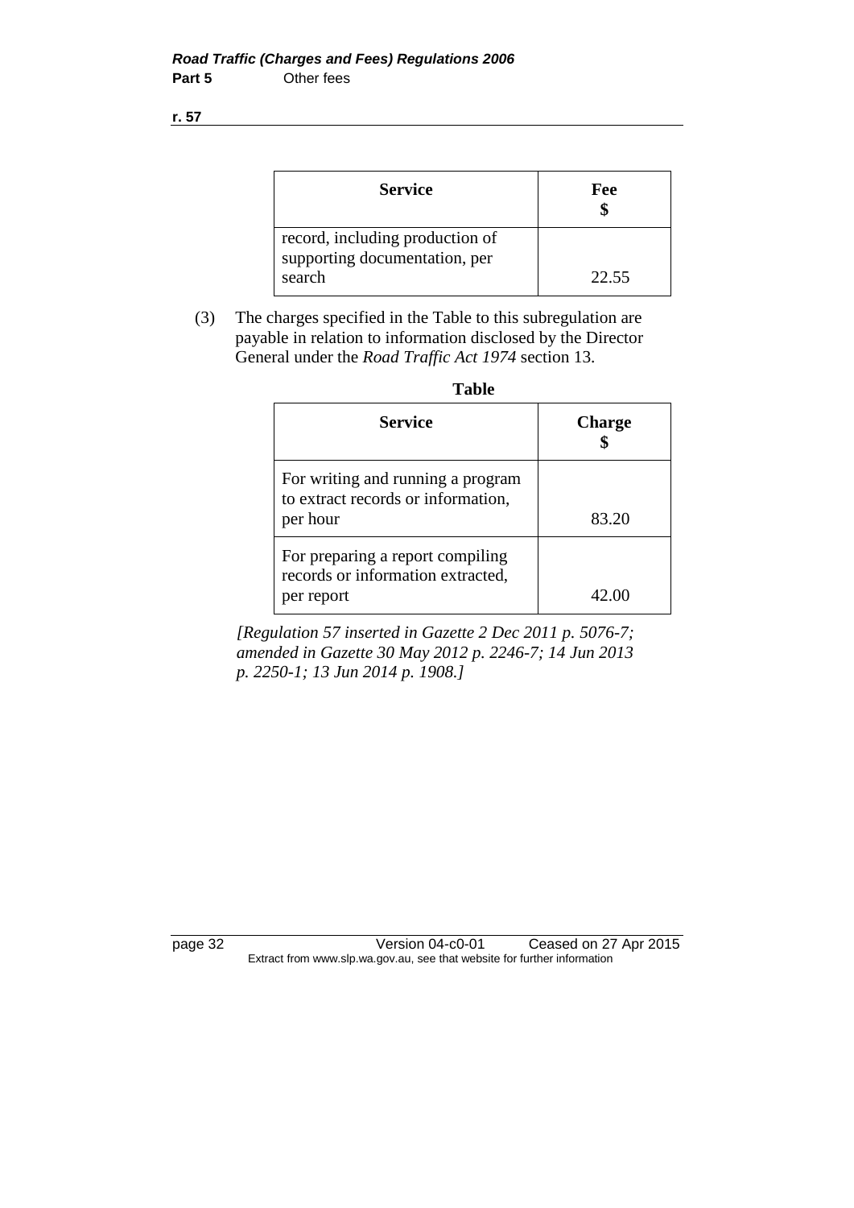| Service | Fee $ |
|---|---|
| record, including production of supporting documentation, per search | 22.55 |

(3) The charges specified in the Table to this subregulation are payable in relation to information disclosed by the Director General under the *Road Traffic Act 1974* section 13.

**Table**

| Service | Charge $ |
|---|---|
| For writing and running a program to extract records or information, per hour | 83.20 |
| For preparing a report compiling records or information extracted, per report | 42.00 |

*[Regulation 57 inserted in Gazette 2 Dec 2011 p. 5076-7; amended in Gazette 30 May 2012 p. 2246-7; 14 Jun 2013 p. 2250-1; 13 Jun 2014 p. 1908.]*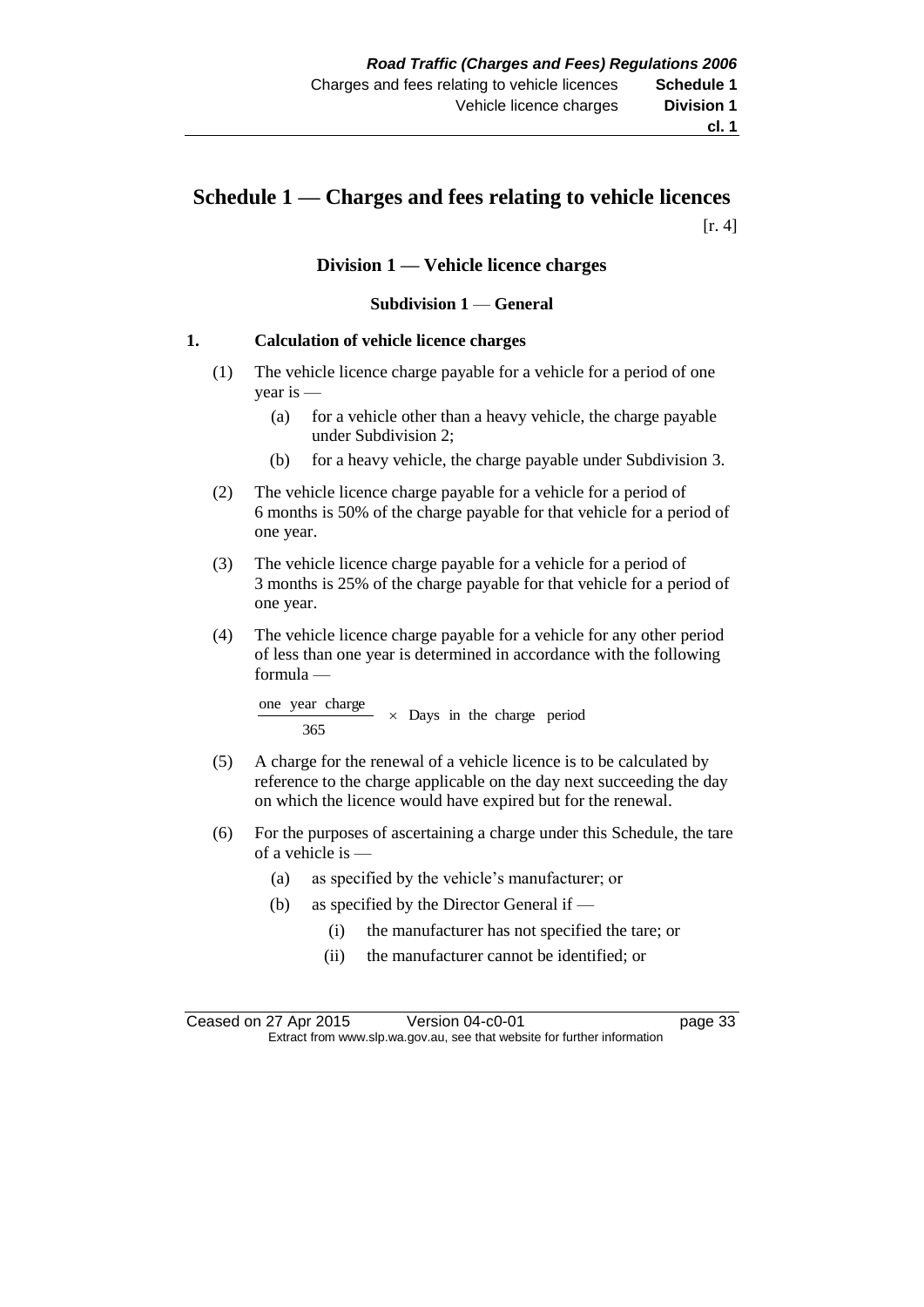# Schedule 1 — Charges and fees relating to vehicle licences

[r. 4]

## Division 1 — Vehicle licence charges

### Subdivision 1 — General

**1. Calculation of vehicle licence charges**

(1) The vehicle licence charge payable for a vehicle for a period of one year is —

(a) for a vehicle other than a heavy vehicle, the charge payable under Subdivision 2;

(b) for a heavy vehicle, the charge payable under Subdivision 3.

(2) The vehicle licence charge payable for a vehicle for a period of 6 months is 50% of the charge payable for that vehicle for a period of one year.

(3) The vehicle licence charge payable for a vehicle for a period of 3 months is 25% of the charge payable for that vehicle for a period of one year.

(4) The vehicle licence charge payable for a vehicle for any other period of less than one year is determined in accordance with the following formula —

$$\frac{\text{one year charge}}{365} \times \text{Days in the charge period}$$

(5) A charge for the renewal of a vehicle licence is to be calculated by reference to the charge applicable on the day next succeeding the day on which the licence would have expired but for the renewal.

(6) For the purposes of ascertaining a charge under this Schedule, the tare of a vehicle is —

(a) as specified by the vehicle's manufacturer; or

(b) as specified by the Director General if —

(i) the manufacturer has not specified the tare; or

(ii) the manufacturer cannot be identified; or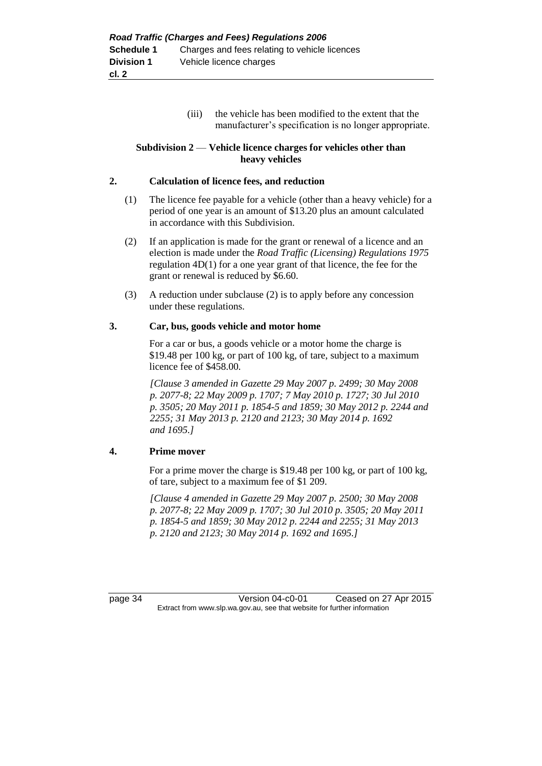(iii) the vehicle has been modified to the extent that the manufacturer's specification is no longer appropriate.

### Subdivision 2 — Vehicle licence charges for vehicles other than heavy vehicles

**2. Calculation of licence fees, and reduction**

(1) The licence fee payable for a vehicle (other than a heavy vehicle) for a period of one year is an amount of $13.20 plus an amount calculated in accordance with this Subdivision.

(2) If an application is made for the grant or renewal of a licence and an election is made under the *Road Traffic (Licensing) Regulations 1975* regulation 4D(1) for a one year grant of that licence, the fee for the grant or renewal is reduced by $6.60.

(3) A reduction under subclause (2) is to apply before any concession under these regulations.

**3. Car, bus, goods vehicle and motor home**

For a car or bus, a goods vehicle or a motor home the charge is $19.48 per 100 kg, or part of 100 kg, of tare, subject to a maximum licence fee of $458.00.

*[Clause 3 amended in Gazette 29 May 2007 p. 2499; 30 May 2008 p. 2077-8; 22 May 2009 p. 1707; 7 May 2010 p. 1727; 30 Jul 2010 p. 3505; 20 May 2011 p. 1854-5 and 1859; 30 May 2012 p. 2244 and 2255; 31 May 2013 p. 2120 and 2123; 30 May 2014 p. 1692 and 1695.]*

**4. Prime mover**

For a prime mover the charge is $19.48 per 100 kg, or part of 100 kg, of tare, subject to a maximum fee of $1 209.

*[Clause 4 amended in Gazette 29 May 2007 p. 2500; 30 May 2008 p. 2077-8; 22 May 2009 p. 1707; 30 Jul 2010 p. 3505; 20 May 2011 p. 1854-5 and 1859; 30 May 2012 p. 2244 and 2255; 31 May 2013 p. 2120 and 2123; 30 May 2014 p. 1692 and 1695.]*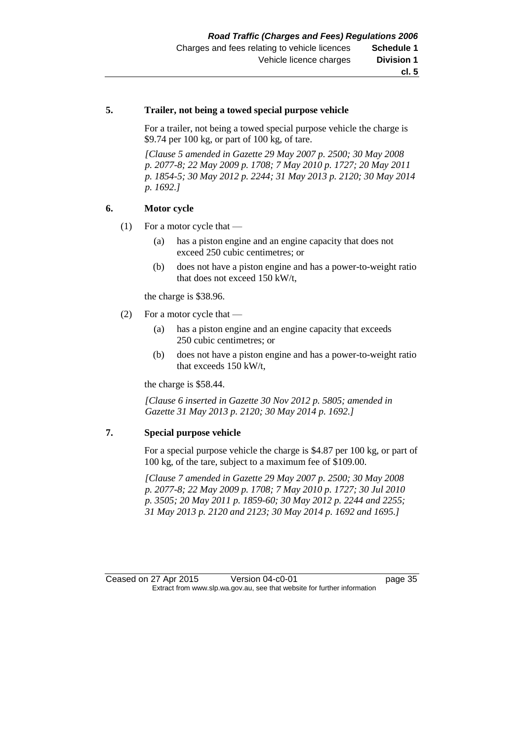### 5. Trailer, not being a towed special purpose vehicle

For a trailer, not being a towed special purpose vehicle the charge is $9.74 per 100 kg, or part of 100 kg, of tare.

*[Clause 5 amended in Gazette 29 May 2007 p. 2500; 30 May 2008 p. 2077-8; 22 May 2009 p. 1708; 7 May 2010 p. 1727; 20 May 2011 p. 1854-5; 30 May 2012 p. 2244; 31 May 2013 p. 2120; 30 May 2014 p. 1692.]*

### 6. Motor cycle

(1) For a motor cycle that —

- (a) has a piston engine and an engine capacity that does not exceed 250 cubic centimetres; or
- (b) does not have a piston engine and has a power-to-weight ratio that does not exceed 150 kW/t,

the charge is $38.96.

(2) For a motor cycle that —

- (a) has a piston engine and an engine capacity that exceeds 250 cubic centimetres; or
- (b) does not have a piston engine and has a power-to-weight ratio that exceeds 150 kW/t,

the charge is $58.44.

*[Clause 6 inserted in Gazette 30 Nov 2012 p. 5805; amended in Gazette 31 May 2013 p. 2120; 30 May 2014 p. 1692.]*

### 7. Special purpose vehicle

For a special purpose vehicle the charge is $4.87 per 100 kg, or part of 100 kg, of the tare, subject to a maximum fee of $109.00.

*[Clause 7 amended in Gazette 29 May 2007 p. 2500; 30 May 2008 p. 2077-8; 22 May 2009 p. 1708; 7 May 2010 p. 1727; 30 Jul 2010 p. 3505; 20 May 2011 p. 1859-60; 30 May 2012 p. 2244 and 2255; 31 May 2013 p. 2120 and 2123; 30 May 2014 p. 1692 and 1695.]*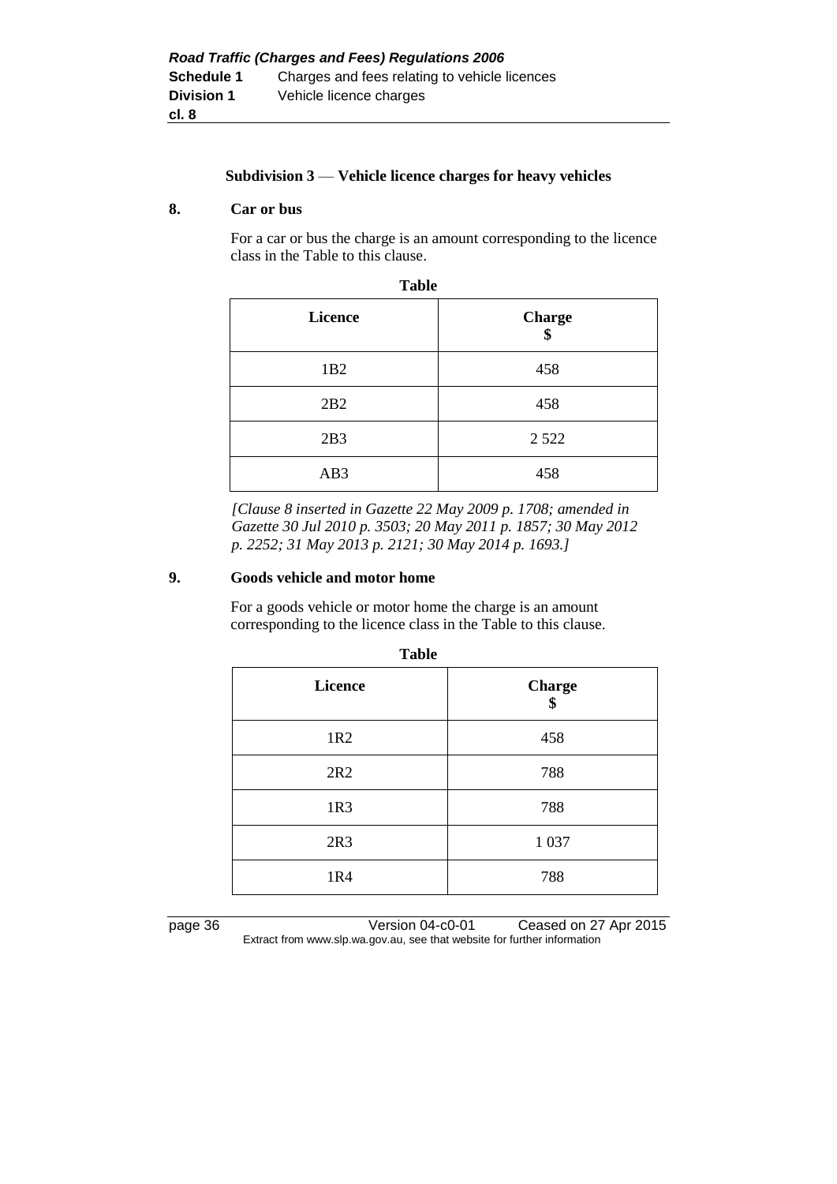#### Subdivision 3 — Vehicle licence charges for heavy vehicles

**8. Car or bus**

For a car or bus the charge is an amount corresponding to the licence class in the Table to this clause.

**Table**

| Licence | Charge $ |
|---|---|
| 1B2 | 458 |
| 2B2 | 458 |
| 2B3 | 2 522 |
| AB3 | 458 |

*[Clause 8 inserted in Gazette 22 May 2009 p. 1708; amended in Gazette 30 Jul 2010 p. 3503; 20 May 2011 p. 1857; 30 May 2012 p. 2252; 31 May 2013 p. 2121; 30 May 2014 p. 1693.]*

**9. Goods vehicle and motor home**

For a goods vehicle or motor home the charge is an amount corresponding to the licence class in the Table to this clause.

**Table**

| Licence | Charge $ |
|---|---|
| 1R2 | 458 |
| 2R2 | 788 |
| 1R3 | 788 |
| 2R3 | 1 037 |
| 1R4 | 788 |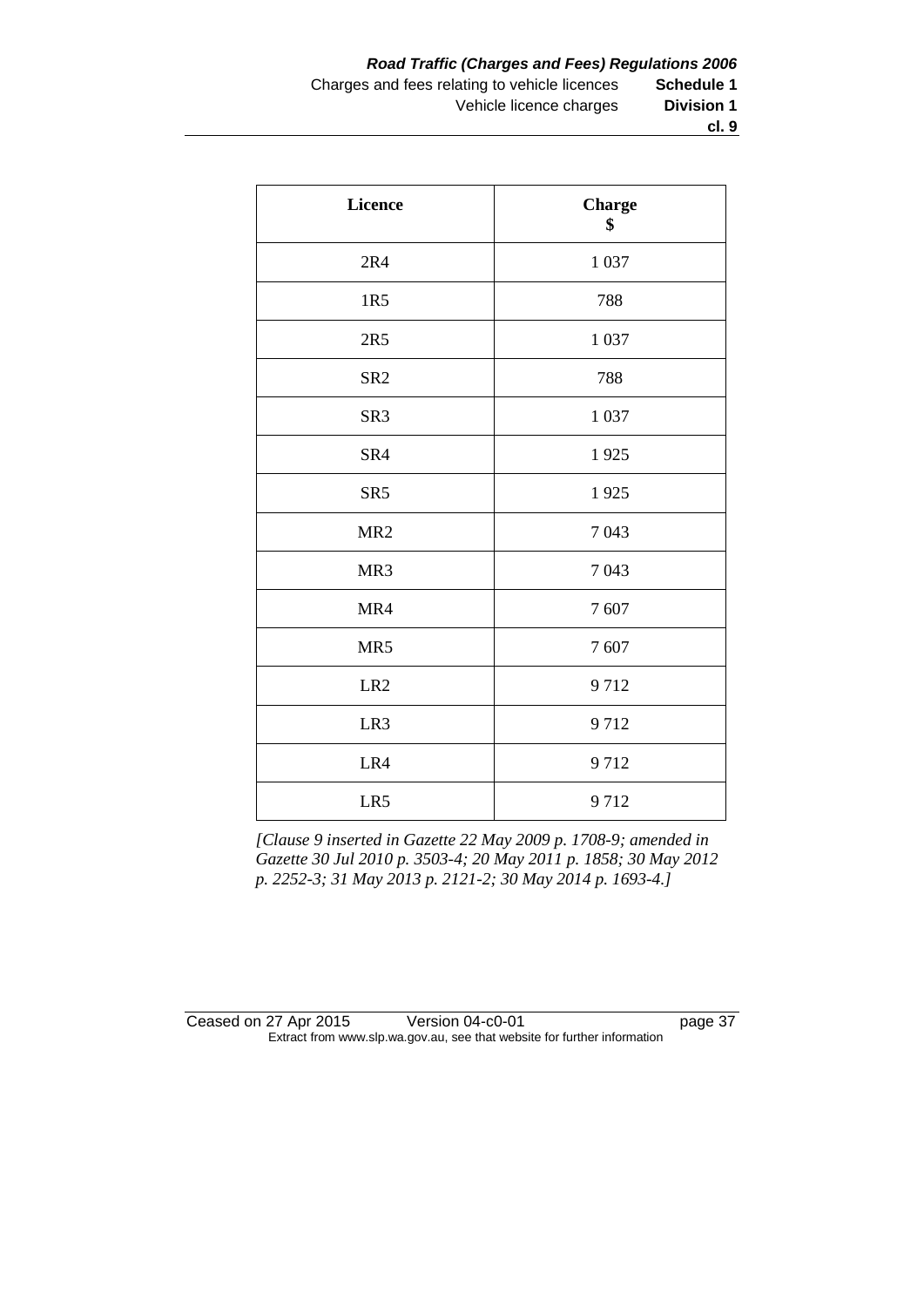| Licence | Charge $ |
|---|---|
| 2R4 | 1 037 |
| 1R5 | 788 |
| 2R5 | 1 037 |
| SR2 | 788 |
| SR3 | 1 037 |
| SR4 | 1 925 |
| SR5 | 1 925 |
| MR2 | 7 043 |
| MR3 | 7 043 |
| MR4 | 7 607 |
| MR5 | 7 607 |
| LR2 | 9 712 |
| LR3 | 9 712 |
| LR4 | 9 712 |
| LR5 | 9 712 |

*[Clause 9 inserted in Gazette 22 May 2009 p. 1708-9; amended in Gazette 30 Jul 2010 p. 3503-4; 20 May 2011 p. 1858; 30 May 2012 p. 2252-3; 31 May 2013 p. 2121-2; 30 May 2014 p. 1693-4.]*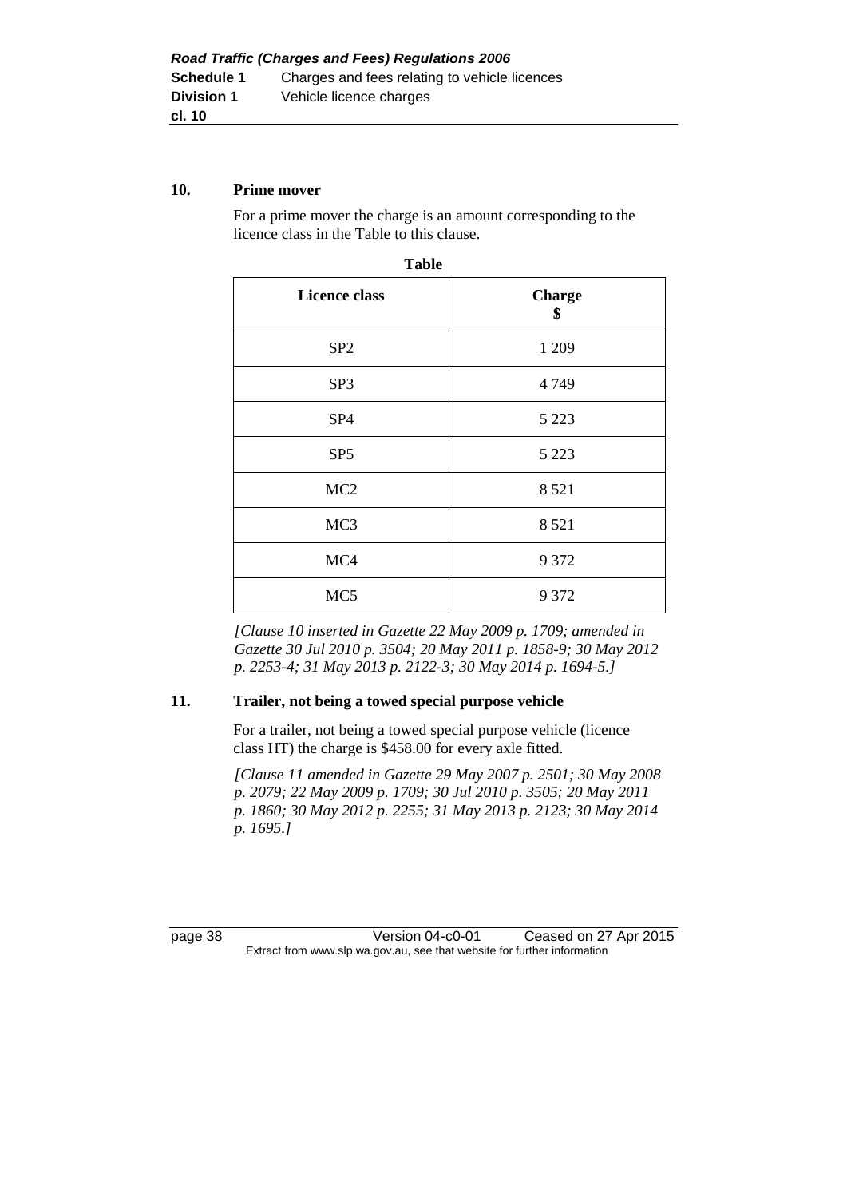**10. Prime mover**

For a prime mover the charge is an amount corresponding to the licence class in the Table to this clause.

**Table**

| Licence class | Charge $ |
|---|---|
| SP2 | 1 209 |
| SP3 | 4 749 |
| SP4 | 5 223 |
| SP5 | 5 223 |
| MC2 | 8 521 |
| MC3 | 8 521 |
| MC4 | 9 372 |
| MC5 | 9 372 |

*[Clause 10 inserted in Gazette 22 May 2009 p. 1709; amended in Gazette 30 Jul 2010 p. 3504; 20 May 2011 p. 1858-9; 30 May 2012 p. 2253-4; 31 May 2013 p. 2122-3; 30 May 2014 p. 1694-5.]*

**11. Trailer, not being a towed special purpose vehicle**

For a trailer, not being a towed special purpose vehicle (licence class HT) the charge is $458.00 for every axle fitted.

*[Clause 11 amended in Gazette 29 May 2007 p. 2501; 30 May 2008 p. 2079; 22 May 2009 p. 1709; 30 Jul 2010 p. 3505; 20 May 2011 p. 1860; 30 May 2012 p. 2255; 31 May 2013 p. 2123; 30 May 2014 p. 1695.]*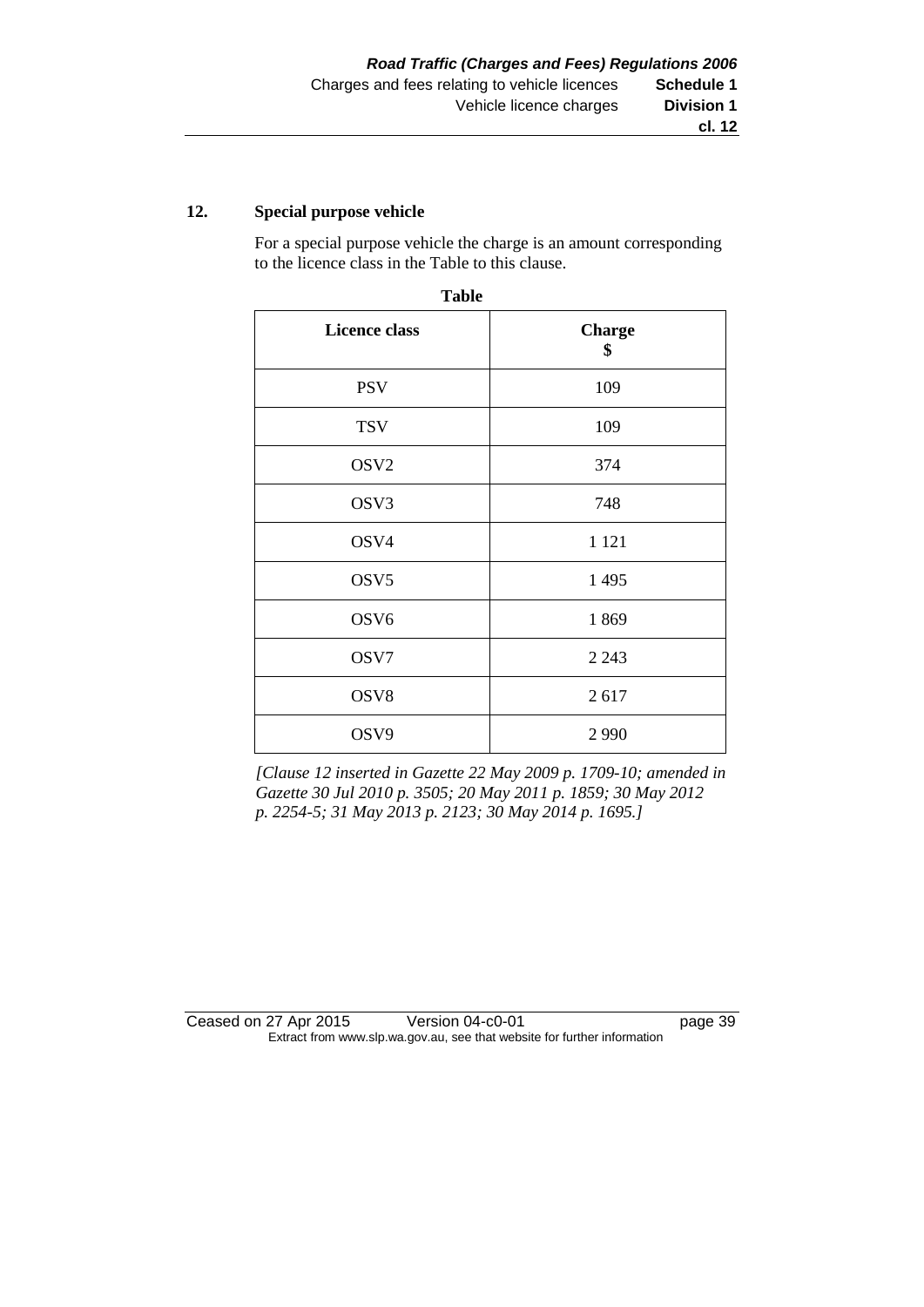## 12. Special purpose vehicle

For a special purpose vehicle the charge is an amount corresponding to the licence class in the Table to this clause.

**Table**

| Licence class | Charge $ |
|---|---|
| PSV | 109 |
| TSV | 109 |
| OSV2 | 374 |
| OSV3 | 748 |
| OSV4 | 1 121 |
| OSV5 | 1 495 |
| OSV6 | 1 869 |
| OSV7 | 2 243 |
| OSV8 | 2 617 |
| OSV9 | 2 990 |

*[Clause 12 inserted in Gazette 22 May 2009 p. 1709-10; amended in Gazette 30 Jul 2010 p. 3505; 20 May 2011 p. 1859; 30 May 2012 p. 2254-5; 31 May 2013 p. 2123; 30 May 2014 p. 1695.]*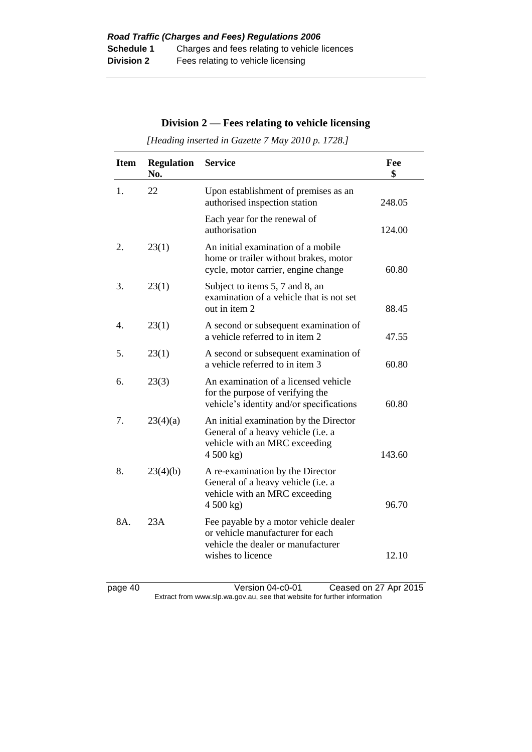## Division 2 — Fees relating to vehicle licensing

*[Heading inserted in Gazette 7 May 2010 p. 1728.]*

| Item | Regulation No. | Service | Fee $ |
|---|---|---|---|
| 1. | 22 | Upon establishment of premises as an authorised inspection station | 248.05 |
| | | Each year for the renewal of authorisation | 124.00 |
| 2. | 23(1) | An initial examination of a mobile home or trailer without brakes, motor cycle, motor carrier, engine change | 60.80 |
| 3. | 23(1) | Subject to items 5, 7 and 8, an examination of a vehicle that is not set out in item 2 | 88.45 |
| 4. | 23(1) | A second or subsequent examination of a vehicle referred to in item 2 | 47.55 |
| 5. | 23(1) | A second or subsequent examination of a vehicle referred to in item 3 | 60.80 |
| 6. | 23(3) | An examination of a licensed vehicle for the purpose of verifying the vehicle's identity and/or specifications | 60.80 |
| 7. | 23(4)(a) | An initial examination by the Director General of a heavy vehicle (i.e. a vehicle with an MRC exceeding 4 500 kg) | 143.60 |
| 8. | 23(4)(b) | A re-examination by the Director General of a heavy vehicle (i.e. a vehicle with an MRC exceeding 4 500 kg) | 96.70 |
| 8A. | 23A | Fee payable by a motor vehicle dealer or vehicle manufacturer for each vehicle the dealer or manufacturer wishes to licence | 12.10 |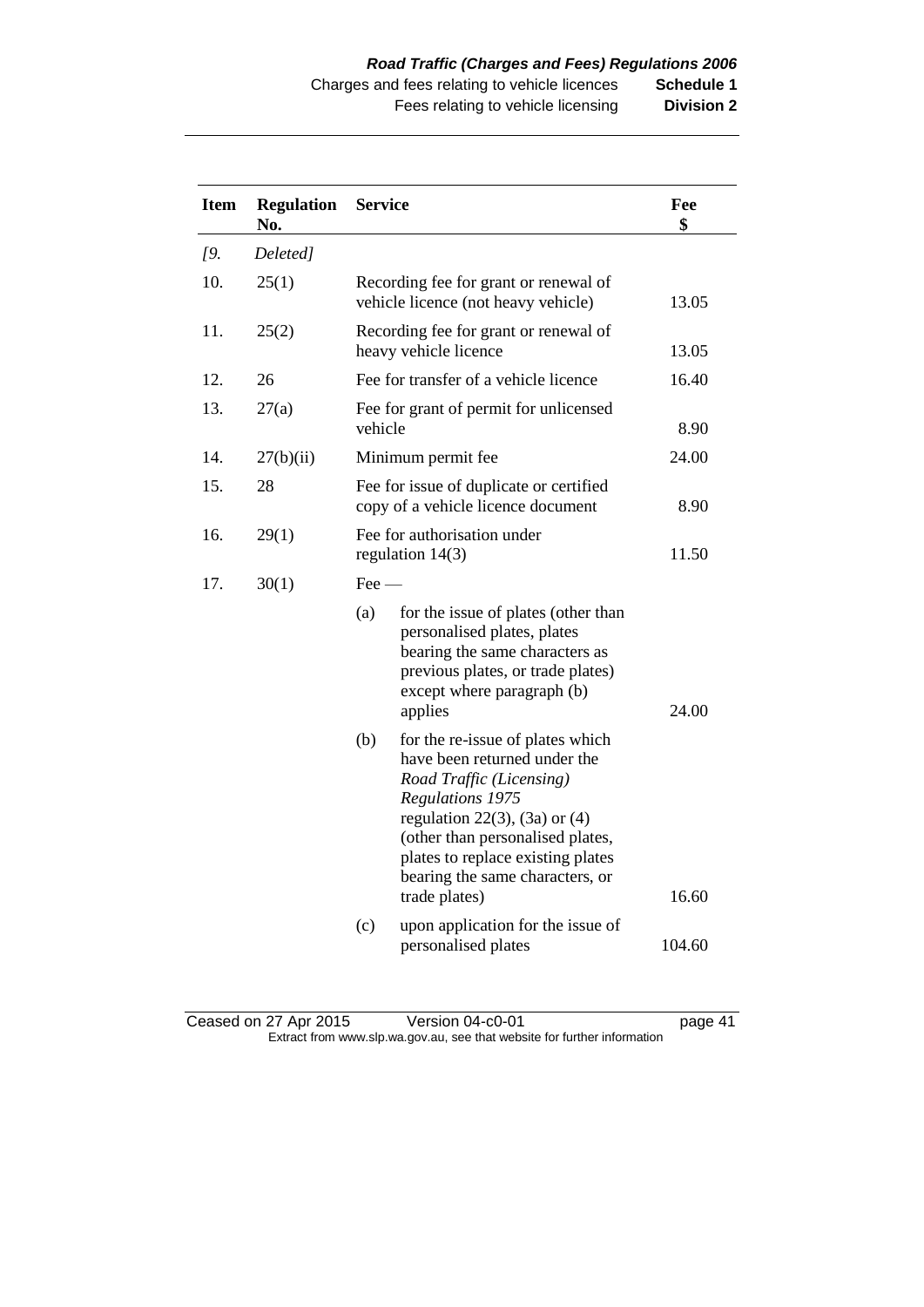| Item | Regulation No. | Service | Fee $ |
|---|---|---|---|
| *[9.* | *Deleted]* | | |
| 10. | 25(1) | Recording fee for grant or renewal of vehicle licence (not heavy vehicle) | 13.05 |
| 11. | 25(2) | Recording fee for grant or renewal of heavy vehicle licence | 13.05 |
| 12. | 26 | Fee for transfer of a vehicle licence | 16.40 |
| 13. | 27(a) | Fee for grant of permit for unlicensed vehicle | 8.90 |
| 14. | 27(b)(ii) | Minimum permit fee | 24.00 |
| 15. | 28 | Fee for issue of duplicate or certified copy of a vehicle licence document | 8.90 |
| 16. | 29(1) | Fee for authorisation under regulation 14(3) | 11.50 |
| 17. | 30(1) | Fee — | |
| | | (a) for the issue of plates (other than personalised plates, plates bearing the same characters as previous plates, or trade plates) except where paragraph (b) applies | 24.00 |
| | | (b) for the re-issue of plates which have been returned under the *Road Traffic (Licensing) Regulations 1975* regulation 22(3), (3a) or (4) (other than personalised plates, plates to replace existing plates bearing the same characters, or trade plates) | 16.60 |
| | | (c) upon application for the issue of personalised plates | 104.60 |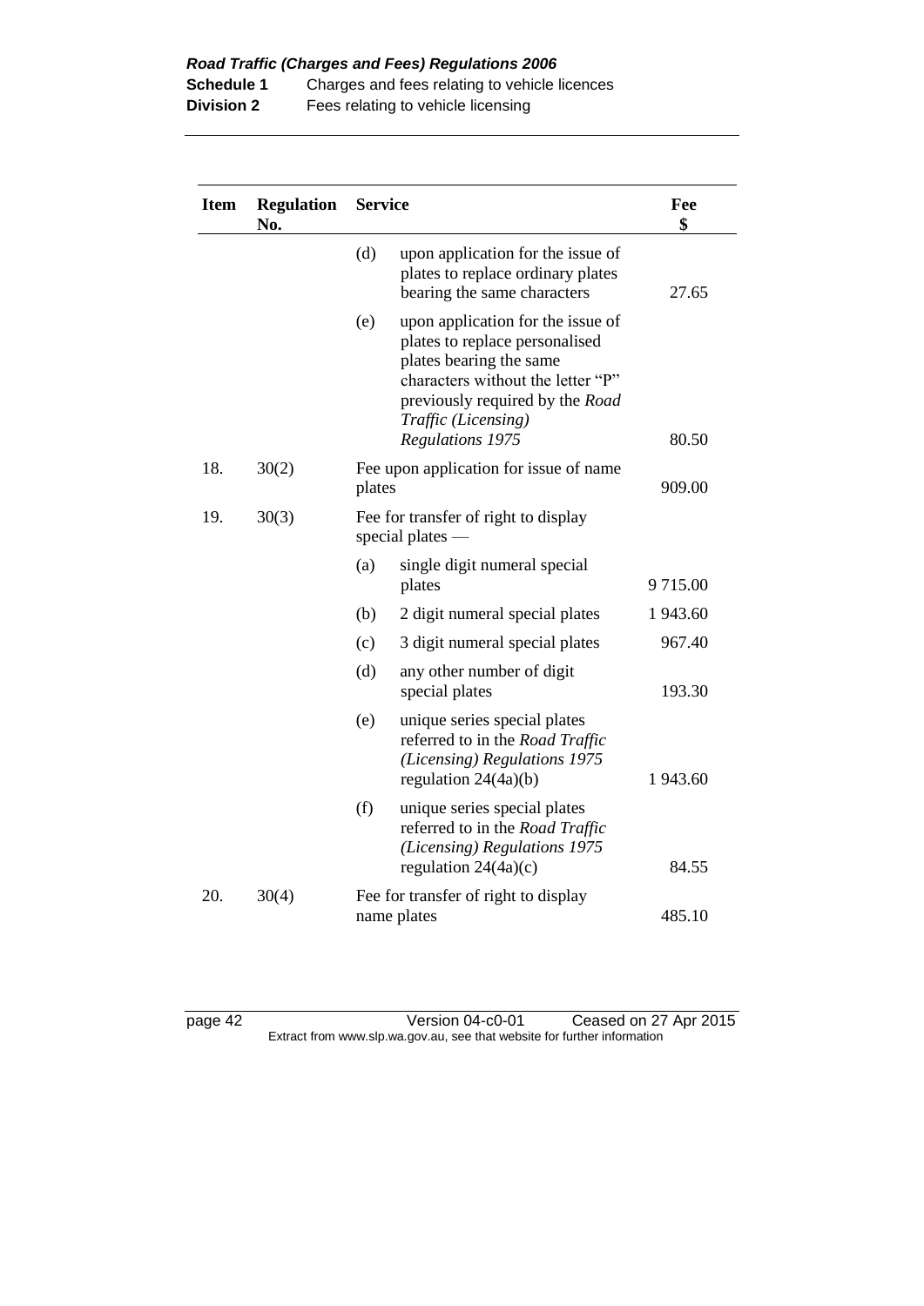| Item | Regulation No. | Service | | Fee $ |
|---|---|---|---|---|
| | | (d) | upon application for the issue of plates to replace ordinary plates bearing the same characters | 27.65 |
| | | (e) | upon application for the issue of plates to replace personalised plates bearing the same characters without the letter "P" previously required by the *Road Traffic (Licensing) Regulations 1975* | 80.50 |
| 18. | 30(2) | Fee upon application for issue of name plates | | 909.00 |
| 19. | 30(3) | Fee for transfer of right to display special plates — | | |
| | | (a) | single digit numeral special plates | 9 715.00 |
| | | (b) | 2 digit numeral special plates | 1 943.60 |
| | | (c) | 3 digit numeral special plates | 967.40 |
| | | (d) | any other number of digit special plates | 193.30 |
| | | (e) | unique series special plates referred to in the *Road Traffic (Licensing) Regulations 1975* regulation 24(4a)(b) | 1 943.60 |
| | | (f) | unique series special plates referred to in the *Road Traffic (Licensing) Regulations 1975* regulation 24(4a)(c) | 84.55 |
| 20. | 30(4) | Fee for transfer of right to display name plates | | 485.10 |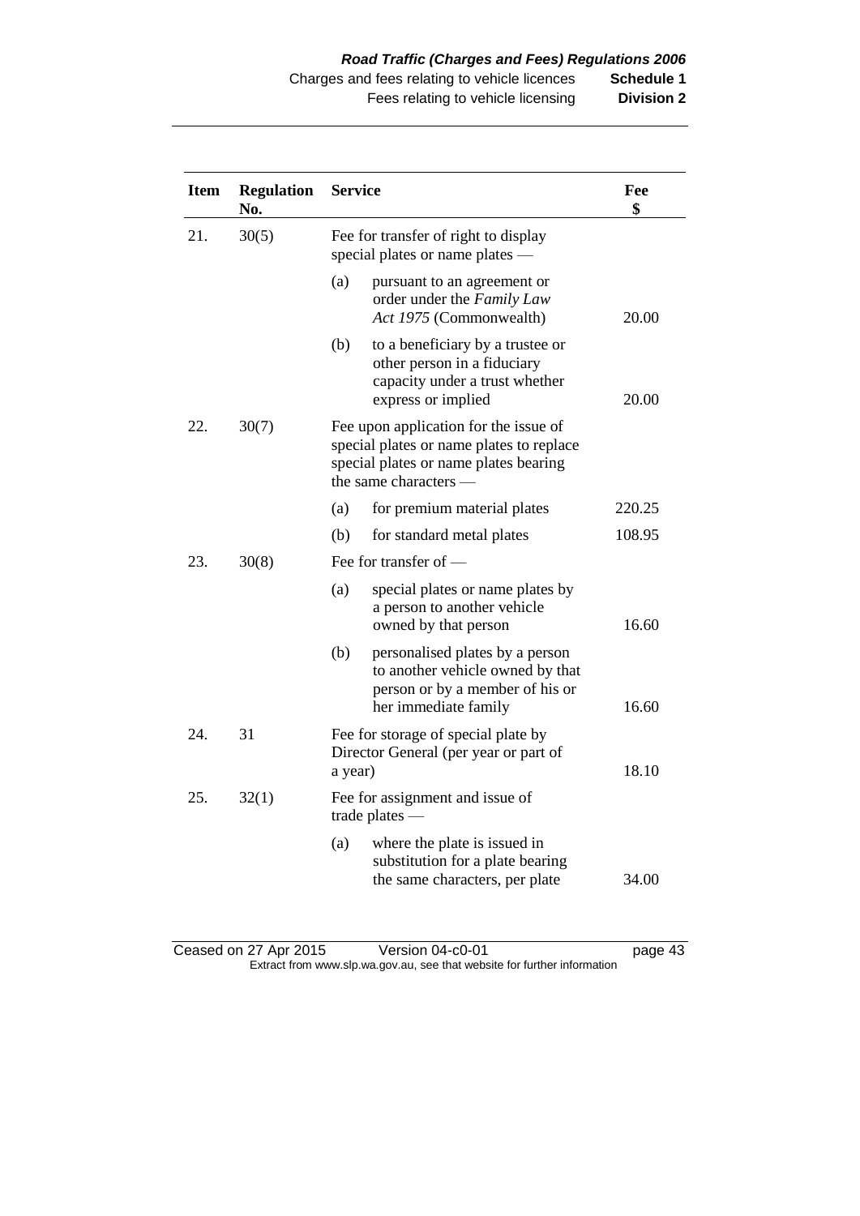| Item | Regulation No. | Service | Fee $ |
|---|---|---|---|
| 21. | 30(5) | Fee for transfer of right to display special plates or name plates — | |
| | | (a) pursuant to an agreement or order under the *Family Law Act 1975* (Commonwealth) | 20.00 |
| | | (b) to a beneficiary by a trustee or other person in a fiduciary capacity under a trust whether express or implied | 20.00 |
| 22. | 30(7) | Fee upon application for the issue of special plates or name plates to replace special plates or name plates bearing the same characters — | |
| | | (a) for premium material plates | 220.25 |
| | | (b) for standard metal plates | 108.95 |
| 23. | 30(8) | Fee for transfer of — | |
| | | (a) special plates or name plates by a person to another vehicle owned by that person | 16.60 |
| | | (b) personalised plates by a person to another vehicle owned by that person or by a member of his or her immediate family | 16.60 |
| 24. | 31 | Fee for storage of special plate by Director General (per year or part of a year) | 18.10 |
| 25. | 32(1) | Fee for assignment and issue of trade plates — | |
| | | (a) where the plate is issued in substitution for a plate bearing the same characters, per plate | 34.00 |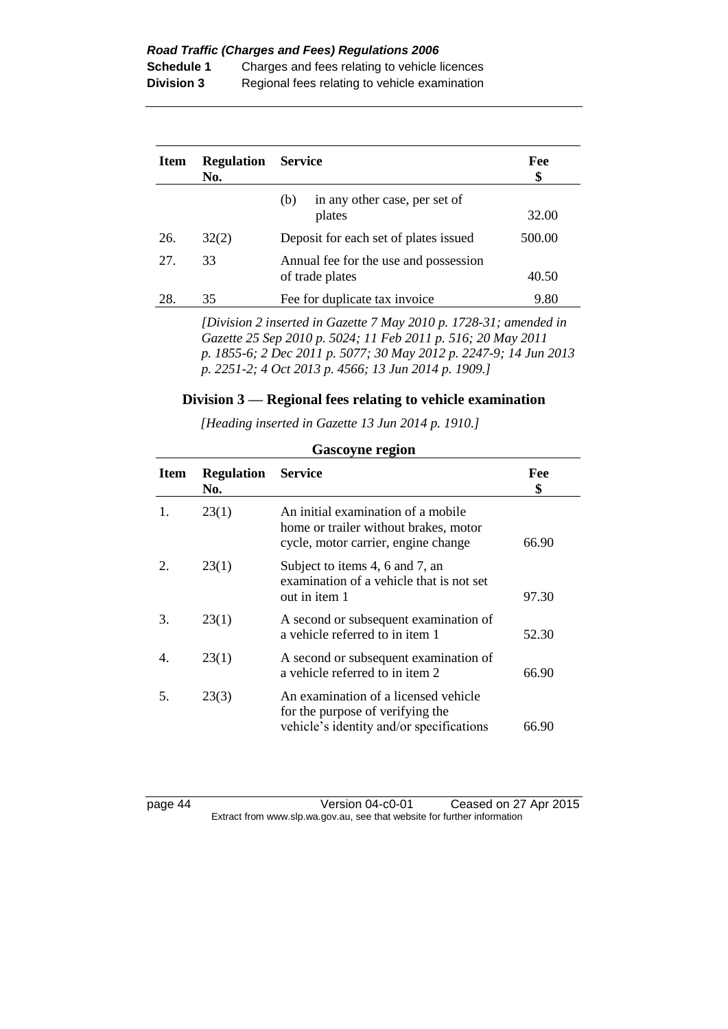| Item | Regulation No. | Service | Fee $ |
|---|---|---|---|
| | | (b) in any other case, per set of plates | 32.00 |
| 26. | 32(2) | Deposit for each set of plates issued | 500.00 |
| 27. | 33 | Annual fee for the use and possession of trade plates | 40.50 |
| 28. | 35 | Fee for duplicate tax invoice | 9.80 |

*[Division 2 inserted in Gazette 7 May 2010 p. 1728-31; amended in Gazette 25 Sep 2010 p. 5024; 11 Feb 2011 p. 516; 20 May 2011 p. 1855-6; 2 Dec 2011 p. 5077; 30 May 2012 p. 2247-9; 14 Jun 2013 p. 2251-2; 4 Oct 2013 p. 4566; 13 Jun 2014 p. 1909.]*

## Division 3 — Regional fees relating to vehicle examination

*[Heading inserted in Gazette 13 Jun 2014 p. 1910.]*

**Gascoyne region**

| Item | Regulation No. | Service | Fee $ |
|---|---|---|---|
| 1. | 23(1) | An initial examination of a mobile home or trailer without brakes, motor cycle, motor carrier, engine change | 66.90 |
| 2. | 23(1) | Subject to items 4, 6 and 7, an examination of a vehicle that is not set out in item 1 | 97.30 |
| 3. | 23(1) | A second or subsequent examination of a vehicle referred to in item 1 | 52.30 |
| 4. | 23(1) | A second or subsequent examination of a vehicle referred to in item 2 | 66.90 |
| 5. | 23(3) | An examination of a licensed vehicle for the purpose of verifying the vehicle's identity and/or specifications | 66.90 |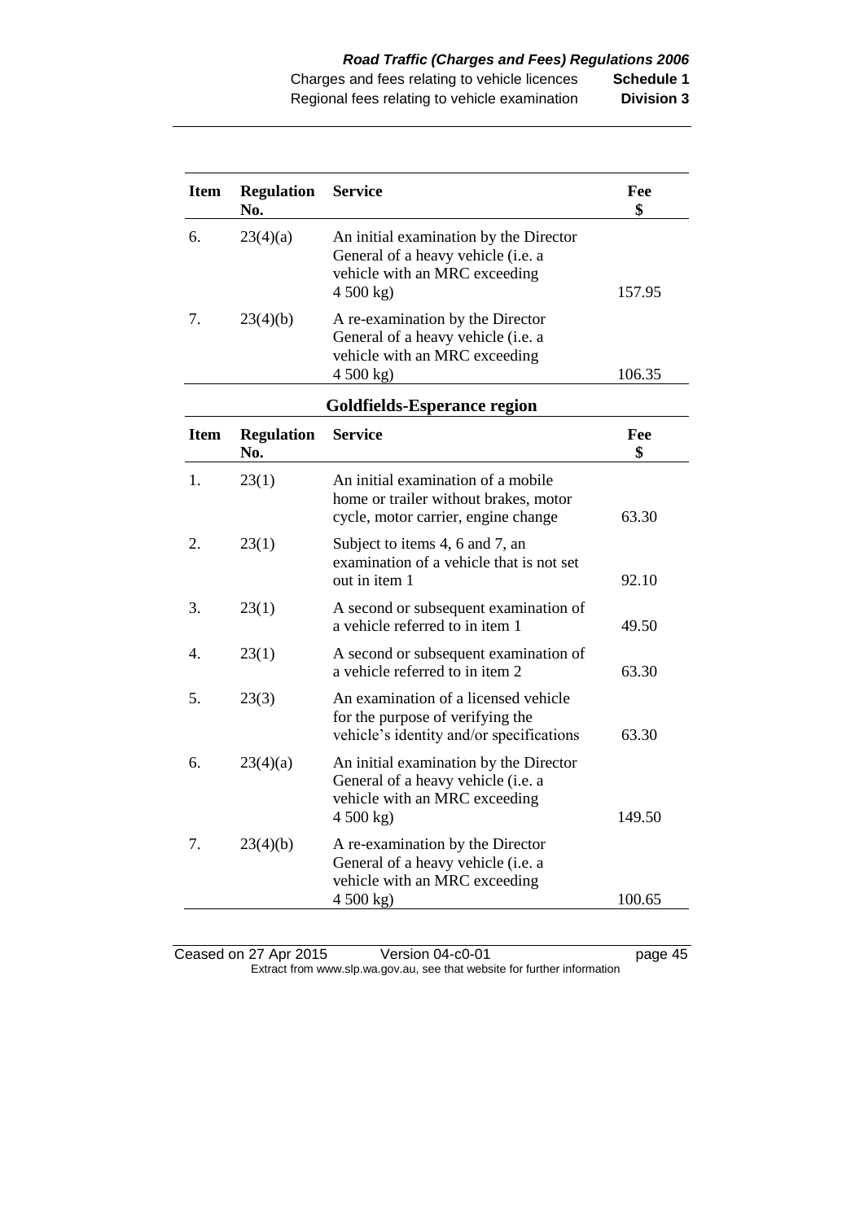| Item | Regulation No. | Service | Fee $ |
|---|---|---|---|
| 6. | 23(4)(a) | An initial examination by the Director General of a heavy vehicle (i.e. a vehicle with an MRC exceeding 4 500 kg) | 157.95 |
| 7. | 23(4)(b) | A re-examination by the Director General of a heavy vehicle (i.e. a vehicle with an MRC exceeding 4 500 kg) | 106.35 |

**Goldfields-Esperance region**

| Item | Regulation No. | Service | Fee $ |
|---|---|---|---|
| 1. | 23(1) | An initial examination of a mobile home or trailer without brakes, motor cycle, motor carrier, engine change | 63.30 |
| 2. | 23(1) | Subject to items 4, 6 and 7, an examination of a vehicle that is not set out in item 1 | 92.10 |
| 3. | 23(1) | A second or subsequent examination of a vehicle referred to in item 1 | 49.50 |
| 4. | 23(1) | A second or subsequent examination of a vehicle referred to in item 2 | 63.30 |
| 5. | 23(3) | An examination of a licensed vehicle for the purpose of verifying the vehicle's identity and/or specifications | 63.30 |
| 6. | 23(4)(a) | An initial examination by the Director General of a heavy vehicle (i.e. a vehicle with an MRC exceeding 4 500 kg) | 149.50 |
| 7. | 23(4)(b) | A re-examination by the Director General of a heavy vehicle (i.e. a vehicle with an MRC exceeding 4 500 kg) | 100.65 |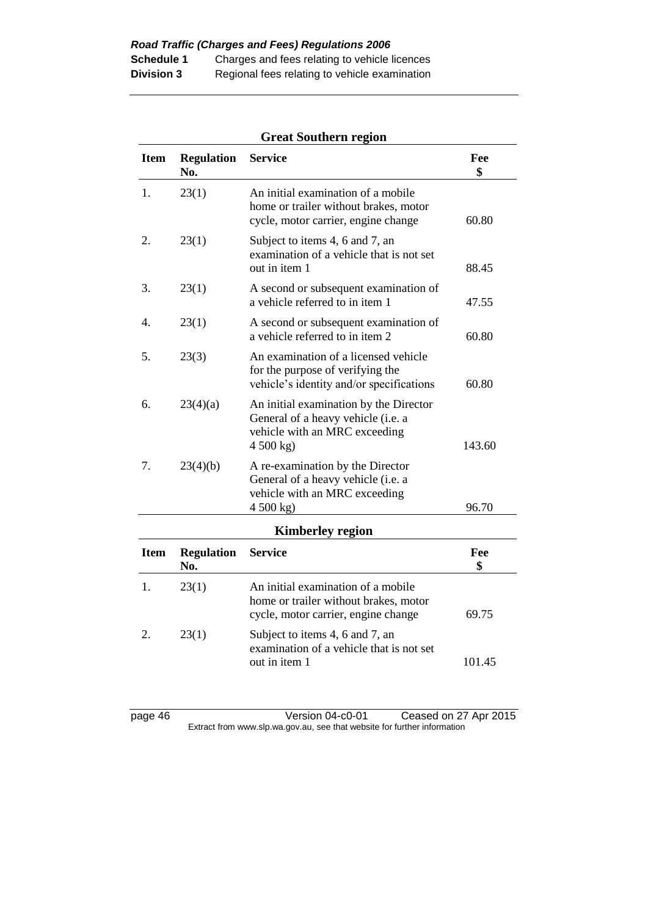**Great Southern region**

| Item | Regulation No. | Service | Fee $ |
|---|---|---|---|
| 1. | 23(1) | An initial examination of a mobile home or trailer without brakes, motor cycle, motor carrier, engine change | 60.80 |
| 2. | 23(1) | Subject to items 4, 6 and 7, an examination of a vehicle that is not set out in item 1 | 88.45 |
| 3. | 23(1) | A second or subsequent examination of a vehicle referred to in item 1 | 47.55 |
| 4. | 23(1) | A second or subsequent examination of a vehicle referred to in item 2 | 60.80 |
| 5. | 23(3) | An examination of a licensed vehicle for the purpose of verifying the vehicle's identity and/or specifications | 60.80 |
| 6. | 23(4)(a) | An initial examination by the Director General of a heavy vehicle (i.e. a vehicle with an MRC exceeding 4 500 kg) | 143.60 |
| 7. | 23(4)(b) | A re-examination by the Director General of a heavy vehicle (i.e. a vehicle with an MRC exceeding 4 500 kg) | 96.70 |

**Kimberley region**

| Item | Regulation No. | Service | Fee $ |
|---|---|---|---|
| 1. | 23(1) | An initial examination of a mobile home or trailer without brakes, motor cycle, motor carrier, engine change | 69.75 |
| 2. | 23(1) | Subject to items 4, 6 and 7, an examination of a vehicle that is not set out in item 1 | 101.45 |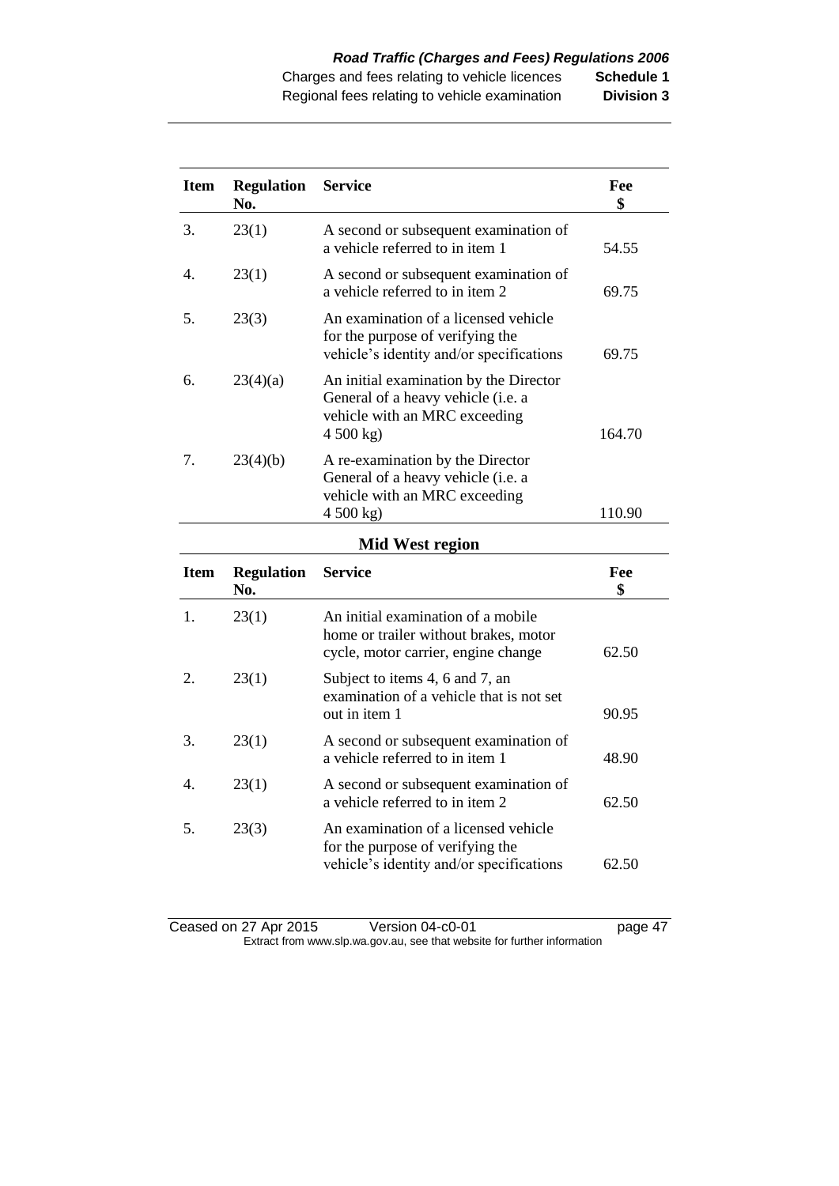| Item | Regulation No. | Service | Fee $ |
|---|---|---|---|
| 3. | 23(1) | A second or subsequent examination of a vehicle referred to in item 1 | 54.55 |
| 4. | 23(1) | A second or subsequent examination of a vehicle referred to in item 2 | 69.75 |
| 5. | 23(3) | An examination of a licensed vehicle for the purpose of verifying the vehicle's identity and/or specifications | 69.75 |
| 6. | 23(4)(a) | An initial examination by the Director General of a heavy vehicle (i.e. a vehicle with an MRC exceeding 4 500 kg) | 164.70 |
| 7. | 23(4)(b) | A re-examination by the Director General of a heavy vehicle (i.e. a vehicle with an MRC exceeding 4 500 kg) | 110.90 |

**Mid West region**

| Item | Regulation No. | Service | Fee $ |
|---|---|---|---|
| 1. | 23(1) | An initial examination of a mobile home or trailer without brakes, motor cycle, motor carrier, engine change | 62.50 |
| 2. | 23(1) | Subject to items 4, 6 and 7, an examination of a vehicle that is not set out in item 1 | 90.95 |
| 3. | 23(1) | A second or subsequent examination of a vehicle referred to in item 1 | 48.90 |
| 4. | 23(1) | A second or subsequent examination of a vehicle referred to in item 2 | 62.50 |
| 5. | 23(3) | An examination of a licensed vehicle for the purpose of verifying the vehicle's identity and/or specifications | 62.50 |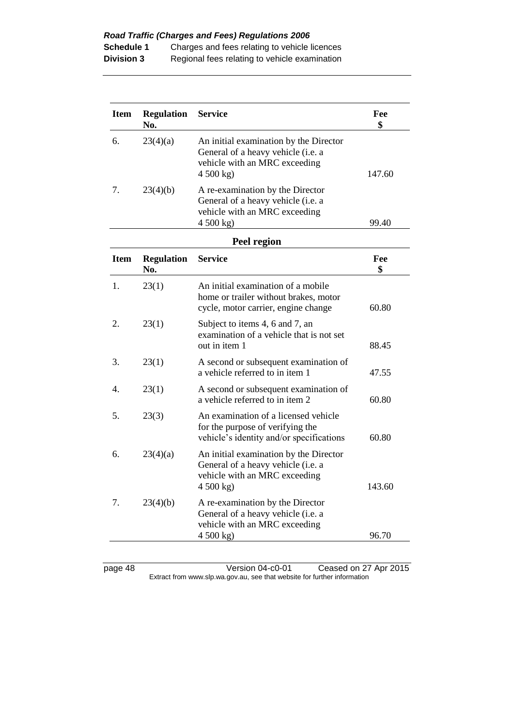| Item | Regulation No. | Service | Fee $ |
|---|---|---|---|
| 6. | 23(4)(a) | An initial examination by the Director General of a heavy vehicle (i.e. a vehicle with an MRC exceeding 4 500 kg) | 147.60 |
| 7. | 23(4)(b) | A re-examination by the Director General of a heavy vehicle (i.e. a vehicle with an MRC exceeding 4 500 kg) | 99.40 |

**Peel region**

| Item | Regulation No. | Service | Fee $ |
|---|---|---|---|
| 1. | 23(1) | An initial examination of a mobile home or trailer without brakes, motor cycle, motor carrier, engine change | 60.80 |
| 2. | 23(1) | Subject to items 4, 6 and 7, an examination of a vehicle that is not set out in item 1 | 88.45 |
| 3. | 23(1) | A second or subsequent examination of a vehicle referred to in item 1 | 47.55 |
| 4. | 23(1) | A second or subsequent examination of a vehicle referred to in item 2 | 60.80 |
| 5. | 23(3) | An examination of a licensed vehicle for the purpose of verifying the vehicle's identity and/or specifications | 60.80 |
| 6. | 23(4)(a) | An initial examination by the Director General of a heavy vehicle (i.e. a vehicle with an MRC exceeding 4 500 kg) | 143.60 |
| 7. | 23(4)(b) | A re-examination by the Director General of a heavy vehicle (i.e. a vehicle with an MRC exceeding 4 500 kg) | 96.70 |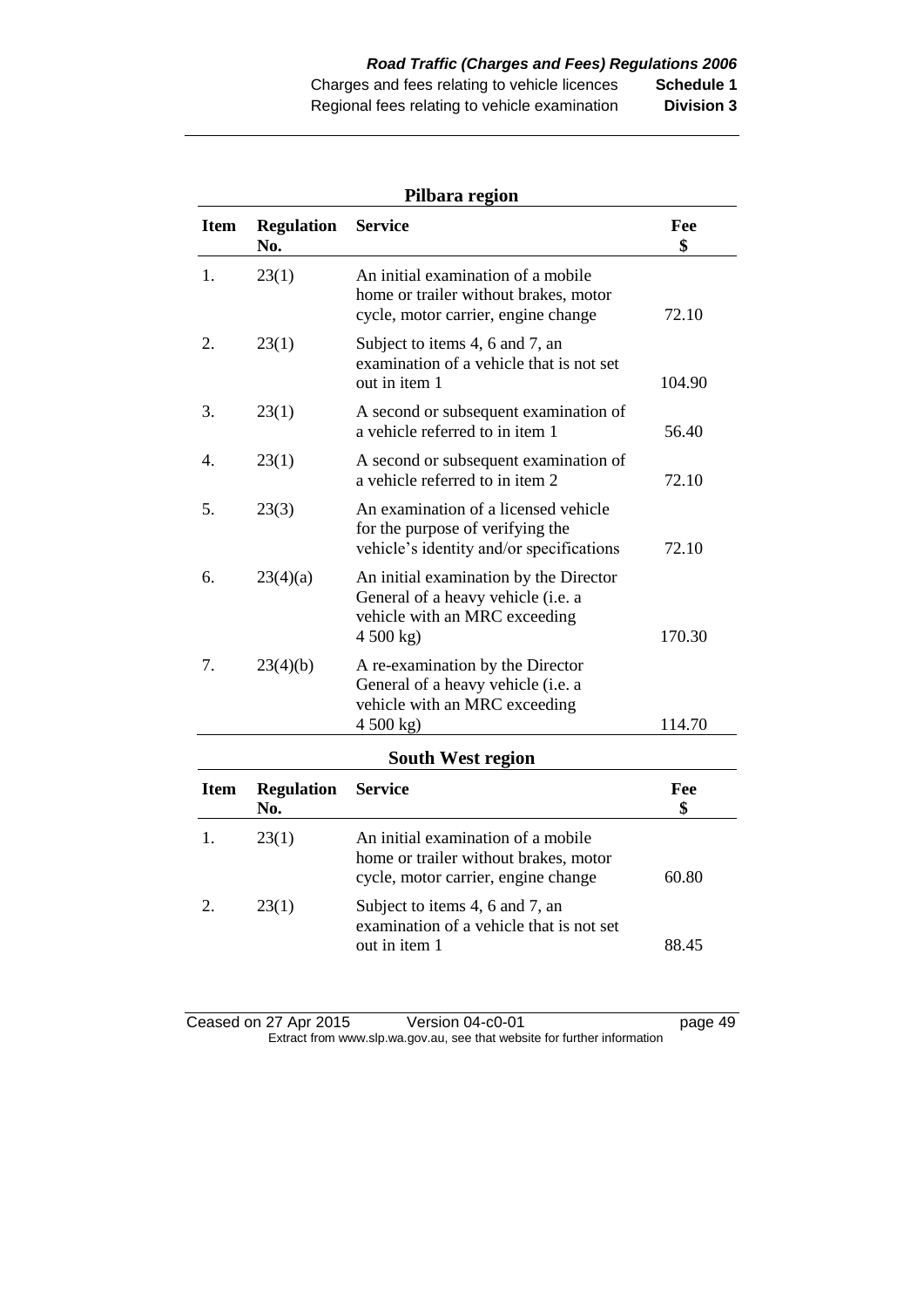**Pilbara region**

| Item | Regulation No. | Service | Fee $ |
|---|---|---|---|
| 1. | 23(1) | An initial examination of a mobile home or trailer without brakes, motor cycle, motor carrier, engine change | 72.10 |
| 2. | 23(1) | Subject to items 4, 6 and 7, an examination of a vehicle that is not set out in item 1 | 104.90 |
| 3. | 23(1) | A second or subsequent examination of a vehicle referred to in item 1 | 56.40 |
| 4. | 23(1) | A second or subsequent examination of a vehicle referred to in item 2 | 72.10 |
| 5. | 23(3) | An examination of a licensed vehicle for the purpose of verifying the vehicle's identity and/or specifications | 72.10 |
| 6. | 23(4)(a) | An initial examination by the Director General of a heavy vehicle (i.e. a vehicle with an MRC exceeding 4 500 kg) | 170.30 |
| 7. | 23(4)(b) | A re-examination by the Director General of a heavy vehicle (i.e. a vehicle with an MRC exceeding 4 500 kg) | 114.70 |

**South West region**

| Item | Regulation No. | Service | Fee $ |
|---|---|---|---|
| 1. | 23(1) | An initial examination of a mobile home or trailer without brakes, motor cycle, motor carrier, engine change | 60.80 |
| 2. | 23(1) | Subject to items 4, 6 and 7, an examination of a vehicle that is not set out in item 1 | 88.45 |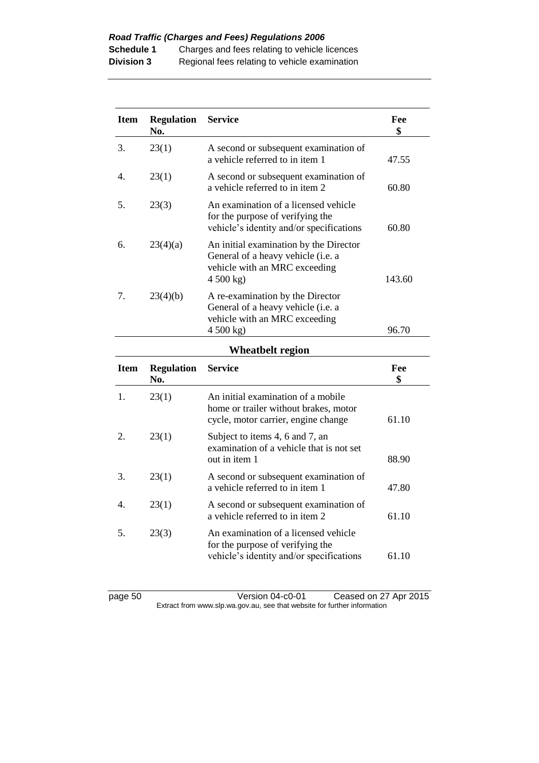| Item | Regulation No. | Service | Fee $ |
|---|---|---|---|
| 3. | 23(1) | A second or subsequent examination of a vehicle referred to in item 1 | 47.55 |
| 4. | 23(1) | A second or subsequent examination of a vehicle referred to in item 2 | 60.80 |
| 5. | 23(3) | An examination of a licensed vehicle for the purpose of verifying the vehicle's identity and/or specifications | 60.80 |
| 6. | 23(4)(a) | An initial examination by the Director General of a heavy vehicle (i.e. a vehicle with an MRC exceeding 4 500 kg) | 143.60 |
| 7. | 23(4)(b) | A re-examination by the Director General of a heavy vehicle (i.e. a vehicle with an MRC exceeding 4 500 kg) | 96.70 |

**Wheatbelt region**

| Item | Regulation No. | Service | Fee $ |
|---|---|---|---|
| 1. | 23(1) | An initial examination of a mobile home or trailer without brakes, motor cycle, motor carrier, engine change | 61.10 |
| 2. | 23(1) | Subject to items 4, 6 and 7, an examination of a vehicle that is not set out in item 1 | 88.90 |
| 3. | 23(1) | A second or subsequent examination of a vehicle referred to in item 1 | 47.80 |
| 4. | 23(1) | A second or subsequent examination of a vehicle referred to in item 2 | 61.10 |
| 5. | 23(3) | An examination of a licensed vehicle for the purpose of verifying the vehicle's identity and/or specifications | 61.10 |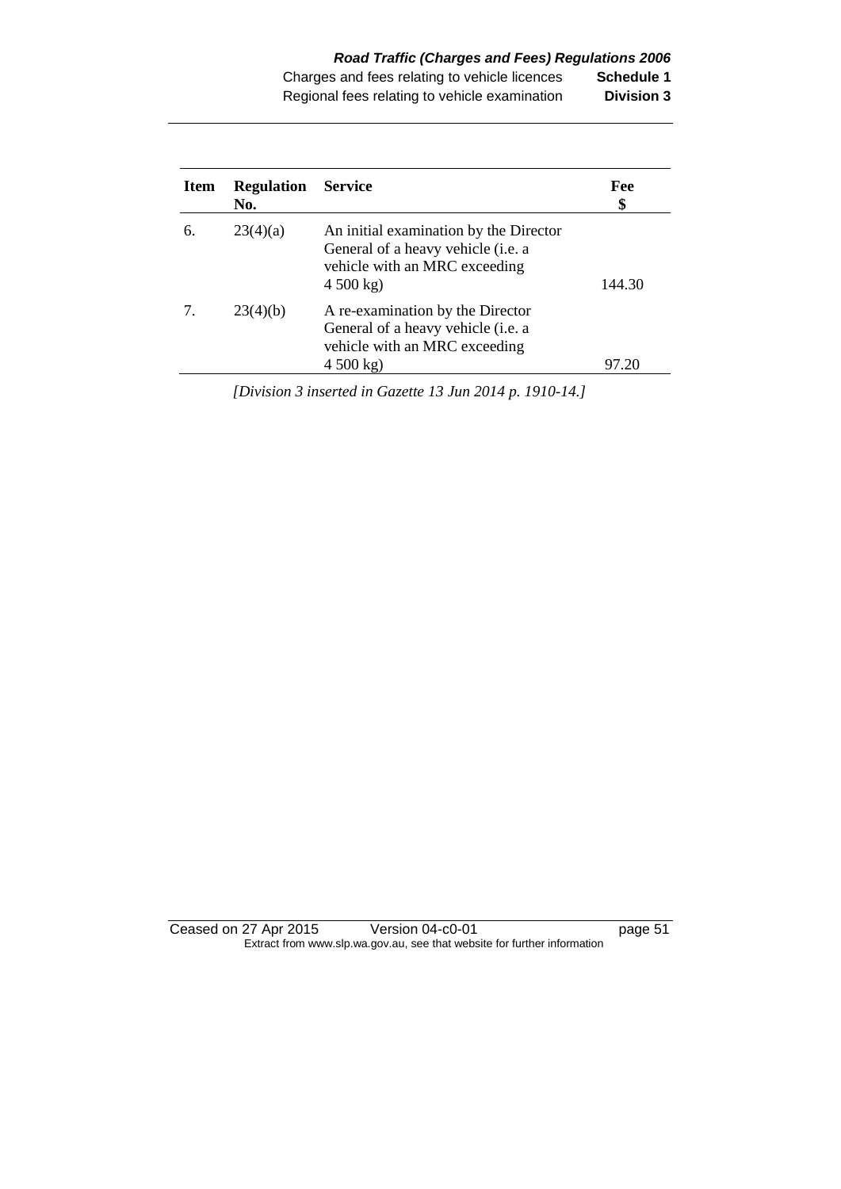| Item | Regulation No. | Service | Fee $ |
|---|---|---|---|
| 6. | 23(4)(a) | An initial examination by the Director General of a heavy vehicle (i.e. a vehicle with an MRC exceeding 4 500 kg) | 144.30 |
| 7. | 23(4)(b) | A re-examination by the Director General of a heavy vehicle (i.e. a vehicle with an MRC exceeding 4 500 kg) | 97.20 |

*[Division 3 inserted in Gazette 13 Jun 2014 p. 1910-14.]*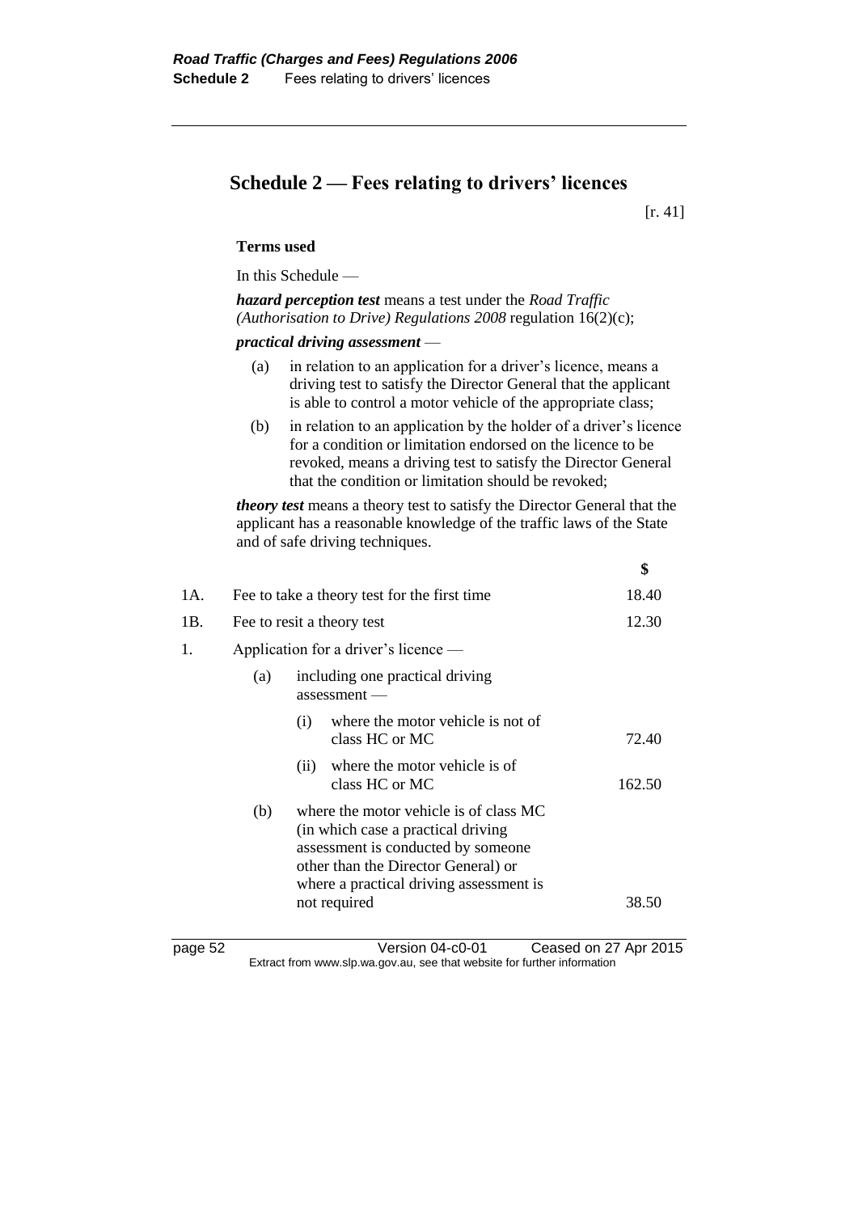## Schedule 2 — Fees relating to drivers' licences

[r. 41]

**Terms used**

In this Schedule —

***hazard perception test*** means a test under the *Road Traffic (Authorisation to Drive) Regulations 2008* regulation 16(2)(c);

***practical driving assessment*** —

(a) in relation to an application for a driver's licence, means a driving test to satisfy the Director General that the applicant is able to control a motor vehicle of the appropriate class;

(b) in relation to an application by the holder of a driver's licence for a condition or limitation endorsed on the licence to be revoked, means a driving test to satisfy the Director General that the condition or limitation should be revoked;

***theory test*** means a theory test to satisfy the Director General that the applicant has a reasonable knowledge of the traffic laws of the State and of safe driving techniques.

| | | $ |
|---|---|---|
| 1A. | Fee to take a theory test for the first time | 18.40 |
| 1B. | Fee to resit a theory test | 12.30 |
| 1. | Application for a driver's licence — | |
| | (a) including one practical driving assessment — | |
| | (i) where the motor vehicle is not of class HC or MC | 72.40 |
| | (ii) where the motor vehicle is of class HC or MC | 162.50 |
| | (b) where the motor vehicle is of class MC (in which case a practical driving assessment is conducted by someone other than the Director General) or where a practical driving assessment is not required | 38.50 |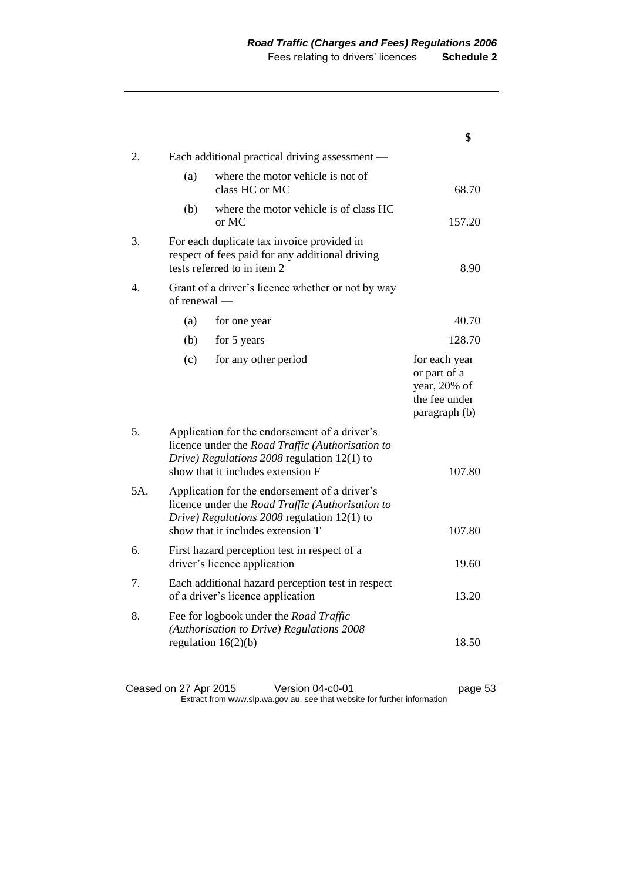| | | $ |
|---|---|---|
| 2. | Each additional practical driving assessment — | |
| | (a) where the motor vehicle is not of class HC or MC | 68.70 |
| | (b) where the motor vehicle is of class HC or MC | 157.20 |
| 3. | For each duplicate tax invoice provided in respect of fees paid for any additional driving tests referred to in item 2 | 8.90 |
| 4. | Grant of a driver's licence whether or not by way of renewal — | |
| | (a) for one year | 40.70 |
| | (b) for 5 years | 128.70 |
| | (c) for any other period | for each year or part of a year, 20% of the fee under paragraph (b) |
| 5. | Application for the endorsement of a driver's licence under the *Road Traffic (Authorisation to Drive) Regulations 2008* regulation 12(1) to show that it includes extension F | 107.80 |
| 5A. | Application for the endorsement of a driver's licence under the *Road Traffic (Authorisation to Drive) Regulations 2008* regulation 12(1) to show that it includes extension T | 107.80 |
| 6. | First hazard perception test in respect of a driver's licence application | 19.60 |
| 7. | Each additional hazard perception test in respect of a driver's licence application | 13.20 |
| 8. | Fee for logbook under the *Road Traffic (Authorisation to Drive) Regulations 2008* regulation 16(2)(b) | 18.50 |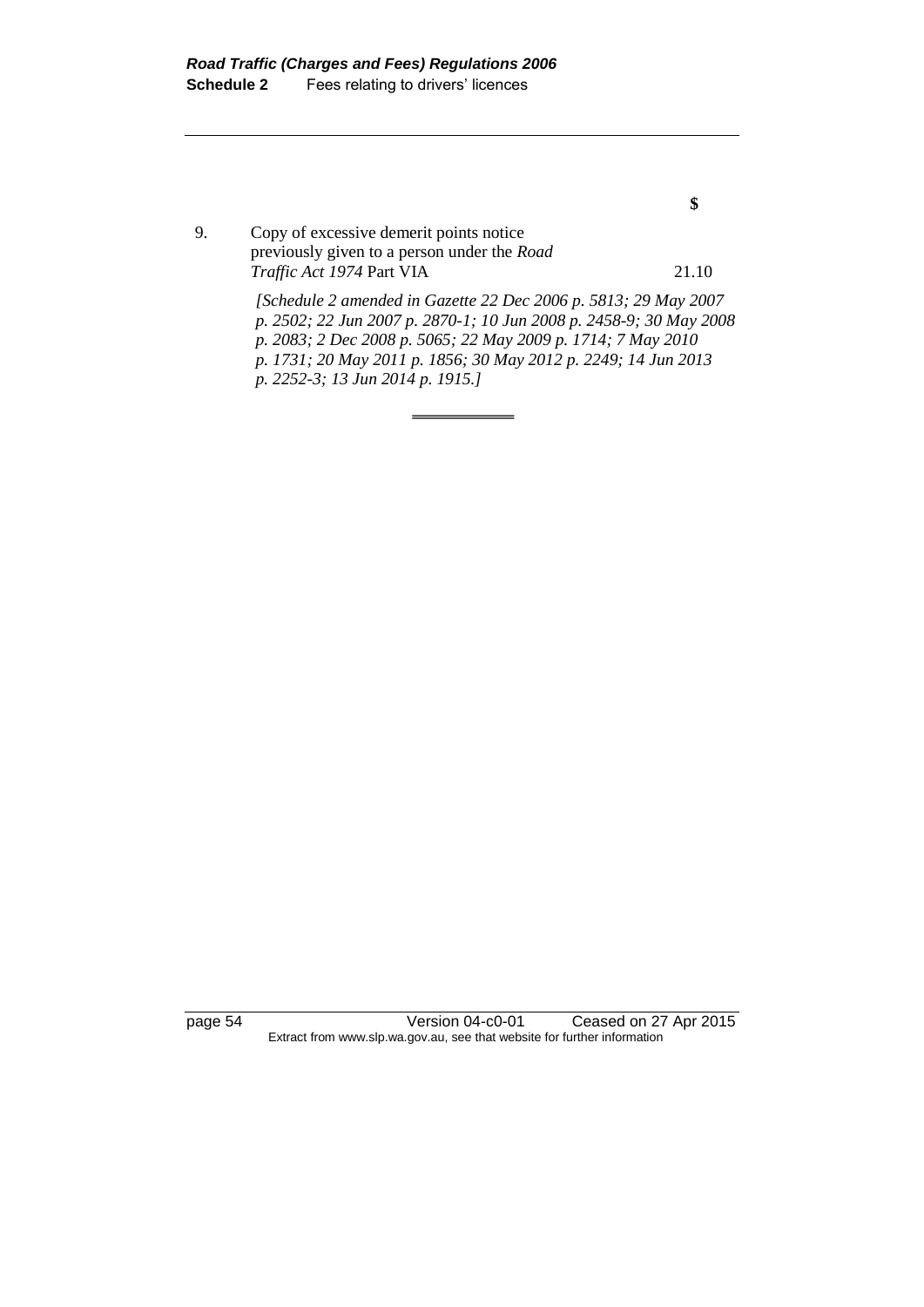| | | $ |
|---|---|---|
| 9. | Copy of excessive demerit points notice previously given to a person under the *Road Traffic Act 1974* Part VIA | 21.10 |

*[Schedule 2 amended in Gazette 22 Dec 2006 p. 5813; 29 May 2007 p. 2502; 22 Jun 2007 p. 2870-1; 10 Jun 2008 p. 2458-9; 30 May 2008 p. 2083; 2 Dec 2008 p. 5065; 22 May 2009 p. 1714; 7 May 2010 p. 1731; 20 May 2011 p. 1856; 30 May 2012 p. 2249; 14 Jun 2013 p. 2252-3; 13 Jun 2014 p. 1915.]*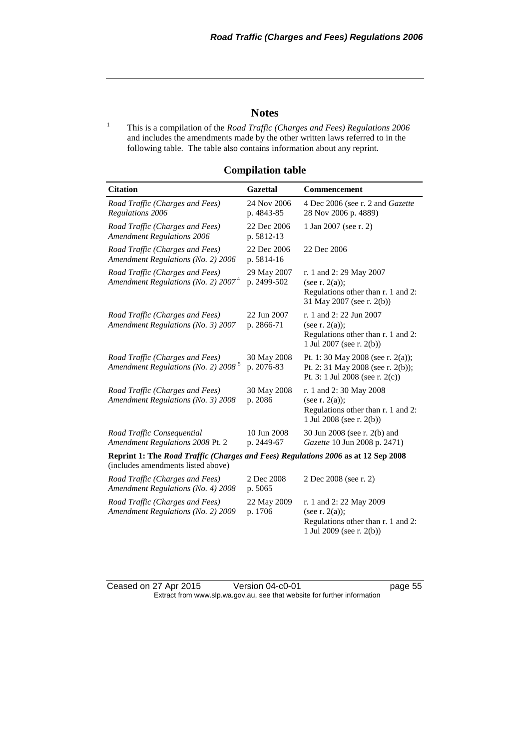## Notes

[1] This is a compilation of the *Road Traffic (Charges and Fees) Regulations 2006* and includes the amendments made by the other written laws referred to in the following table. The table also contains information about any reprint.

### Compilation table

| Citation | Gazettal | Commencement |
|---|---|---|
| *Road Traffic (Charges and Fees) Regulations 2006* | 24 Nov 2006 p. 4843-85 | 4 Dec 2006 (see r. 2 and *Gazette* 28 Nov 2006 p. 4889) |
| *Road Traffic (Charges and Fees) Amendment Regulations 2006* | 22 Dec 2006 p. 5812-13 | 1 Jan 2007 (see r. 2) |
| *Road Traffic (Charges and Fees) Amendment Regulations (No. 2) 2006* | 22 Dec 2006 p. 5814-16 | 22 Dec 2006 |
| *Road Traffic (Charges and Fees) Amendment Regulations (No. 2) 2007* [4] | 29 May 2007 p. 2499-502 | r. 1 and 2: 29 May 2007 (see r. 2(a)); Regulations other than r. 1 and 2: 31 May 2007 (see r. 2(b)) |
| *Road Traffic (Charges and Fees) Amendment Regulations (No. 3) 2007* | 22 Jun 2007 p. 2866-71 | r. 1 and 2: 22 Jun 2007 (see r. 2(a)); Regulations other than r. 1 and 2: 1 Jul 2007 (see r. 2(b)) |
| *Road Traffic (Charges and Fees) Amendment Regulations (No. 2) 2008* [5] | 30 May 2008 p. 2076-83 | Pt. 1: 30 May 2008 (see r. 2(a)); Pt. 2: 31 May 2008 (see r. 2(b)); Pt. 3: 1 Jul 2008 (see r. 2(c)) |
| *Road Traffic (Charges and Fees) Amendment Regulations (No. 3) 2008* | 30 May 2008 p. 2086 | r. 1 and 2: 30 May 2008 (see r. 2(a)); Regulations other than r. 1 and 2: 1 Jul 2008 (see r. 2(b)) |
| *Road Traffic Consequential Amendment Regulations 2008* Pt. 2 | 10 Jun 2008 p. 2449-67 | 30 Jun 2008 (see r. 2(b) and *Gazette* 10 Jun 2008 p. 2471) |
| **Reprint 1: The *Road Traffic (Charges and Fees) Regulations 2006* as at 12 Sep 2008** (includes amendments listed above) | | |
| *Road Traffic (Charges and Fees) Amendment Regulations (No. 4) 2008* | 2 Dec 2008 p. 5065 | 2 Dec 2008 (see r. 2) |
| *Road Traffic (Charges and Fees) Amendment Regulations (No. 2) 2009* | 22 May 2009 p. 1706 | r. 1 and 2: 22 May 2009 (see r. 2(a)); Regulations other than r. 1 and 2: 1 Jul 2009 (see r. 2(b)) |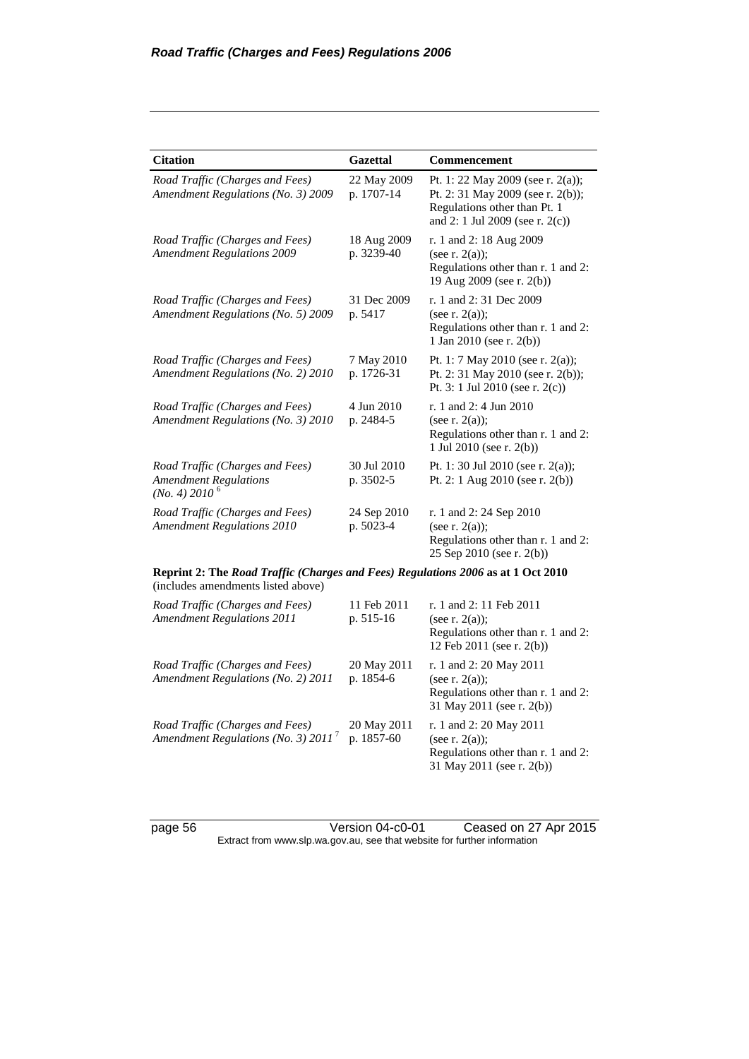| Citation | Gazettal | Commencement |
| --- | --- | --- |
| *Road Traffic (Charges and Fees) Amendment Regulations (No. 3) 2009* | 22 May 2009 p. 1707-14 | Pt. 1: 22 May 2009 (see r. 2(a)); Pt. 2: 31 May 2009 (see r. 2(b)); Regulations other than Pt. 1 and 2: 1 Jul 2009 (see r. 2(c)) |
| *Road Traffic (Charges and Fees) Amendment Regulations 2009* | 18 Aug 2009 p. 3239-40 | r. 1 and 2: 18 Aug 2009 (see r. 2(a)); Regulations other than r. 1 and 2: 19 Aug 2009 (see r. 2(b)) |
| *Road Traffic (Charges and Fees) Amendment Regulations (No. 5) 2009* | 31 Dec 2009 p. 5417 | r. 1 and 2: 31 Dec 2009 (see r. 2(a)); Regulations other than r. 1 and 2: 1 Jan 2010 (see r. 2(b)) |
| *Road Traffic (Charges and Fees) Amendment Regulations (No. 2) 2010* | 7 May 2010 p. 1726-31 | Pt. 1: 7 May 2010 (see r. 2(a)); Pt. 2: 31 May 2010 (see r. 2(b)); Pt. 3: 1 Jul 2010 (see r. 2(c)) |
| *Road Traffic (Charges and Fees) Amendment Regulations (No. 3) 2010* | 4 Jun 2010 p. 2484-5 | r. 1 and 2: 4 Jun 2010 (see r. 2(a)); Regulations other than r. 1 and 2: 1 Jul 2010 (see r. 2(b)) |
| *Road Traffic (Charges and Fees) Amendment Regulations (No. 4) 2010* [6] | 30 Jul 2010 p. 3502-5 | Pt. 1: 30 Jul 2010 (see r. 2(a)); Pt. 2: 1 Aug 2010 (see r. 2(b)) |
| *Road Traffic (Charges and Fees) Amendment Regulations 2010* | 24 Sep 2010 p. 5023-4 | r. 1 and 2: 24 Sep 2010 (see r. 2(a)); Regulations other than r. 1 and 2: 25 Sep 2010 (see r. 2(b)) |
| **Reprint 2: The *Road Traffic (Charges and Fees) Regulations 2006* as at 1 Oct 2010** (includes amendments listed above) | | |
| *Road Traffic (Charges and Fees) Amendment Regulations 2011* | 11 Feb 2011 p. 515-16 | r. 1 and 2: 11 Feb 2011 (see r. 2(a)); Regulations other than r. 1 and 2: 12 Feb 2011 (see r. 2(b)) |
| *Road Traffic (Charges and Fees) Amendment Regulations (No. 2) 2011* | 20 May 2011 p. 1854-6 | r. 1 and 2: 20 May 2011 (see r. 2(a)); Regulations other than r. 1 and 2: 31 May 2011 (see r. 2(b)) |
| *Road Traffic (Charges and Fees) Amendment Regulations (No. 3) 2011* [7] | 20 May 2011 p. 1857-60 | r. 1 and 2: 20 May 2011 (see r. 2(a)); Regulations other than r. 1 and 2: 31 May 2011 (see r. 2(b)) |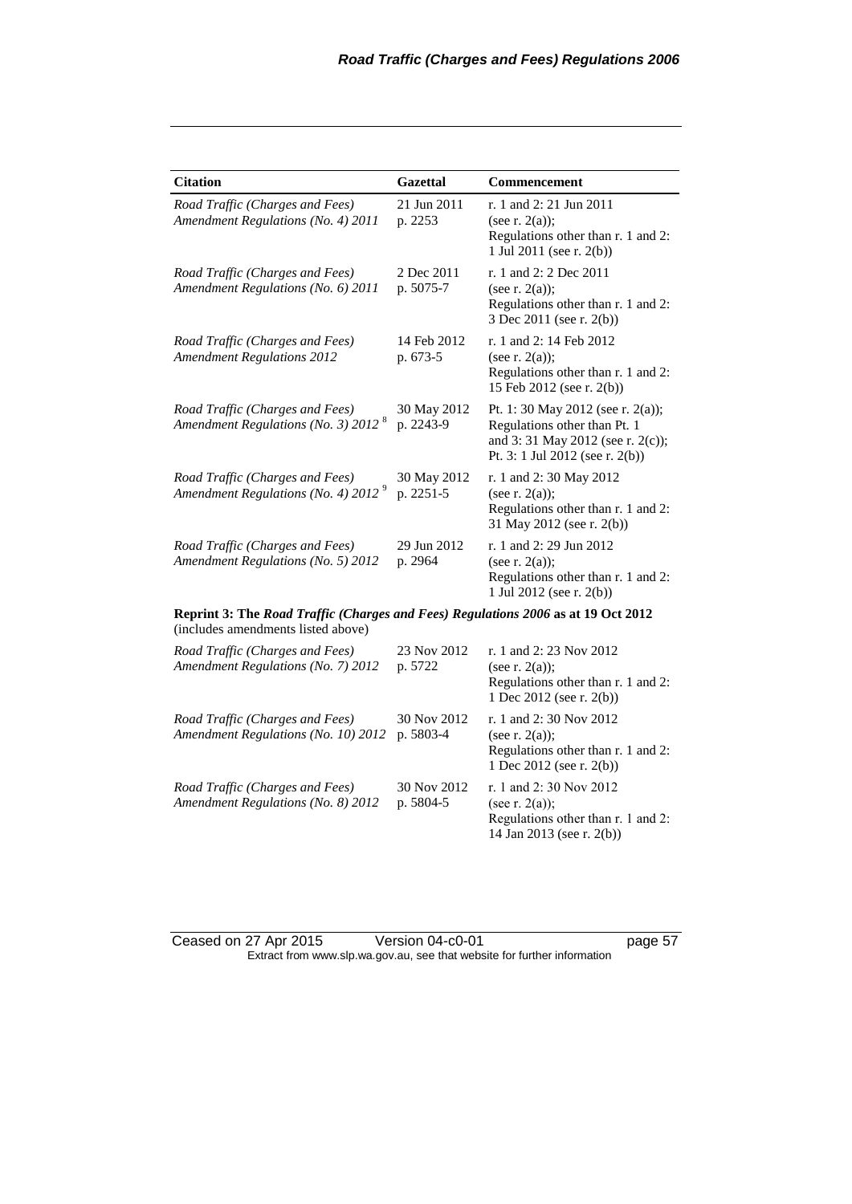| Citation | Gazettal | Commencement |
|---|---|---|
| *Road Traffic (Charges and Fees) Amendment Regulations (No. 4) 2011* | 21 Jun 2011 p. 2253 | r. 1 and 2: 21 Jun 2011 (see r. 2(a)); Regulations other than r. 1 and 2: 1 Jul 2011 (see r. 2(b)) |
| *Road Traffic (Charges and Fees) Amendment Regulations (No. 6) 2011* | 2 Dec 2011 p. 5075-7 | r. 1 and 2: 2 Dec 2011 (see r. 2(a)); Regulations other than r. 1 and 2: 3 Dec 2011 (see r. 2(b)) |
| *Road Traffic (Charges and Fees) Amendment Regulations 2012* | 14 Feb 2012 p. 673-5 | r. 1 and 2: 14 Feb 2012 (see r. 2(a)); Regulations other than r. 1 and 2: 15 Feb 2012 (see r. 2(b)) |
| *Road Traffic (Charges and Fees) Amendment Regulations (No. 3) 2012* [8] | 30 May 2012 p. 2243-9 | Pt. 1: 30 May 2012 (see r. 2(a)); Regulations other than Pt. 1 and 3: 31 May 2012 (see r. 2(c)); Pt. 3: 1 Jul 2012 (see r. 2(b)) |
| *Road Traffic (Charges and Fees) Amendment Regulations (No. 4) 2012* [9] | 30 May 2012 p. 2251-5 | r. 1 and 2: 30 May 2012 (see r. 2(a)); Regulations other than r. 1 and 2: 31 May 2012 (see r. 2(b)) |
| *Road Traffic (Charges and Fees) Amendment Regulations (No. 5) 2012* | 29 Jun 2012 p. 2964 | r. 1 and 2: 29 Jun 2012 (see r. 2(a)); Regulations other than r. 1 and 2: 1 Jul 2012 (see r. 2(b)) |
| **Reprint 3: The *Road Traffic (Charges and Fees) Regulations 2006* as at 19 Oct 2012** (includes amendments listed above) | | |
| *Road Traffic (Charges and Fees) Amendment Regulations (No. 7) 2012* | 23 Nov 2012 p. 5722 | r. 1 and 2: 23 Nov 2012 (see r. 2(a)); Regulations other than r. 1 and 2: 1 Dec 2012 (see r. 2(b)) |
| *Road Traffic (Charges and Fees) Amendment Regulations (No. 10) 2012* | 30 Nov 2012 p. 5803-4 | r. 1 and 2: 30 Nov 2012 (see r. 2(a)); Regulations other than r. 1 and 2: 1 Dec 2012 (see r. 2(b)) |
| *Road Traffic (Charges and Fees) Amendment Regulations (No. 8) 2012* | 30 Nov 2012 p. 5804-5 | r. 1 and 2: 30 Nov 2012 (see r. 2(a)); Regulations other than r. 1 and 2: 14 Jan 2013 (see r. 2(b)) |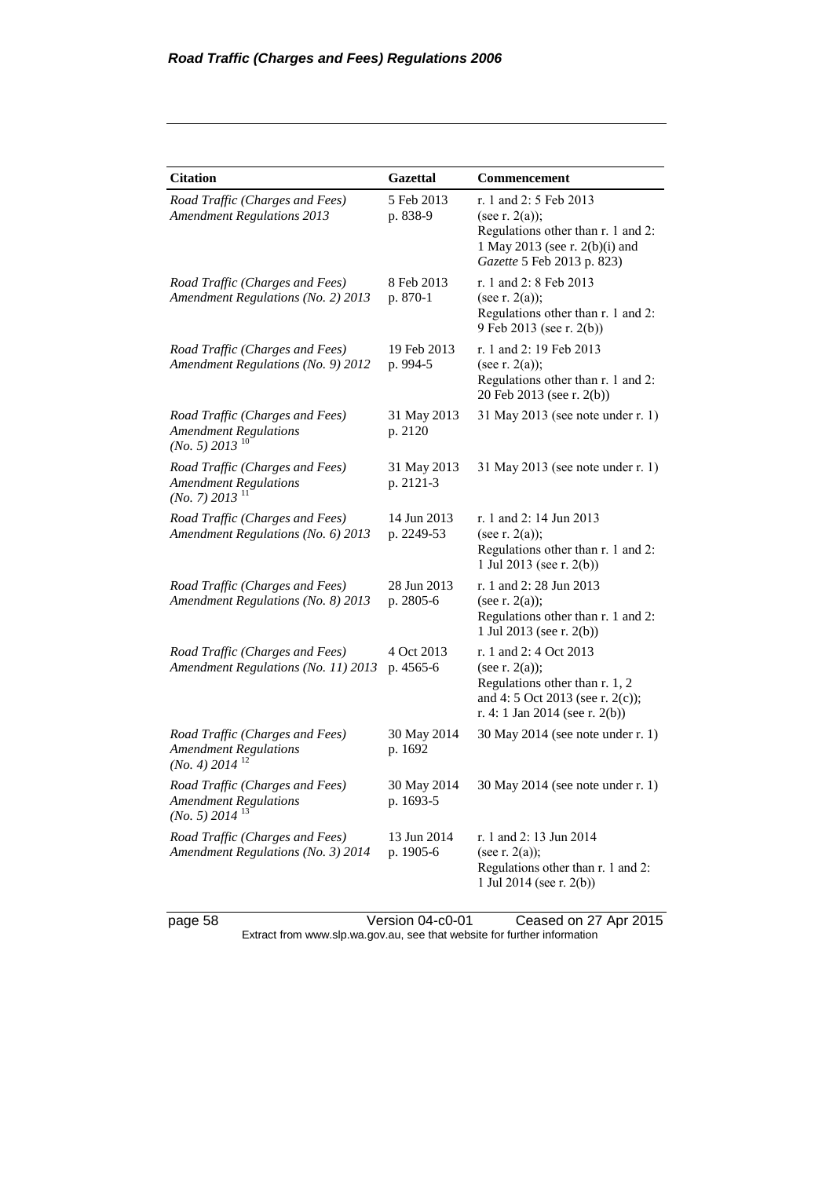| Citation | Gazettal | Commencement |
|---|---|---|
| *Road Traffic (Charges and Fees) Amendment Regulations 2013* | 5 Feb 2013 p. 838-9 | r. 1 and 2: 5 Feb 2013 (see r. 2(a)); Regulations other than r. 1 and 2: 1 May 2013 (see r. 2(b)(i) and *Gazette* 5 Feb 2013 p. 823) |
| *Road Traffic (Charges and Fees) Amendment Regulations (No. 2) 2013* | 8 Feb 2013 p. 870-1 | r. 1 and 2: 8 Feb 2013 (see r. 2(a)); Regulations other than r. 1 and 2: 9 Feb 2013 (see r. 2(b)) |
| *Road Traffic (Charges and Fees) Amendment Regulations (No. 9) 2012* | 19 Feb 2013 p. 994-5 | r. 1 and 2: 19 Feb 2013 (see r. 2(a)); Regulations other than r. 1 and 2: 20 Feb 2013 (see r. 2(b)) |
| *Road Traffic (Charges and Fees) Amendment Regulations (No. 5) 2013* [10] | 31 May 2013 p. 2120 | 31 May 2013 (see note under r. 1) |
| *Road Traffic (Charges and Fees) Amendment Regulations (No. 7) 2013* [11] | 31 May 2013 p. 2121-3 | 31 May 2013 (see note under r. 1) |
| *Road Traffic (Charges and Fees) Amendment Regulations (No. 6) 2013* | 14 Jun 2013 p. 2249-53 | r. 1 and 2: 14 Jun 2013 (see r. 2(a)); Regulations other than r. 1 and 2: 1 Jul 2013 (see r. 2(b)) |
| *Road Traffic (Charges and Fees) Amendment Regulations (No. 8) 2013* | 28 Jun 2013 p. 2805-6 | r. 1 and 2: 28 Jun 2013 (see r. 2(a)); Regulations other than r. 1 and 2: 1 Jul 2013 (see r. 2(b)) |
| *Road Traffic (Charges and Fees) Amendment Regulations (No. 11) 2013* | 4 Oct 2013 p. 4565-6 | r. 1 and 2: 4 Oct 2013 (see r. 2(a)); Regulations other than r. 1, 2 and 4: 5 Oct 2013 (see r. 2(c)); r. 4: 1 Jan 2014 (see r. 2(b)) |
| *Road Traffic (Charges and Fees) Amendment Regulations (No. 4) 2014* [12] | 30 May 2014 p. 1692 | 30 May 2014 (see note under r. 1) |
| *Road Traffic (Charges and Fees) Amendment Regulations (No. 5) 2014* [13] | 30 May 2014 p. 1693-5 | 30 May 2014 (see note under r. 1) |
| *Road Traffic (Charges and Fees) Amendment Regulations (No. 3) 2014* | 13 Jun 2014 p. 1905-6 | r. 1 and 2: 13 Jun 2014 (see r. 2(a)); Regulations other than r. 1 and 2: 1 Jul 2014 (see r. 2(b)) |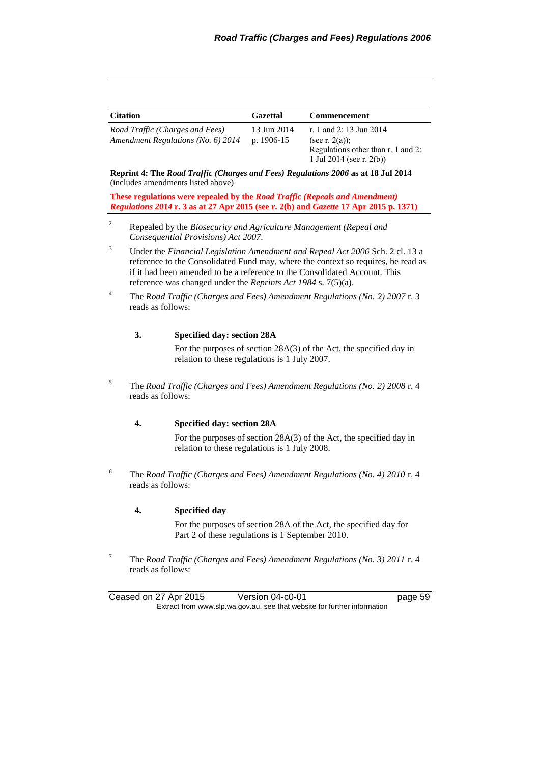| Citation | Gazettal | Commencement |
|---|---|---|
| *Road Traffic (Charges and Fees) Amendment Regulations (No. 6) 2014* | 13 Jun 2014 p. 1906-15 | r. 1 and 2: 13 Jun 2014 (see r. 2(a)); Regulations other than r. 1 and 2: 1 Jul 2014 (see r. 2(b)) |
| **Reprint 4: The *Road Traffic (Charges and Fees) Regulations 2006* as at 18 Jul 2014** (includes amendments listed above) | | |
| **These regulations were repealed by the *Road Traffic (Repeals and Amendment) Regulations 2014* r. 3 as at 27 Apr 2015 (see r. 2(b) and *Gazette* 17 Apr 2015 p. 1371)** | | |

[2] Repealed by the *Biosecurity and Agriculture Management (Repeal and Consequential Provisions) Act 2007*.

[3] Under the *Financial Legislation Amendment and Repeal Act 2006* Sch. 2 cl. 13 a reference to the Consolidated Fund may, where the context so requires, be read as if it had been amended to be a reference to the Consolidated Account. This reference was changed under the *Reprints Act 1984* s. 7(5)(a).

[4] The *Road Traffic (Charges and Fees) Amendment Regulations (No. 2) 2007* r. 3 reads as follows:

> **3. Specified day: section 28A**
>
> For the purposes of section 28A(3) of the Act, the specified day in relation to these regulations is 1 July 2007.

[5] The *Road Traffic (Charges and Fees) Amendment Regulations (No. 2) 2008* r. 4 reads as follows:

> **4. Specified day: section 28A**
>
> For the purposes of section 28A(3) of the Act, the specified day in relation to these regulations is 1 July 2008.

[6] The *Road Traffic (Charges and Fees) Amendment Regulations (No. 4) 2010* r. 4 reads as follows:

> **4. Specified day**
>
> For the purposes of section 28A of the Act, the specified day for Part 2 of these regulations is 1 September 2010.

[7] The *Road Traffic (Charges and Fees) Amendment Regulations (No. 3) 2011* r. 4 reads as follows: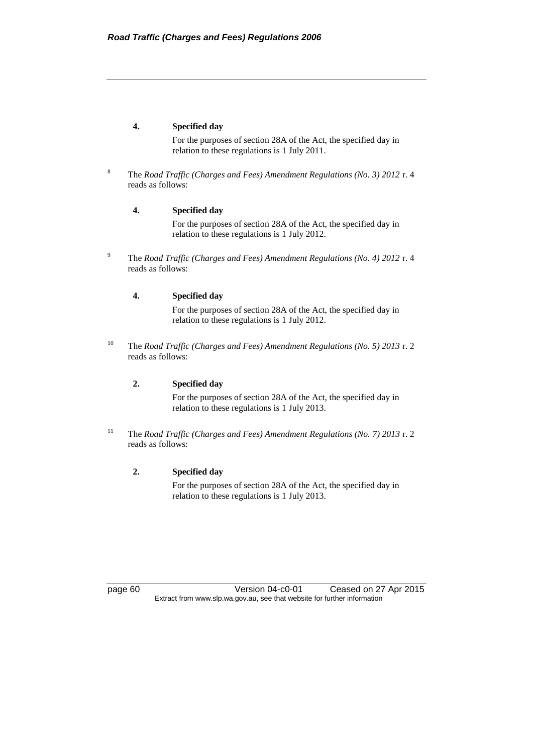**4. Specified day**

For the purposes of section 28A of the Act, the specified day in relation to these regulations is 1 July 2011.

[8] The *Road Traffic (Charges and Fees) Amendment Regulations (No. 3) 2012* r. 4 reads as follows:

**4. Specified day**

For the purposes of section 28A of the Act, the specified day in relation to these regulations is 1 July 2012.

[9] The *Road Traffic (Charges and Fees) Amendment Regulations (No. 4) 2012* r. 4 reads as follows:

**4. Specified day**

For the purposes of section 28A of the Act, the specified day in relation to these regulations is 1 July 2012.

[10] The *Road Traffic (Charges and Fees) Amendment Regulations (No. 5) 2013* r. 2 reads as follows:

**2. Specified day**

For the purposes of section 28A of the Act, the specified day in relation to these regulations is 1 July 2013.

[11] The *Road Traffic (Charges and Fees) Amendment Regulations (No. 7) 2013* r. 2 reads as follows:

**2. Specified day**

For the purposes of section 28A of the Act, the specified day in relation to these regulations is 1 July 2013.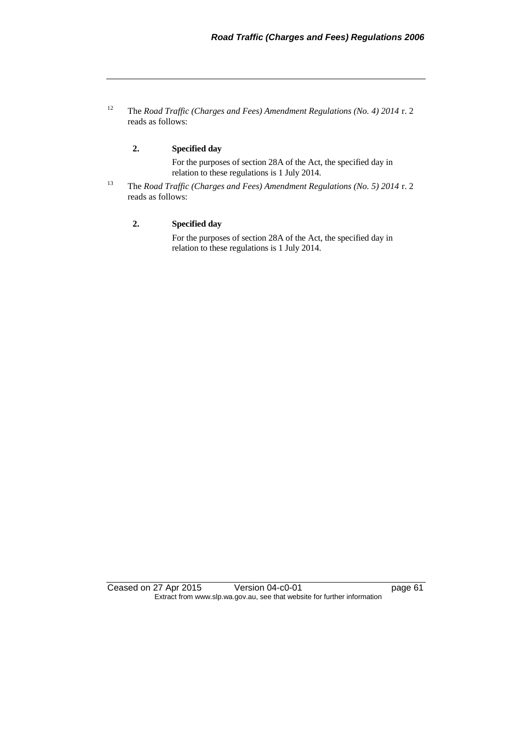[12] The *Road Traffic (Charges and Fees) Amendment Regulations (No. 4) 2014* r. 2 reads as follows:

**2. Specified day**

For the purposes of section 28A of the Act, the specified day in relation to these regulations is 1 July 2014.

[13] The *Road Traffic (Charges and Fees) Amendment Regulations (No. 5) 2014* r. 2 reads as follows:

**2. Specified day**

For the purposes of section 28A of the Act, the specified day in relation to these regulations is 1 July 2014.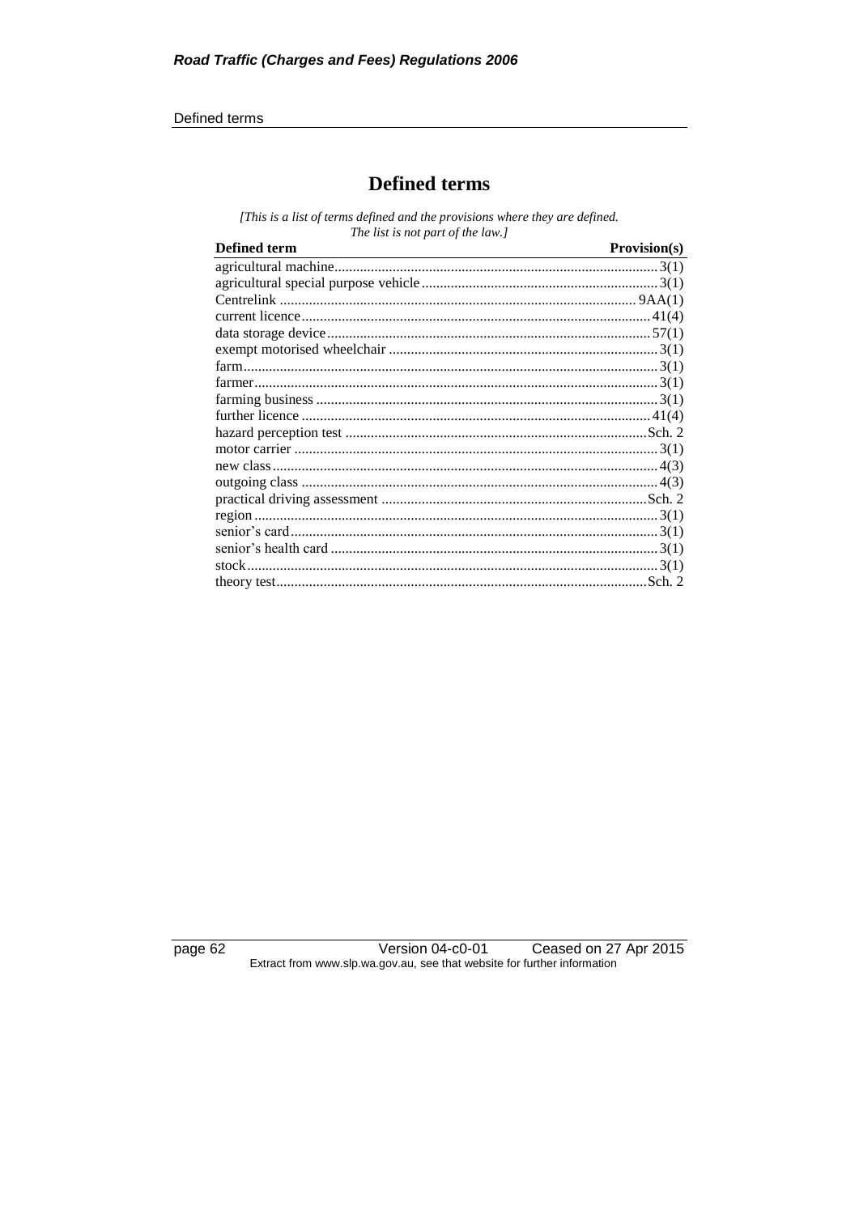# Defined terms

*[This is a list of terms defined and the provisions where they are defined. The list is not part of the law.]*

| Defined term | Provision(s) |
|---|---|
| agricultural machine | 3(1) |
| agricultural special purpose vehicle | 3(1) |
| Centrelink | 9AA(1) |
| current licence | 41(4) |
| data storage device | 57(1) |
| exempt motorised wheelchair | 3(1) |
| farm | 3(1) |
| farmer | 3(1) |
| farming business | 3(1) |
| further licence | 41(4) |
| hazard perception test | Sch. 2 |
| motor carrier | 3(1) |
| new class | 4(3) |
| outgoing class | 4(3) |
| practical driving assessment | Sch. 2 |
| region | 3(1) |
| senior's card | 3(1) |
| senior's health card | 3(1) |
| stock | 3(1) |
| theory test | Sch. 2 |